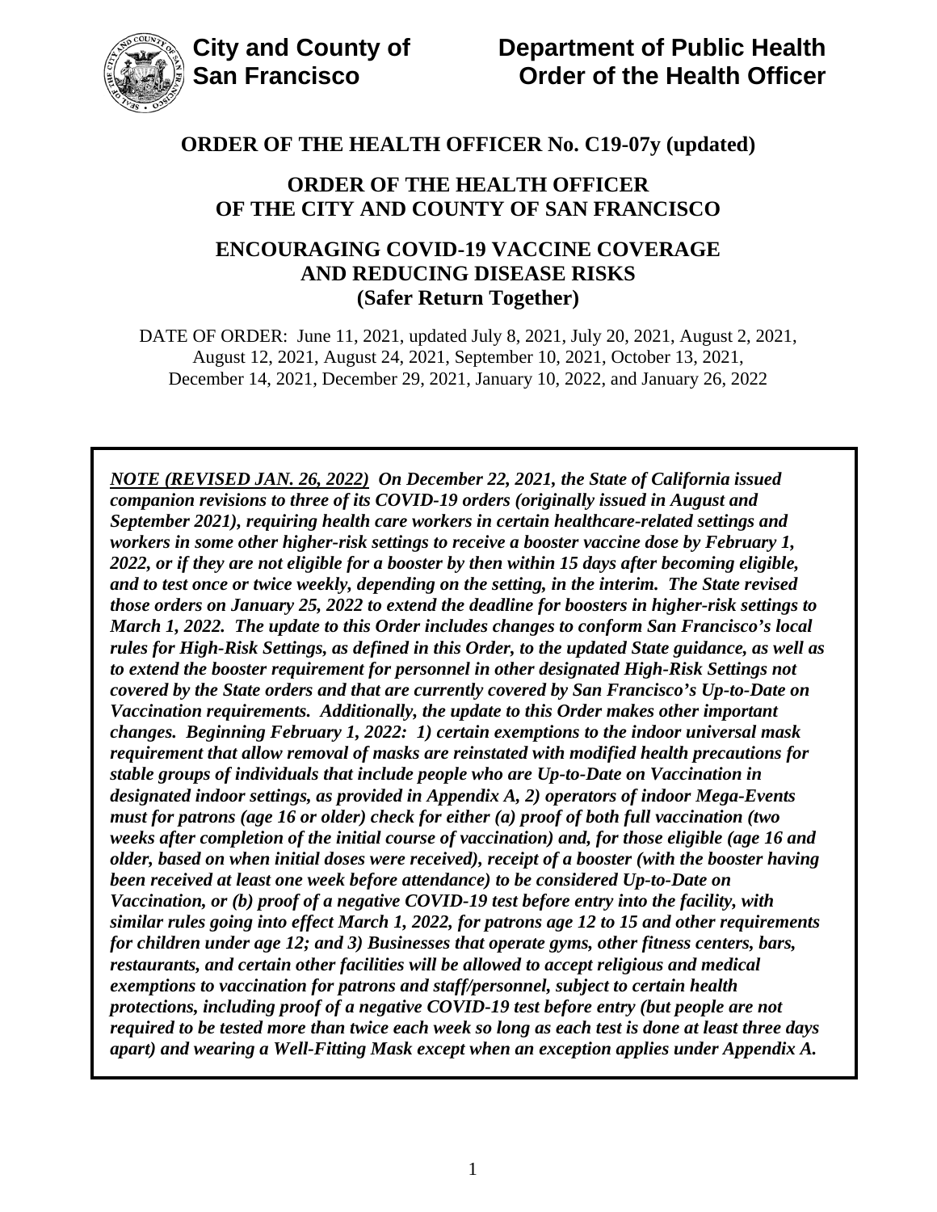**City and County of San Francisco**

**Department of Public Health**
**Order of the Health Officer**

# ORDER OF THE HEALTH OFFICER No. C19-07y (updated)

## ORDER OF THE HEALTH OFFICER OF THE CITY AND COUNTY OF SAN FRANCISCO

## ENCOURAGING COVID-19 VACCINE COVERAGE AND REDUCING DISEASE RISKS (Safer Return Together)

DATE OF ORDER: June 11, 2021, updated July 8, 2021, July 20, 2021, August 2, 2021, August 12, 2021, August 24, 2021, September 10, 2021, October 13, 2021, December 14, 2021, December 29, 2021, January 10, 2022, and January 26, 2022

***NOTE (REVISED JAN. 26, 2022)*** ***On December 22, 2021, the State of California issued companion revisions to three of its COVID-19 orders (originally issued in August and September 2021), requiring health care workers in certain healthcare-related settings and workers in some other higher-risk settings to receive a booster vaccine dose by February 1, 2022, or if they are not eligible for a booster by then within 15 days after becoming eligible, and to test once or twice weekly, depending on the setting, in the interim. The State revised those orders on January 25, 2022 to extend the deadline for boosters in higher-risk settings to March 1, 2022. The update to this Order includes changes to conform San Francisco's local rules for High-Risk Settings, as defined in this Order, to the updated State guidance, as well as to extend the booster requirement for personnel in other designated High-Risk Settings not covered by the State orders and that are currently covered by San Francisco's Up-to-Date on Vaccination requirements. Additionally, the update to this Order makes other important changes. Beginning February 1, 2022: 1) certain exemptions to the indoor universal mask requirement that allow removal of masks are reinstated with modified health precautions for stable groups of individuals that include people who are Up-to-Date on Vaccination in designated indoor settings, as provided in Appendix A, 2) operators of indoor Mega-Events must for patrons (age 16 or older) check for either (a) proof of both full vaccination (two weeks after completion of the initial course of vaccination) and, for those eligible (age 16 and older, based on when initial doses were received), receipt of a booster (with the booster having been received at least one week before attendance) to be considered Up-to-Date on Vaccination, or (b) proof of a negative COVID-19 test before entry into the facility, with similar rules going into effect March 1, 2022, for patrons age 12 to 15 and other requirements for children under age 12; and 3) Businesses that operate gyms, other fitness centers, bars, restaurants, and certain other facilities will be allowed to accept religious and medical exemptions to vaccination for patrons and staff/personnel, subject to certain health protections, including proof of a negative COVID-19 test before entry (but people are not required to be tested more than twice each week so long as each test is done at least three days apart) and wearing a Well-Fitting Mask except when an exception applies under Appendix A.***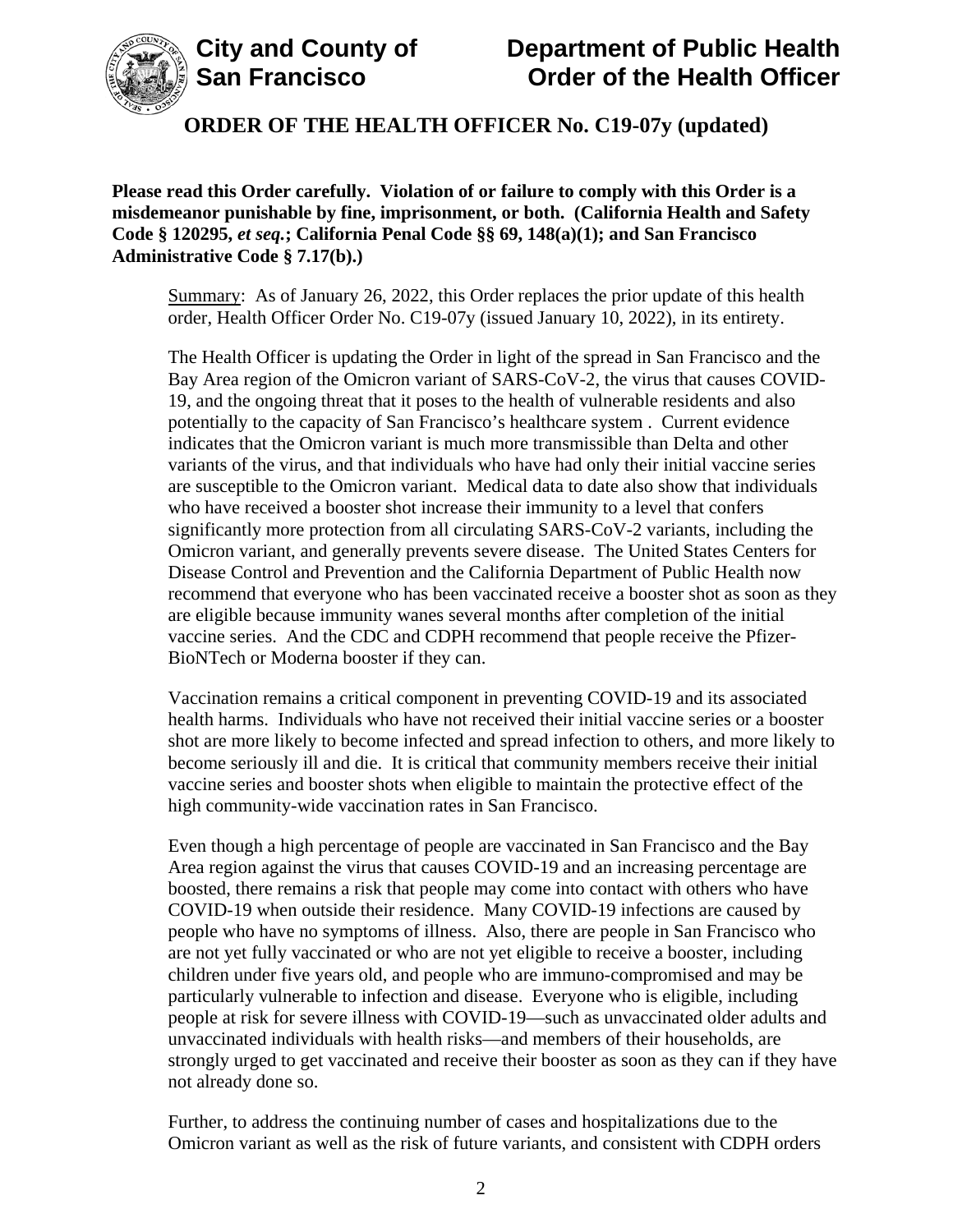**City and County of San Francisco** | **Department of Public Health Order of the Health Officer**

# ORDER OF THE HEALTH OFFICER No. C19-07y (updated)

**Please read this Order carefully. Violation of or failure to comply with this Order is a misdemeanor punishable by fine, imprisonment, or both. (California Health and Safety Code § 120295, *et seq.*; California Penal Code §§ 69, 148(a)(1); and San Francisco Administrative Code § 7.17(b).)**

Summary: As of January 26, 2022, this Order replaces the prior update of this health order, Health Officer Order No. C19-07y (issued January 10, 2022), in its entirety.

The Health Officer is updating the Order in light of the spread in San Francisco and the Bay Area region of the Omicron variant of SARS-CoV-2, the virus that causes COVID-19, and the ongoing threat that it poses to the health of vulnerable residents and also potentially to the capacity of San Francisco's healthcare system . Current evidence indicates that the Omicron variant is much more transmissible than Delta and other variants of the virus, and that individuals who have had only their initial vaccine series are susceptible to the Omicron variant. Medical data to date also show that individuals who have received a booster shot increase their immunity to a level that confers significantly more protection from all circulating SARS-CoV-2 variants, including the Omicron variant, and generally prevents severe disease. The United States Centers for Disease Control and Prevention and the California Department of Public Health now recommend that everyone who has been vaccinated receive a booster shot as soon as they are eligible because immunity wanes several months after completion of the initial vaccine series. And the CDC and CDPH recommend that people receive the Pfizer-BioNTech or Moderna booster if they can.

Vaccination remains a critical component in preventing COVID-19 and its associated health harms. Individuals who have not received their initial vaccine series or a booster shot are more likely to become infected and spread infection to others, and more likely to become seriously ill and die. It is critical that community members receive their initial vaccine series and booster shots when eligible to maintain the protective effect of the high community-wide vaccination rates in San Francisco.

Even though a high percentage of people are vaccinated in San Francisco and the Bay Area region against the virus that causes COVID-19 and an increasing percentage are boosted, there remains a risk that people may come into contact with others who have COVID-19 when outside their residence. Many COVID-19 infections are caused by people who have no symptoms of illness. Also, there are people in San Francisco who are not yet fully vaccinated or who are not yet eligible to receive a booster, including children under five years old, and people who are immuno-compromised and may be particularly vulnerable to infection and disease. Everyone who is eligible, including people at risk for severe illness with COVID-19—such as unvaccinated older adults and unvaccinated individuals with health risks—and members of their households, are strongly urged to get vaccinated and receive their booster as soon as they can if they have not already done so.

Further, to address the continuing number of cases and hospitalizations due to the Omicron variant as well as the risk of future variants, and consistent with CDPH orders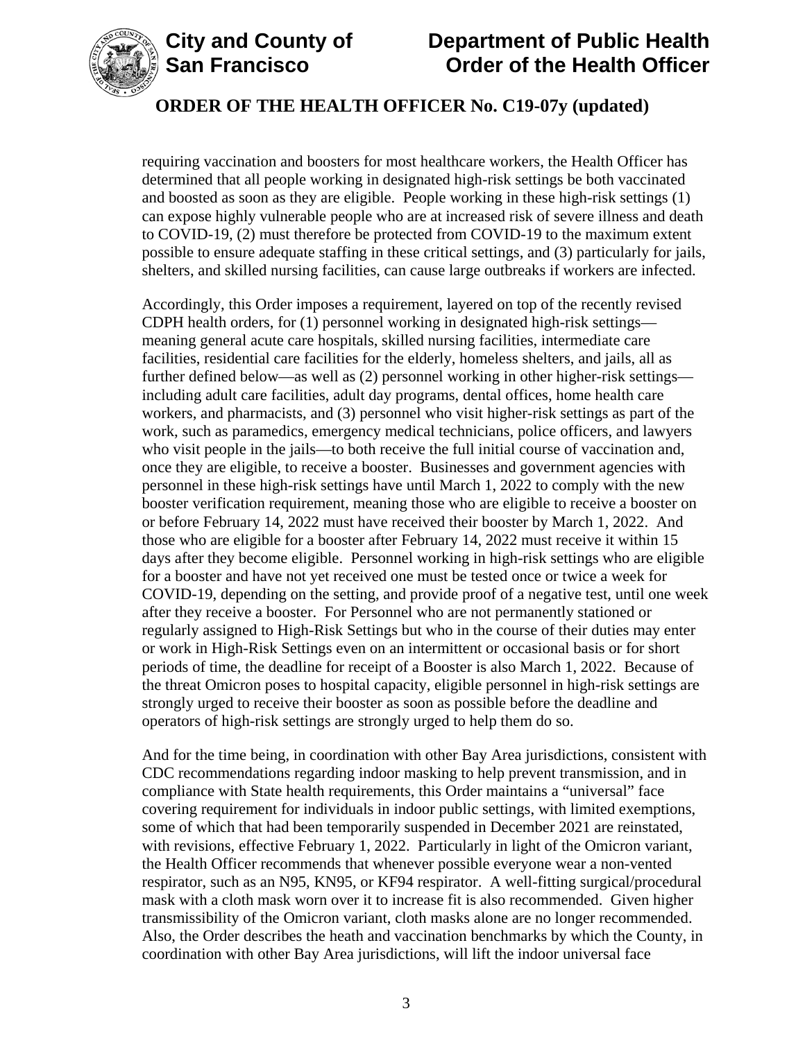requiring vaccination and boosters for most healthcare workers, the Health Officer has determined that all people working in designated high-risk settings be both vaccinated and boosted as soon as they are eligible. People working in these high-risk settings (1) can expose highly vulnerable people who are at increased risk of severe illness and death to COVID-19, (2) must therefore be protected from COVID-19 to the maximum extent possible to ensure adequate staffing in these critical settings, and (3) particularly for jails, shelters, and skilled nursing facilities, can cause large outbreaks if workers are infected.

Accordingly, this Order imposes a requirement, layered on top of the recently revised CDPH health orders, for (1) personnel working in designated high-risk settings—meaning general acute care hospitals, skilled nursing facilities, intermediate care facilities, residential care facilities for the elderly, homeless shelters, and jails, all as further defined below—as well as (2) personnel working in other higher-risk settings—including adult care facilities, adult day programs, dental offices, home health care workers, and pharmacists, and (3) personnel who visit higher-risk settings as part of the work, such as paramedics, emergency medical technicians, police officers, and lawyers who visit people in the jails—to both receive the full initial course of vaccination and, once they are eligible, to receive a booster. Businesses and government agencies with personnel in these high-risk settings have until March 1, 2022 to comply with the new booster verification requirement, meaning those who are eligible to receive a booster on or before February 14, 2022 must have received their booster by March 1, 2022. And those who are eligible for a booster after February 14, 2022 must receive it within 15 days after they become eligible. Personnel working in high-risk settings who are eligible for a booster and have not yet received one must be tested once or twice a week for COVID-19, depending on the setting, and provide proof of a negative test, until one week after they receive a booster. For Personnel who are not permanently stationed or regularly assigned to High-Risk Settings but who in the course of their duties may enter or work in High-Risk Settings even on an intermittent or occasional basis or for short periods of time, the deadline for receipt of a Booster is also March 1, 2022. Because of the threat Omicron poses to hospital capacity, eligible personnel in high-risk settings are strongly urged to receive their booster as soon as possible before the deadline and operators of high-risk settings are strongly urged to help them do so.

And for the time being, in coordination with other Bay Area jurisdictions, consistent with CDC recommendations regarding indoor masking to help prevent transmission, and in compliance with State health requirements, this Order maintains a "universal" face covering requirement for individuals in indoor public settings, with limited exemptions, some of which that had been temporarily suspended in December 2021 are reinstated, with revisions, effective February 1, 2022. Particularly in light of the Omicron variant, the Health Officer recommends that whenever possible everyone wear a non-vented respirator, such as an N95, KN95, or KF94 respirator. A well-fitting surgical/procedural mask with a cloth mask worn over it to increase fit is also recommended. Given higher transmissibility of the Omicron variant, cloth masks alone are no longer recommended. Also, the Order describes the heath and vaccination benchmarks by which the County, in coordination with other Bay Area jurisdictions, will lift the indoor universal face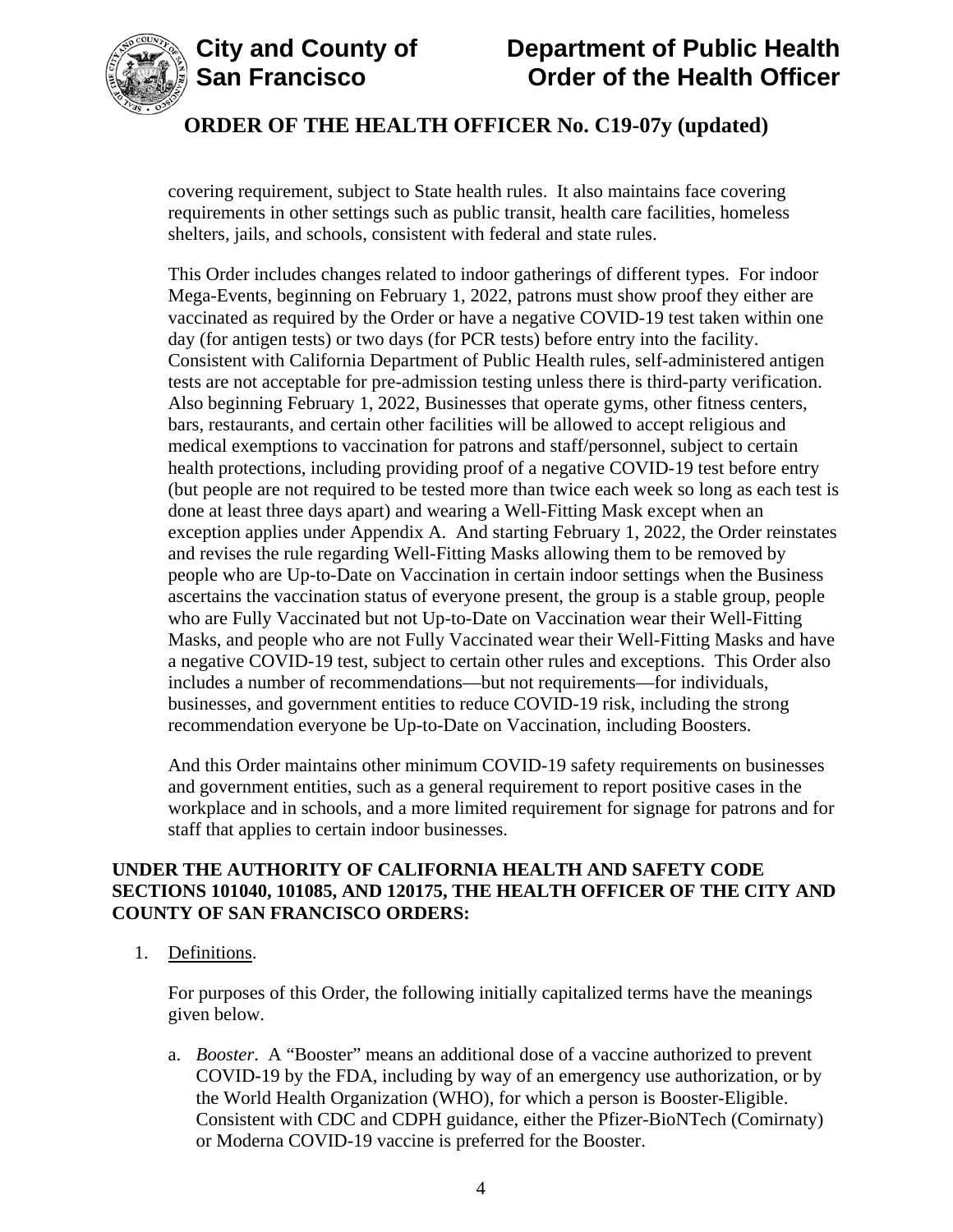covering requirement, subject to State health rules. It also maintains face covering requirements in other settings such as public transit, health care facilities, homeless shelters, jails, and schools, consistent with federal and state rules.

This Order includes changes related to indoor gatherings of different types. For indoor Mega-Events, beginning on February 1, 2022, patrons must show proof they either are vaccinated as required by the Order or have a negative COVID-19 test taken within one day (for antigen tests) or two days (for PCR tests) before entry into the facility. Consistent with California Department of Public Health rules, self-administered antigen tests are not acceptable for pre-admission testing unless there is third-party verification. Also beginning February 1, 2022, Businesses that operate gyms, other fitness centers, bars, restaurants, and certain other facilities will be allowed to accept religious and medical exemptions to vaccination for patrons and staff/personnel, subject to certain health protections, including providing proof of a negative COVID-19 test before entry (but people are not required to be tested more than twice each week so long as each test is done at least three days apart) and wearing a Well-Fitting Mask except when an exception applies under Appendix A. And starting February 1, 2022, the Order reinstates and revises the rule regarding Well-Fitting Masks allowing them to be removed by people who are Up-to-Date on Vaccination in certain indoor settings when the Business ascertains the vaccination status of everyone present, the group is a stable group, people who are Fully Vaccinated but not Up-to-Date on Vaccination wear their Well-Fitting Masks, and people who are not Fully Vaccinated wear their Well-Fitting Masks and have a negative COVID-19 test, subject to certain other rules and exceptions. This Order also includes a number of recommendations—but not requirements—for individuals, businesses, and government entities to reduce COVID-19 risk, including the strong recommendation everyone be Up-to-Date on Vaccination, including Boosters.

And this Order maintains other minimum COVID-19 safety requirements on businesses and government entities, such as a general requirement to report positive cases in the workplace and in schools, and a more limited requirement for signage for patrons and for staff that applies to certain indoor businesses.

**UNDER THE AUTHORITY OF CALIFORNIA HEALTH AND SAFETY CODE SECTIONS 101040, 101085, AND 120175, THE HEALTH OFFICER OF THE CITY AND COUNTY OF SAN FRANCISCO ORDERS:**

1. Definitions.

   For purposes of this Order, the following initially capitalized terms have the meanings given below.

   a. *Booster*. A "Booster" means an additional dose of a vaccine authorized to prevent COVID-19 by the FDA, including by way of an emergency use authorization, or by the World Health Organization (WHO), for which a person is Booster-Eligible. Consistent with CDC and CDPH guidance, either the Pfizer-BioNTech (Comirnaty) or Moderna COVID-19 vaccine is preferred for the Booster.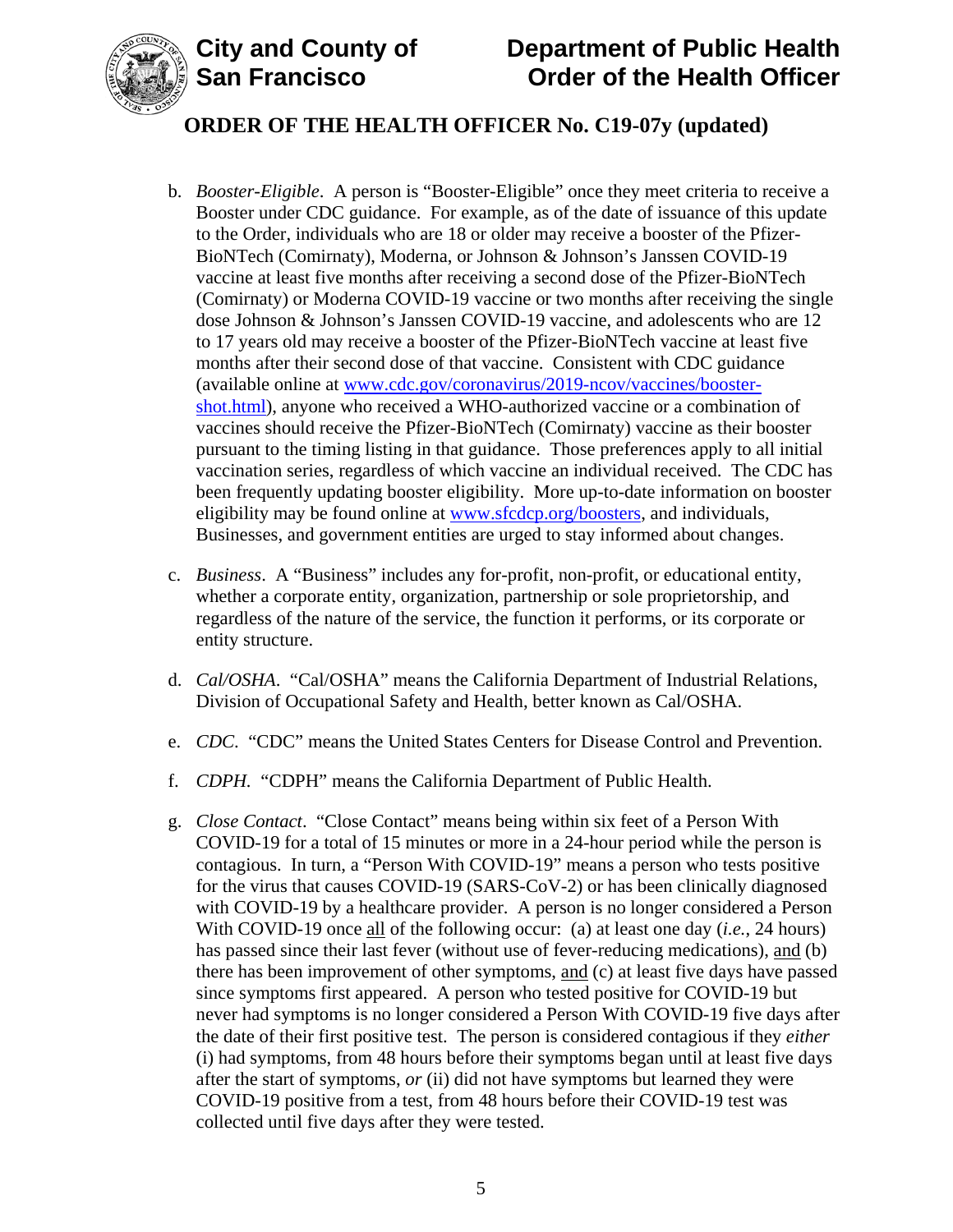b. *Booster-Eligible*. A person is "Booster-Eligible" once they meet criteria to receive a Booster under CDC guidance. For example, as of the date of issuance of this update to the Order, individuals who are 18 or older may receive a booster of the Pfizer-BioNTech (Comirnaty), Moderna, or Johnson & Johnson's Janssen COVID-19 vaccine at least five months after receiving a second dose of the Pfizer-BioNTech (Comirnaty) or Moderna COVID-19 vaccine or two months after receiving the single dose Johnson & Johnson's Janssen COVID-19 vaccine, and adolescents who are 12 to 17 years old may receive a booster of the Pfizer-BioNTech vaccine at least five months after their second dose of that vaccine. Consistent with CDC guidance (available online at [www.cdc.gov/coronavirus/2019-ncov/vaccines/booster-shot.html](www.cdc.gov/coronavirus/2019-ncov/vaccines/booster-shot.html)), anyone who received a WHO-authorized vaccine or a combination of vaccines should receive the Pfizer-BioNTech (Comirnaty) vaccine as their booster pursuant to the timing listing in that guidance. Those preferences apply to all initial vaccination series, regardless of which vaccine an individual received. The CDC has been frequently updating booster eligibility. More up-to-date information on booster eligibility may be found online at [www.sfcdcp.org/boosters](www.sfcdcp.org/boosters), and individuals, Businesses, and government entities are urged to stay informed about changes.

c. *Business*. A "Business" includes any for-profit, non-profit, or educational entity, whether a corporate entity, organization, partnership or sole proprietorship, and regardless of the nature of the service, the function it performs, or its corporate or entity structure.

d. *Cal/OSHA*. "Cal/OSHA" means the California Department of Industrial Relations, Division of Occupational Safety and Health, better known as Cal/OSHA.

e. *CDC*. "CDC" means the United States Centers for Disease Control and Prevention.

f. *CDPH*. "CDPH" means the California Department of Public Health.

g. *Close Contact*. "Close Contact" means being within six feet of a Person With COVID-19 for a total of 15 minutes or more in a 24-hour period while the person is contagious. In turn, a "Person With COVID-19" means a person who tests positive for the virus that causes COVID-19 (SARS-CoV-2) or has been clinically diagnosed with COVID-19 by a healthcare provider. A person is no longer considered a Person With COVID-19 once all of the following occur: (a) at least one day (*i.e.*, 24 hours) has passed since their last fever (without use of fever-reducing medications), and (b) there has been improvement of other symptoms, and (c) at least five days have passed since symptoms first appeared. A person who tested positive for COVID-19 but never had symptoms is no longer considered a Person With COVID-19 five days after the date of their first positive test. The person is considered contagious if they *either* (i) had symptoms, from 48 hours before their symptoms began until at least five days after the start of symptoms, *or* (ii) did not have symptoms but learned they were COVID-19 positive from a test, from 48 hours before their COVID-19 test was collected until five days after they were tested.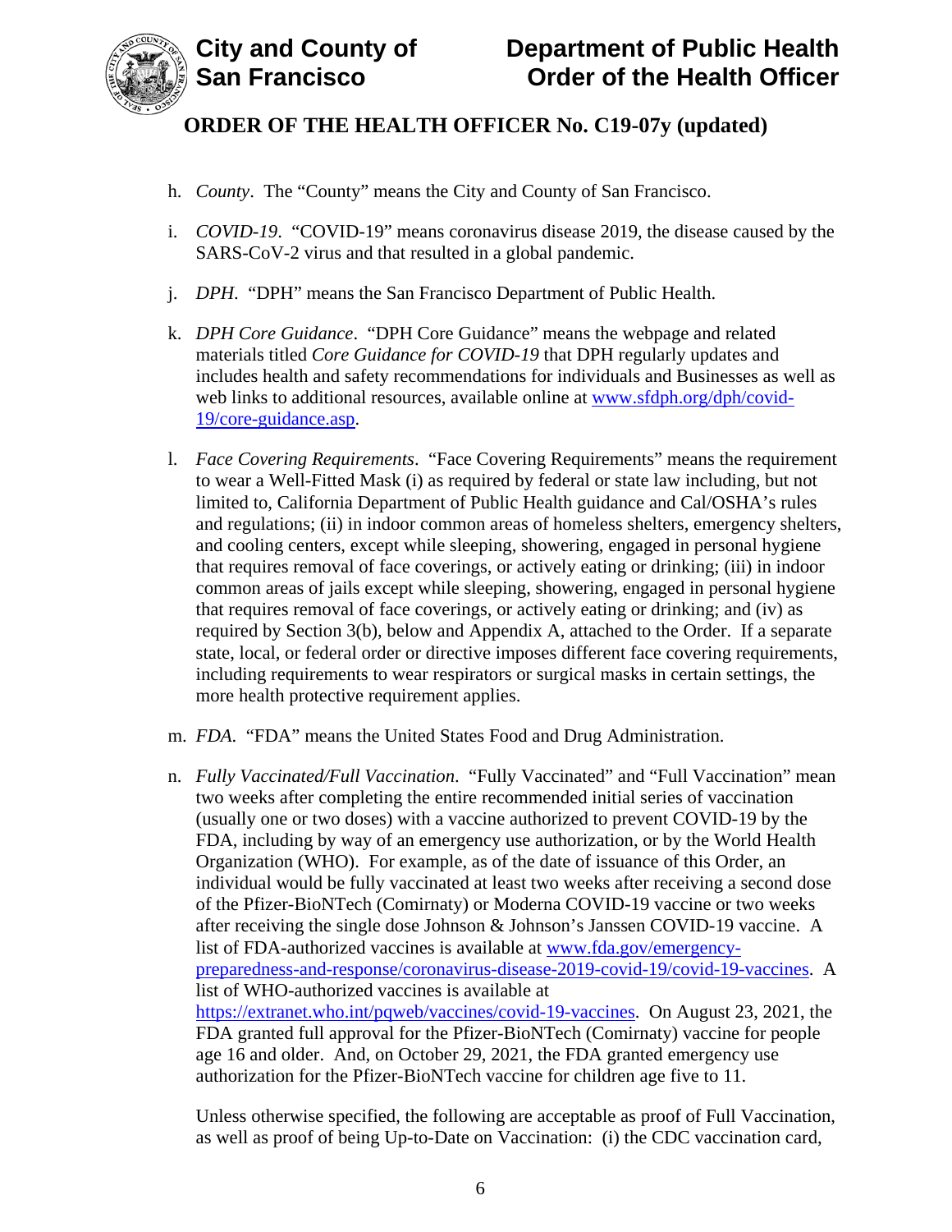h. *County*. The "County" means the City and County of San Francisco.

i. *COVID-19*. "COVID-19" means coronavirus disease 2019, the disease caused by the SARS-CoV-2 virus and that resulted in a global pandemic.

j. *DPH*. "DPH" means the San Francisco Department of Public Health.

k. *DPH Core Guidance*. "DPH Core Guidance" means the webpage and related materials titled *Core Guidance for COVID-19* that DPH regularly updates and includes health and safety recommendations for individuals and Businesses as well as web links to additional resources, available online at [www.sfdph.org/dph/covid-19/core-guidance.asp](www.sfdph.org/dph/covid-19/core-guidance.asp).

l. *Face Covering Requirements*. "Face Covering Requirements" means the requirement to wear a Well-Fitted Mask (i) as required by federal or state law including, but not limited to, California Department of Public Health guidance and Cal/OSHA's rules and regulations; (ii) in indoor common areas of homeless shelters, emergency shelters, and cooling centers, except while sleeping, showering, engaged in personal hygiene that requires removal of face coverings, or actively eating or drinking; (iii) in indoor common areas of jails except while sleeping, showering, engaged in personal hygiene that requires removal of face coverings, or actively eating or drinking; and (iv) as required by Section 3(b), below and Appendix A, attached to the Order. If a separate state, local, or federal order or directive imposes different face covering requirements, including requirements to wear respirators or surgical masks in certain settings, the more health protective requirement applies.

m. *FDA*. "FDA" means the United States Food and Drug Administration.

n. *Fully Vaccinated/Full Vaccination*. "Fully Vaccinated" and "Full Vaccination" mean two weeks after completing the entire recommended initial series of vaccination (usually one or two doses) with a vaccine authorized to prevent COVID-19 by the FDA, including by way of an emergency use authorization, or by the World Health Organization (WHO). For example, as of the date of issuance of this Order, an individual would be fully vaccinated at least two weeks after receiving a second dose of the Pfizer-BioNTech (Comirnaty) or Moderna COVID-19 vaccine or two weeks after receiving the single dose Johnson & Johnson's Janssen COVID-19 vaccine. A list of FDA-authorized vaccines is available at [www.fda.gov/emergency-preparedness-and-response/coronavirus-disease-2019-covid-19/covid-19-vaccines](www.fda.gov/emergency-preparedness-and-response/coronavirus-disease-2019-covid-19/covid-19-vaccines). A list of WHO-authorized vaccines is available at [https://extranet.who.int/pqweb/vaccines/covid-19-vaccines](https://extranet.who.int/pqweb/vaccines/covid-19-vaccines). On August 23, 2021, the FDA granted full approval for the Pfizer-BioNTech (Comirnaty) vaccine for people age 16 and older. And, on October 29, 2021, the FDA granted emergency use authorization for the Pfizer-BioNTech vaccine for children age five to 11.

Unless otherwise specified, the following are acceptable as proof of Full Vaccination, as well as proof of being Up-to-Date on Vaccination: (i) the CDC vaccination card,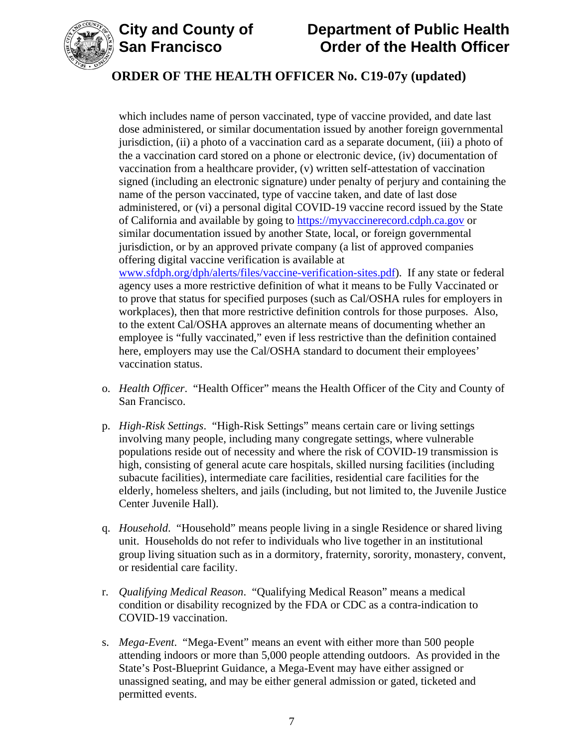which includes name of person vaccinated, type of vaccine provided, and date last dose administered, or similar documentation issued by another foreign governmental jurisdiction, (ii) a photo of a vaccination card as a separate document, (iii) a photo of the a vaccination card stored on a phone or electronic device, (iv) documentation of vaccination from a healthcare provider, (v) written self-attestation of vaccination signed (including an electronic signature) under penalty of perjury and containing the name of the person vaccinated, type of vaccine taken, and date of last dose administered, or (vi) a personal digital COVID-19 vaccine record issued by the State of California and available by going to [https://myvaccinerecord.cdph.ca.gov](https://myvaccinerecord.cdph.ca.gov) or similar documentation issued by another State, local, or foreign governmental jurisdiction, or by an approved private company (a list of approved companies offering digital vaccine verification is available at [www.sfdph.org/dph/alerts/files/vaccine-verification-sites.pdf](www.sfdph.org/dph/alerts/files/vaccine-verification-sites.pdf)). If any state or federal agency uses a more restrictive definition of what it means to be Fully Vaccinated or to prove that status for specified purposes (such as Cal/OSHA rules for employers in workplaces), then that more restrictive definition controls for those purposes. Also, to the extent Cal/OSHA approves an alternate means of documenting whether an employee is "fully vaccinated," even if less restrictive than the definition contained here, employers may use the Cal/OSHA standard to document their employees' vaccination status.

o. *Health Officer*. "Health Officer" means the Health Officer of the City and County of San Francisco.

p. *High-Risk Settings*. "High-Risk Settings" means certain care or living settings involving many people, including many congregate settings, where vulnerable populations reside out of necessity and where the risk of COVID-19 transmission is high, consisting of general acute care hospitals, skilled nursing facilities (including subacute facilities), intermediate care facilities, residential care facilities for the elderly, homeless shelters, and jails (including, but not limited to, the Juvenile Justice Center Juvenile Hall).

q. *Household*. "Household" means people living in a single Residence or shared living unit. Households do not refer to individuals who live together in an institutional group living situation such as in a dormitory, fraternity, sorority, monastery, convent, or residential care facility.

r. *Qualifying Medical Reason*. "Qualifying Medical Reason" means a medical condition or disability recognized by the FDA or CDC as a contra-indication to COVID-19 vaccination.

s. *Mega-Event*. "Mega-Event" means an event with either more than 500 people attending indoors or more than 5,000 people attending outdoors. As provided in the State's Post-Blueprint Guidance, a Mega-Event may have either assigned or unassigned seating, and may be either general admission or gated, ticketed and permitted events.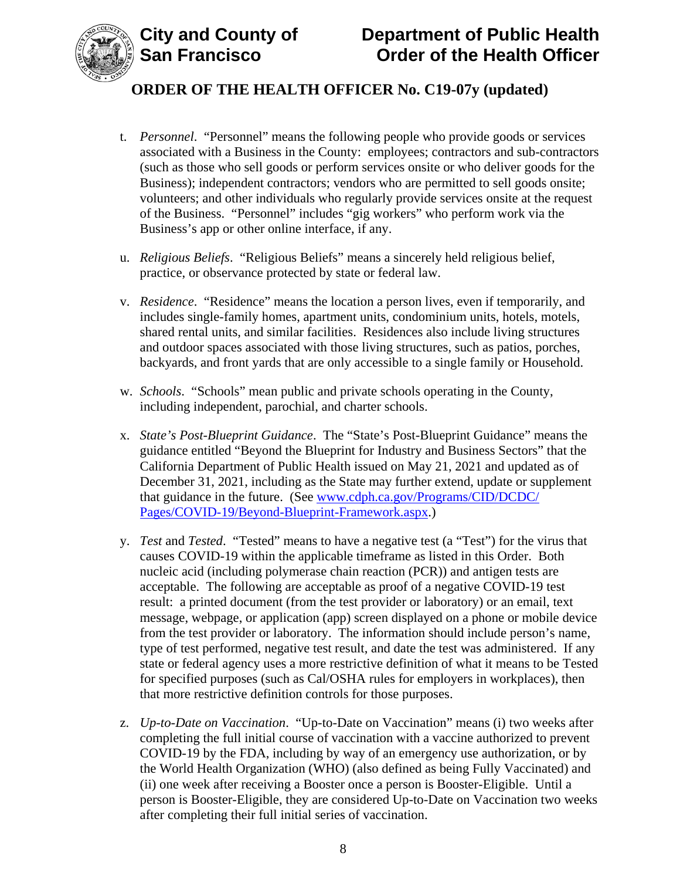t. *Personnel*. "Personnel" means the following people who provide goods or services associated with a Business in the County: employees; contractors and sub-contractors (such as those who sell goods or perform services onsite or who deliver goods for the Business); independent contractors; vendors who are permitted to sell goods onsite; volunteers; and other individuals who regularly provide services onsite at the request of the Business. "Personnel" includes "gig workers" who perform work via the Business's app or other online interface, if any.

u. *Religious Beliefs*. "Religious Beliefs" means a sincerely held religious belief, practice, or observance protected by state or federal law.

v. *Residence*. "Residence" means the location a person lives, even if temporarily, and includes single-family homes, apartment units, condominium units, hotels, motels, shared rental units, and similar facilities. Residences also include living structures and outdoor spaces associated with those living structures, such as patios, porches, backyards, and front yards that are only accessible to a single family or Household.

w. *Schools*. "Schools" mean public and private schools operating in the County, including independent, parochial, and charter schools.

x. *State's Post-Blueprint Guidance*. The "State's Post-Blueprint Guidance" means the guidance entitled "Beyond the Blueprint for Industry and Business Sectors" that the California Department of Public Health issued on May 21, 2021 and updated as of December 31, 2021, including as the State may further extend, update or supplement that guidance in the future. (See [www.cdph.ca.gov/Programs/CID/DCDC/Pages/COVID-19/Beyond-Blueprint-Framework.aspx](www.cdph.ca.gov/Programs/CID/DCDC/Pages/COVID-19/Beyond-Blueprint-Framework.aspx).)

y. *Test* and *Tested*. "Tested" means to have a negative test (a "Test") for the virus that causes COVID-19 within the applicable timeframe as listed in this Order. Both nucleic acid (including polymerase chain reaction (PCR)) and antigen tests are acceptable. The following are acceptable as proof of a negative COVID-19 test result: a printed document (from the test provider or laboratory) or an email, text message, webpage, or application (app) screen displayed on a phone or mobile device from the test provider or laboratory. The information should include person's name, type of test performed, negative test result, and date the test was administered. If any state or federal agency uses a more restrictive definition of what it means to be Tested for specified purposes (such as Cal/OSHA rules for employers in workplaces), then that more restrictive definition controls for those purposes.

z. *Up-to-Date on Vaccination*. "Up-to-Date on Vaccination" means (i) two weeks after completing the full initial course of vaccination with a vaccine authorized to prevent COVID-19 by the FDA, including by way of an emergency use authorization, or by the World Health Organization (WHO) (also defined as being Fully Vaccinated) and (ii) one week after receiving a Booster once a person is Booster-Eligible. Until a person is Booster-Eligible, they are considered Up-to-Date on Vaccination two weeks after completing their full initial series of vaccination.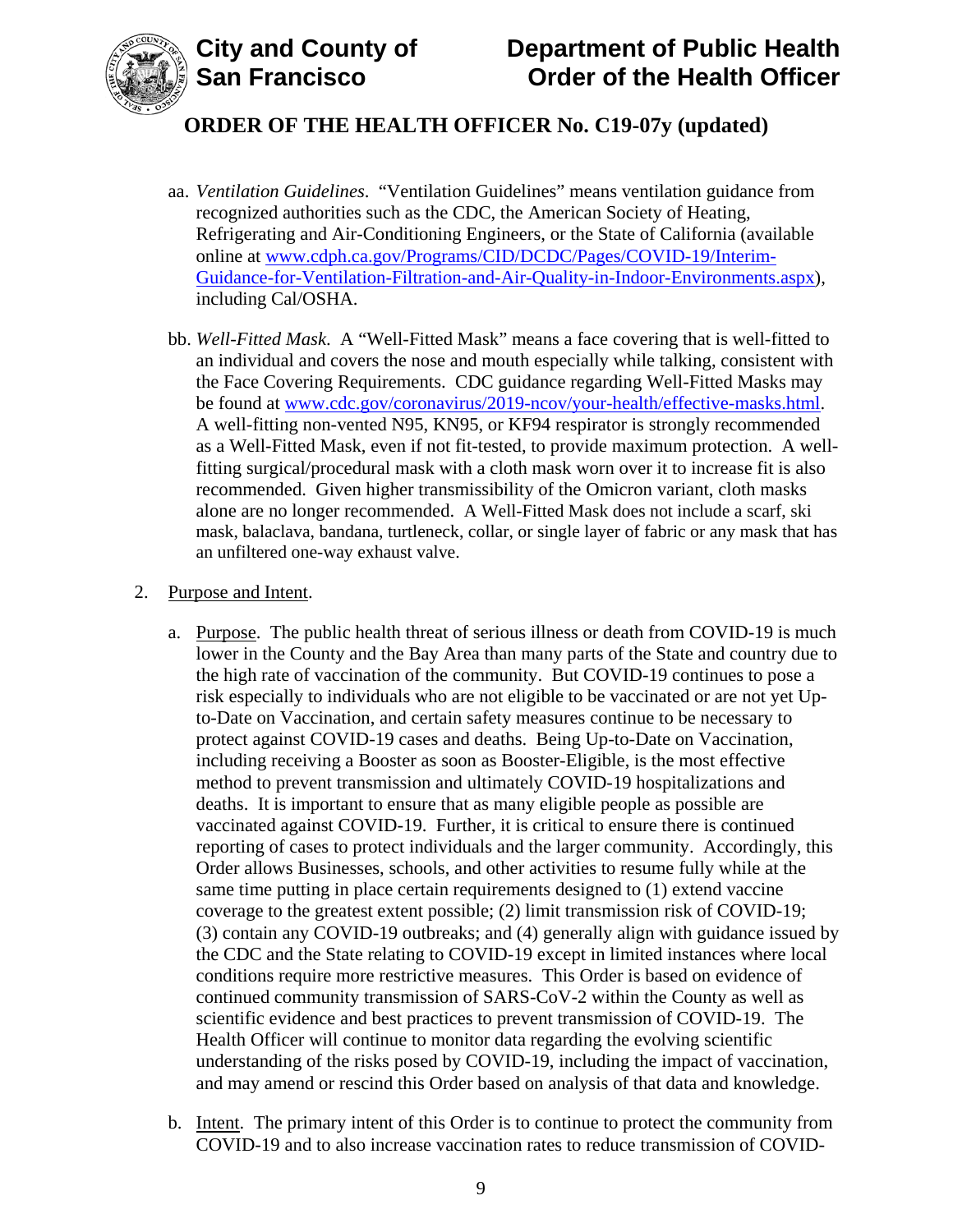aa. *Ventilation Guidelines*. "Ventilation Guidelines" means ventilation guidance from recognized authorities such as the CDC, the American Society of Heating, Refrigerating and Air-Conditioning Engineers, or the State of California (available online at [www.cdph.ca.gov/Programs/CID/DCDC/Pages/COVID-19/Interim-Guidance-for-Ventilation-Filtration-and-Air-Quality-in-Indoor-Environments.aspx](www.cdph.ca.gov/Programs/CID/DCDC/Pages/COVID-19/Interim-Guidance-for-Ventilation-Filtration-and-Air-Quality-in-Indoor-Environments.aspx)), including Cal/OSHA.

bb. *Well-Fitted Mask*. A "Well-Fitted Mask" means a face covering that is well-fitted to an individual and covers the nose and mouth especially while talking, consistent with the Face Covering Requirements. CDC guidance regarding Well-Fitted Masks may be found at [www.cdc.gov/coronavirus/2019-ncov/your-health/effective-masks.html](www.cdc.gov/coronavirus/2019-ncov/your-health/effective-masks.html). A well-fitting non-vented N95, KN95, or KF94 respirator is strongly recommended as a Well-Fitted Mask, even if not fit-tested, to provide maximum protection. A well-fitting surgical/procedural mask with a cloth mask worn over it to increase fit is also recommended. Given higher transmissibility of the Omicron variant, cloth masks alone are no longer recommended. A Well-Fitted Mask does not include a scarf, ski mask, balaclava, bandana, turtleneck, collar, or single layer of fabric or any mask that has an unfiltered one-way exhaust valve.

2. Purpose and Intent.

   a. Purpose. The public health threat of serious illness or death from COVID-19 is much lower in the County and the Bay Area than many parts of the State and country due to the high rate of vaccination of the community. But COVID-19 continues to pose a risk especially to individuals who are not eligible to be vaccinated or are not yet Up-to-Date on Vaccination, and certain safety measures continue to be necessary to protect against COVID-19 cases and deaths. Being Up-to-Date on Vaccination, including receiving a Booster as soon as Booster-Eligible, is the most effective method to prevent transmission and ultimately COVID-19 hospitalizations and deaths. It is important to ensure that as many eligible people as possible are vaccinated against COVID-19. Further, it is critical to ensure there is continued reporting of cases to protect individuals and the larger community. Accordingly, this Order allows Businesses, schools, and other activities to resume fully while at the same time putting in place certain requirements designed to (1) extend vaccine coverage to the greatest extent possible; (2) limit transmission risk of COVID-19; (3) contain any COVID-19 outbreaks; and (4) generally align with guidance issued by the CDC and the State relating to COVID-19 except in limited instances where local conditions require more restrictive measures. This Order is based on evidence of continued community transmission of SARS-CoV-2 within the County as well as scientific evidence and best practices to prevent transmission of COVID-19. The Health Officer will continue to monitor data regarding the evolving scientific understanding of the risks posed by COVID-19, including the impact of vaccination, and may amend or rescind this Order based on analysis of that data and knowledge.

   b. Intent. The primary intent of this Order is to continue to protect the community from COVID-19 and to also increase vaccination rates to reduce transmission of COVID-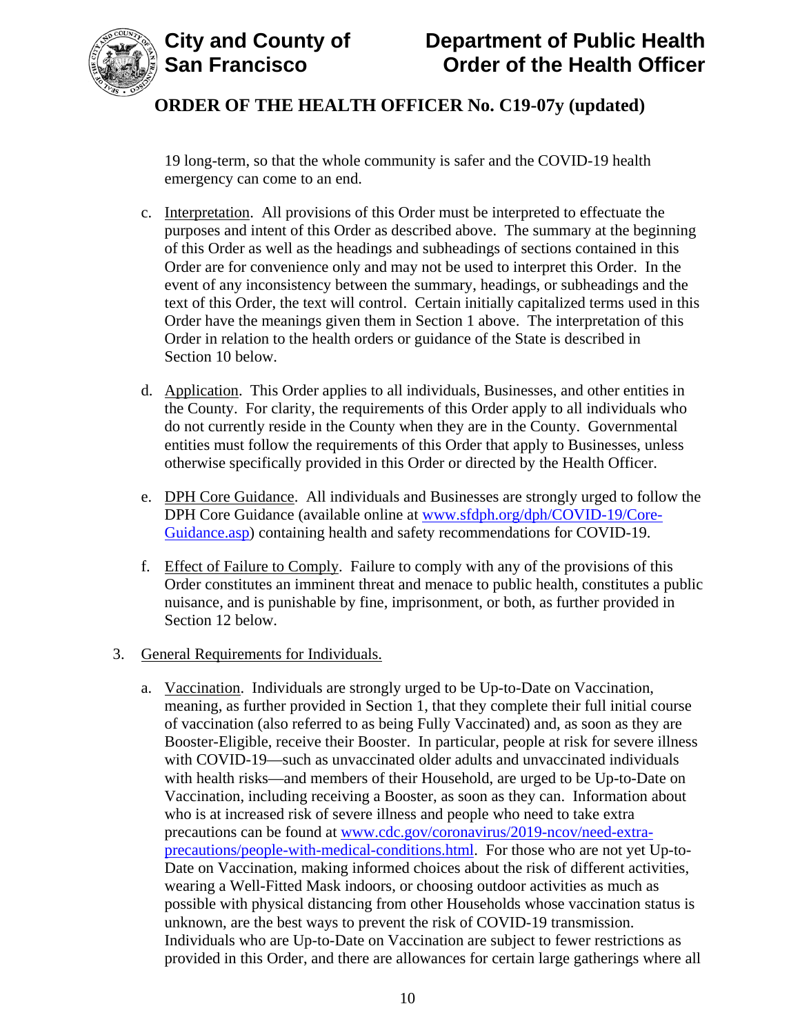19 long-term, so that the whole community is safer and the COVID-19 health emergency can come to an end.

c. Interpretation. All provisions of this Order must be interpreted to effectuate the purposes and intent of this Order as described above. The summary at the beginning of this Order as well as the headings and subheadings of sections contained in this Order are for convenience only and may not be used to interpret this Order. In the event of any inconsistency between the summary, headings, or subheadings and the text of this Order, the text will control. Certain initially capitalized terms used in this Order have the meanings given them in Section 1 above. The interpretation of this Order in relation to the health orders or guidance of the State is described in Section 10 below.

d. Application. This Order applies to all individuals, Businesses, and other entities in the County. For clarity, the requirements of this Order apply to all individuals who do not currently reside in the County when they are in the County. Governmental entities must follow the requirements of this Order that apply to Businesses, unless otherwise specifically provided in this Order or directed by the Health Officer.

e. DPH Core Guidance. All individuals and Businesses are strongly urged to follow the DPH Core Guidance (available online at [www.sfdph.org/dph/COVID-19/Core-Guidance.asp](www.sfdph.org/dph/COVID-19/Core-Guidance.asp)) containing health and safety recommendations for COVID-19.

f. Effect of Failure to Comply. Failure to comply with any of the provisions of this Order constitutes an imminent threat and menace to public health, constitutes a public nuisance, and is punishable by fine, imprisonment, or both, as further provided in Section 12 below.

3. General Requirements for Individuals.

   a. Vaccination. Individuals are strongly urged to be Up-to-Date on Vaccination, meaning, as further provided in Section 1, that they complete their full initial course of vaccination (also referred to as being Fully Vaccinated) and, as soon as they are Booster-Eligible, receive their Booster. In particular, people at risk for severe illness with COVID-19—such as unvaccinated older adults and unvaccinated individuals with health risks—and members of their Household, are urged to be Up-to-Date on Vaccination, including receiving a Booster, as soon as they can. Information about who is at increased risk of severe illness and people who need to take extra precautions can be found at [www.cdc.gov/coronavirus/2019-ncov/need-extra-precautions/people-with-medical-conditions.html](www.cdc.gov/coronavirus/2019-ncov/need-extra-precautions/people-with-medical-conditions.html). For those who are not yet Up-to-Date on Vaccination, making informed choices about the risk of different activities, wearing a Well-Fitted Mask indoors, or choosing outdoor activities as much as possible with physical distancing from other Households whose vaccination status is unknown, are the best ways to prevent the risk of COVID-19 transmission. Individuals who are Up-to-Date on Vaccination are subject to fewer restrictions as provided in this Order, and there are allowances for certain large gatherings where all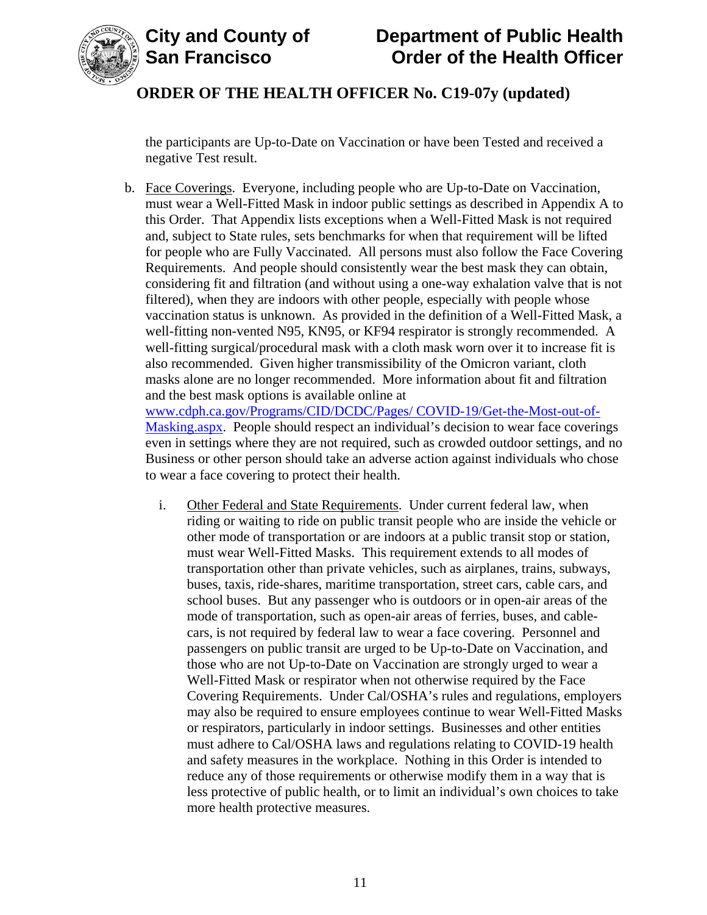the participants are Up-to-Date on Vaccination or have been Tested and received a negative Test result.

b. Face Coverings. Everyone, including people who are Up-to-Date on Vaccination, must wear a Well-Fitted Mask in indoor public settings as described in Appendix A to this Order. That Appendix lists exceptions when a Well-Fitted Mask is not required and, subject to State rules, sets benchmarks for when that requirement will be lifted for people who are Fully Vaccinated. All persons must also follow the Face Covering Requirements. And people should consistently wear the best mask they can obtain, considering fit and filtration (and without using a one-way exhalation valve that is not filtered), when they are indoors with other people, especially with people whose vaccination status is unknown. As provided in the definition of a Well-Fitted Mask, a well-fitting non-vented N95, KN95, or KF94 respirator is strongly recommended. A well-fitting surgical/procedural mask with a cloth mask worn over it to increase fit is also recommended. Given higher transmissibility of the Omicron variant, cloth masks alone are no longer recommended. More information about fit and filtration and the best mask options is available online at [www.cdph.ca.gov/Programs/CID/DCDC/Pages/ COVID-19/Get-the-Most-out-of-Masking.aspx](www.cdph.ca.gov/Programs/CID/DCDC/Pages/COVID-19/Get-the-Most-out-of-Masking.aspx). People should respect an individual's decision to wear face coverings even in settings where they are not required, such as crowded outdoor settings, and no Business or other person should take an adverse action against individuals who chose to wear a face covering to protect their health.

   i. Other Federal and State Requirements. Under current federal law, when riding or waiting to ride on public transit people who are inside the vehicle or other mode of transportation or are indoors at a public transit stop or station, must wear Well-Fitted Masks. This requirement extends to all modes of transportation other than private vehicles, such as airplanes, trains, subways, buses, taxis, ride-shares, maritime transportation, street cars, cable cars, and school buses. But any passenger who is outdoors or in open-air areas of the mode of transportation, such as open-air areas of ferries, buses, and cable-cars, is not required by federal law to wear a face covering. Personnel and passengers on public transit are urged to be Up-to-Date on Vaccination, and those who are not Up-to-Date on Vaccination are strongly urged to wear a Well-Fitted Mask or respirator when not otherwise required by the Face Covering Requirements. Under Cal/OSHA's rules and regulations, employers may also be required to ensure employees continue to wear Well-Fitted Masks or respirators, particularly in indoor settings. Businesses and other entities must adhere to Cal/OSHA laws and regulations relating to COVID-19 health and safety measures in the workplace. Nothing in this Order is intended to reduce any of those requirements or otherwise modify them in a way that is less protective of public health, or to limit an individual's own choices to take more health protective measures.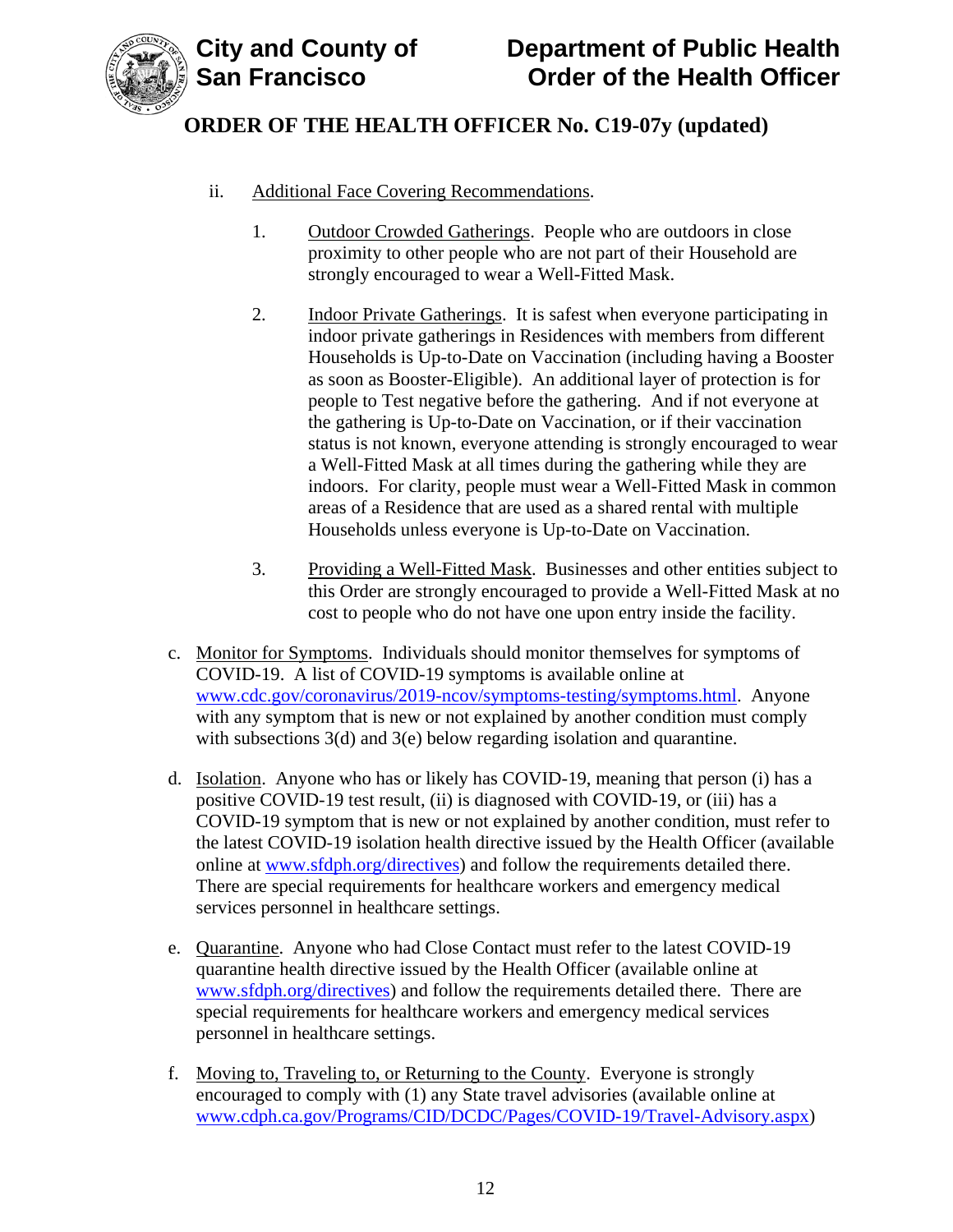ii. Additional Face Covering Recommendations.

1. Outdoor Crowded Gatherings. People who are outdoors in close proximity to other people who are not part of their Household are strongly encouraged to wear a Well-Fitted Mask.

2. Indoor Private Gatherings. It is safest when everyone participating in indoor private gatherings in Residences with members from different Households is Up-to-Date on Vaccination (including having a Booster as soon as Booster-Eligible). An additional layer of protection is for people to Test negative before the gathering. And if not everyone at the gathering is Up-to-Date on Vaccination, or if their vaccination status is not known, everyone attending is strongly encouraged to wear a Well-Fitted Mask at all times during the gathering while they are indoors. For clarity, people must wear a Well-Fitted Mask in common areas of a Residence that are used as a shared rental with multiple Households unless everyone is Up-to-Date on Vaccination.

3. Providing a Well-Fitted Mask. Businesses and other entities subject to this Order are strongly encouraged to provide a Well-Fitted Mask at no cost to people who do not have one upon entry inside the facility.

c. Monitor for Symptoms. Individuals should monitor themselves for symptoms of COVID-19. A list of COVID-19 symptoms is available online at www.cdc.gov/coronavirus/2019-ncov/symptoms-testing/symptoms.html. Anyone with any symptom that is new or not explained by another condition must comply with subsections 3(d) and 3(e) below regarding isolation and quarantine.

d. Isolation. Anyone who has or likely has COVID-19, meaning that person (i) has a positive COVID-19 test result, (ii) is diagnosed with COVID-19, or (iii) has a COVID-19 symptom that is new or not explained by another condition, must refer to the latest COVID-19 isolation health directive issued by the Health Officer (available online at www.sfdph.org/directives) and follow the requirements detailed there. There are special requirements for healthcare workers and emergency medical services personnel in healthcare settings.

e. Quarantine. Anyone who had Close Contact must refer to the latest COVID-19 quarantine health directive issued by the Health Officer (available online at www.sfdph.org/directives) and follow the requirements detailed there. There are special requirements for healthcare workers and emergency medical services personnel in healthcare settings.

f. Moving to, Traveling to, or Returning to the County. Everyone is strongly encouraged to comply with (1) any State travel advisories (available online at www.cdph.ca.gov/Programs/CID/DCDC/Pages/COVID-19/Travel-Advisory.aspx)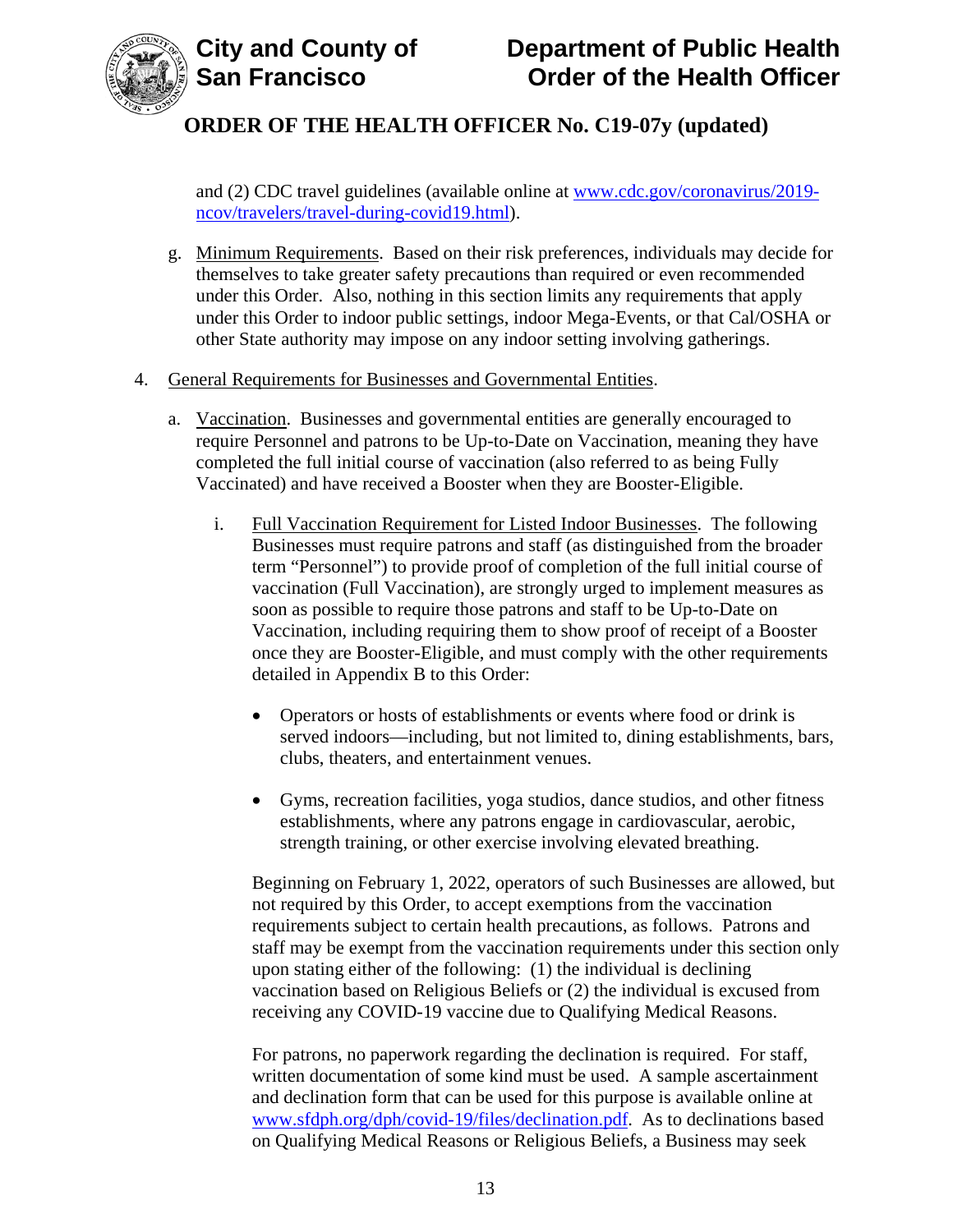and (2) CDC travel guidelines (available online at [www.cdc.gov/coronavirus/2019-ncov/travelers/travel-during-covid19.html](www.cdc.gov/coronavirus/2019-ncov/travelers/travel-during-covid19.html)).

g. Minimum Requirements. Based on their risk preferences, individuals may decide for themselves to take greater safety precautions than required or even recommended under this Order. Also, nothing in this section limits any requirements that apply under this Order to indoor public settings, indoor Mega-Events, or that Cal/OSHA or other State authority may impose on any indoor setting involving gatherings.

4. General Requirements for Businesses and Governmental Entities.

   a. Vaccination. Businesses and governmental entities are generally encouraged to require Personnel and patrons to be Up-to-Date on Vaccination, meaning they have completed the full initial course of vaccination (also referred to as being Fully Vaccinated) and have received a Booster when they are Booster-Eligible.

      i. Full Vaccination Requirement for Listed Indoor Businesses. The following Businesses must require patrons and staff (as distinguished from the broader term "Personnel") to provide proof of completion of the full initial course of vaccination (Full Vaccination), are strongly urged to implement measures as soon as possible to require those patrons and staff to be Up-to-Date on Vaccination, including requiring them to show proof of receipt of a Booster once they are Booster-Eligible, and must comply with the other requirements detailed in Appendix B to this Order:

         - Operators or hosts of establishments or events where food or drink is served indoors—including, but not limited to, dining establishments, bars, clubs, theaters, and entertainment venues.

         - Gyms, recreation facilities, yoga studios, dance studios, and other fitness establishments, where any patrons engage in cardiovascular, aerobic, strength training, or other exercise involving elevated breathing.

         Beginning on February 1, 2022, operators of such Businesses are allowed, but not required by this Order, to accept exemptions from the vaccination requirements subject to certain health precautions, as follows. Patrons and staff may be exempt from the vaccination requirements under this section only upon stating either of the following: (1) the individual is declining vaccination based on Religious Beliefs or (2) the individual is excused from receiving any COVID-19 vaccine due to Qualifying Medical Reasons.

         For patrons, no paperwork regarding the declination is required. For staff, written documentation of some kind must be used. A sample ascertainment and declination form that can be used for this purpose is available online at [www.sfdph.org/dph/covid-19/files/declination.pdf](www.sfdph.org/dph/covid-19/files/declination.pdf). As to declinations based on Qualifying Medical Reasons or Religious Beliefs, a Business may seek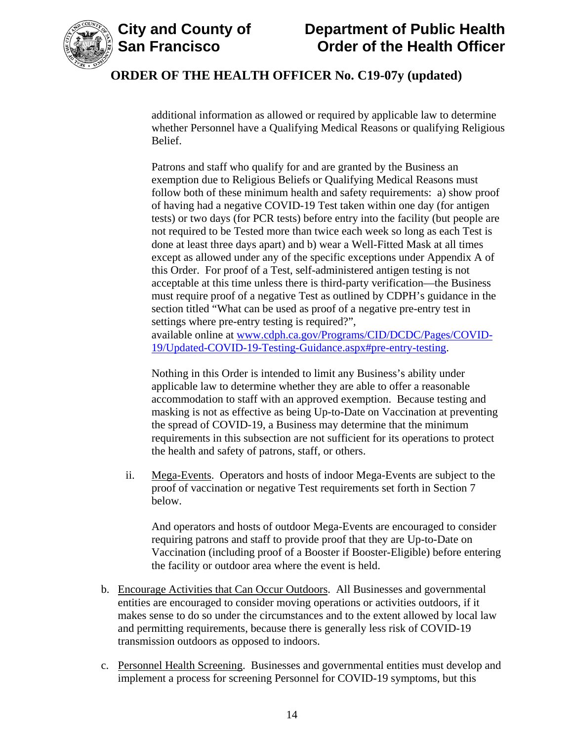additional information as allowed or required by applicable law to determine whether Personnel have a Qualifying Medical Reasons or qualifying Religious Belief.

Patrons and staff who qualify for and are granted by the Business an exemption due to Religious Beliefs or Qualifying Medical Reasons must follow both of these minimum health and safety requirements: a) show proof of having had a negative COVID-19 Test taken within one day (for antigen tests) or two days (for PCR tests) before entry into the facility (but people are not required to be Tested more than twice each week so long as each Test is done at least three days apart) and b) wear a Well-Fitted Mask at all times except as allowed under any of the specific exceptions under Appendix A of this Order. For proof of a Test, self-administered antigen testing is not acceptable at this time unless there is third-party verification—the Business must require proof of a negative Test as outlined by CDPH's guidance in the section titled "What can be used as proof of a negative pre-entry test in settings where pre-entry testing is required?", available online at [www.cdph.ca.gov/Programs/CID/DCDC/Pages/COVID-19/Updated-COVID-19-Testing-Guidance.aspx#pre-entry-testing](www.cdph.ca.gov/Programs/CID/DCDC/Pages/COVID-19/Updated-COVID-19-Testing-Guidance.aspx#pre-entry-testing).

Nothing in this Order is intended to limit any Business's ability under applicable law to determine whether they are able to offer a reasonable accommodation to staff with an approved exemption. Because testing and masking is not as effective as being Up-to-Date on Vaccination at preventing the spread of COVID-19, a Business may determine that the minimum requirements in this subsection are not sufficient for its operations to protect the health and safety of patrons, staff, or others.

ii. Mega-Events. Operators and hosts of indoor Mega-Events are subject to the proof of vaccination or negative Test requirements set forth in Section 7 below.

And operators and hosts of outdoor Mega-Events are encouraged to consider requiring patrons and staff to provide proof that they are Up-to-Date on Vaccination (including proof of a Booster if Booster-Eligible) before entering the facility or outdoor area where the event is held.

b. Encourage Activities that Can Occur Outdoors. All Businesses and governmental entities are encouraged to consider moving operations or activities outdoors, if it makes sense to do so under the circumstances and to the extent allowed by local law and permitting requirements, because there is generally less risk of COVID-19 transmission outdoors as opposed to indoors.

c. Personnel Health Screening. Businesses and governmental entities must develop and implement a process for screening Personnel for COVID-19 symptoms, but this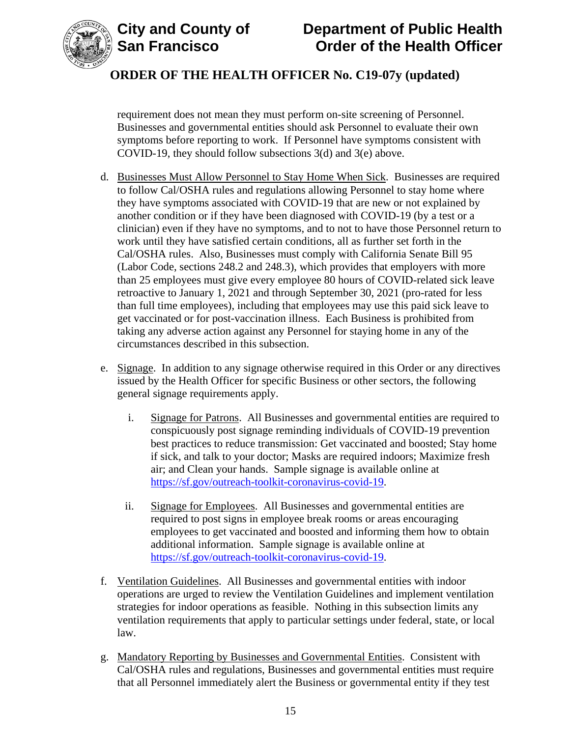requirement does not mean they must perform on-site screening of Personnel. Businesses and governmental entities should ask Personnel to evaluate their own symptoms before reporting to work. If Personnel have symptoms consistent with COVID-19, they should follow subsections 3(d) and 3(e) above.

d. Businesses Must Allow Personnel to Stay Home When Sick. Businesses are required to follow Cal/OSHA rules and regulations allowing Personnel to stay home where they have symptoms associated with COVID-19 that are new or not explained by another condition or if they have been diagnosed with COVID-19 (by a test or a clinician) even if they have no symptoms, and to not to have those Personnel return to work until they have satisfied certain conditions, all as further set forth in the Cal/OSHA rules. Also, Businesses must comply with California Senate Bill 95 (Labor Code, sections 248.2 and 248.3), which provides that employers with more than 25 employees must give every employee 80 hours of COVID-related sick leave retroactive to January 1, 2021 and through September 30, 2021 (pro-rated for less than full time employees), including that employees may use this paid sick leave to get vaccinated or for post-vaccination illness. Each Business is prohibited from taking any adverse action against any Personnel for staying home in any of the circumstances described in this subsection.

e. Signage. In addition to any signage otherwise required in this Order or any directives issued by the Health Officer for specific Business or other sectors, the following general signage requirements apply.

   i. Signage for Patrons. All Businesses and governmental entities are required to conspicuously post signage reminding individuals of COVID-19 prevention best practices to reduce transmission: Get vaccinated and boosted; Stay home if sick, and talk to your doctor; Masks are required indoors; Maximize fresh air; and Clean your hands. Sample signage is available online at https://sf.gov/outreach-toolkit-coronavirus-covid-19.

   ii. Signage for Employees. All Businesses and governmental entities are required to post signs in employee break rooms or areas encouraging employees to get vaccinated and boosted and informing them how to obtain additional information. Sample signage is available online at https://sf.gov/outreach-toolkit-coronavirus-covid-19.

f. Ventilation Guidelines. All Businesses and governmental entities with indoor operations are urged to review the Ventilation Guidelines and implement ventilation strategies for indoor operations as feasible. Nothing in this subsection limits any ventilation requirements that apply to particular settings under federal, state, or local law.

g. Mandatory Reporting by Businesses and Governmental Entities. Consistent with Cal/OSHA rules and regulations, Businesses and governmental entities must require that all Personnel immediately alert the Business or governmental entity if they test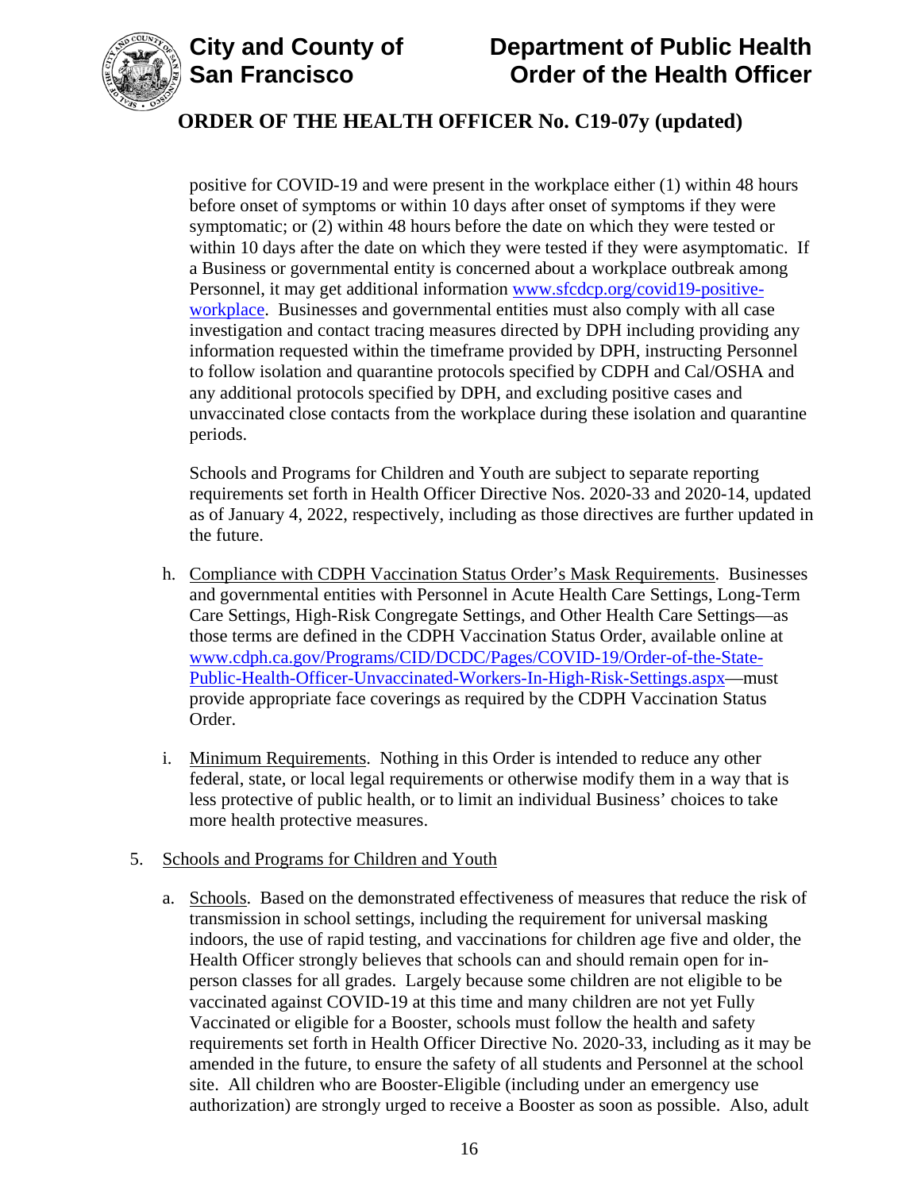positive for COVID-19 and were present in the workplace either (1) within 48 hours before onset of symptoms or within 10 days after onset of symptoms if they were symptomatic; or (2) within 48 hours before the date on which they were tested or within 10 days after the date on which they were tested if they were asymptomatic. If a Business or governmental entity is concerned about a workplace outbreak among Personnel, it may get additional information [www.sfcdcp.org/covid19-positive-workplace](www.sfcdcp.org/covid19-positive-workplace). Businesses and governmental entities must also comply with all case investigation and contact tracing measures directed by DPH including providing any information requested within the timeframe provided by DPH, instructing Personnel to follow isolation and quarantine protocols specified by CDPH and Cal/OSHA and any additional protocols specified by DPH, and excluding positive cases and unvaccinated close contacts from the workplace during these isolation and quarantine periods.

Schools and Programs for Children and Youth are subject to separate reporting requirements set forth in Health Officer Directive Nos. 2020-33 and 2020-14, updated as of January 4, 2022, respectively, including as those directives are further updated in the future.

h. Compliance with CDPH Vaccination Status Order's Mask Requirements. Businesses and governmental entities with Personnel in Acute Health Care Settings, Long-Term Care Settings, High-Risk Congregate Settings, and Other Health Care Settings—as those terms are defined in the CDPH Vaccination Status Order, available online at [www.cdph.ca.gov/Programs/CID/DCDC/Pages/COVID-19/Order-of-the-State-Public-Health-Officer-Unvaccinated-Workers-In-High-Risk-Settings.aspx](www.cdph.ca.gov/Programs/CID/DCDC/Pages/COVID-19/Order-of-the-State-Public-Health-Officer-Unvaccinated-Workers-In-High-Risk-Settings.aspx)—must provide appropriate face coverings as required by the CDPH Vaccination Status Order.

i. Minimum Requirements. Nothing in this Order is intended to reduce any other federal, state, or local legal requirements or otherwise modify them in a way that is less protective of public health, or to limit an individual Business' choices to take more health protective measures.

5. Schools and Programs for Children and Youth

   a. Schools. Based on the demonstrated effectiveness of measures that reduce the risk of transmission in school settings, including the requirement for universal masking indoors, the use of rapid testing, and vaccinations for children age five and older, the Health Officer strongly believes that schools can and should remain open for in-person classes for all grades. Largely because some children are not eligible to be vaccinated against COVID-19 at this time and many children are not yet Fully Vaccinated or eligible for a Booster, schools must follow the health and safety requirements set forth in Health Officer Directive No. 2020-33, including as it may be amended in the future, to ensure the safety of all students and Personnel at the school site. All children who are Booster-Eligible (including under an emergency use authorization) are strongly urged to receive a Booster as soon as possible. Also, adult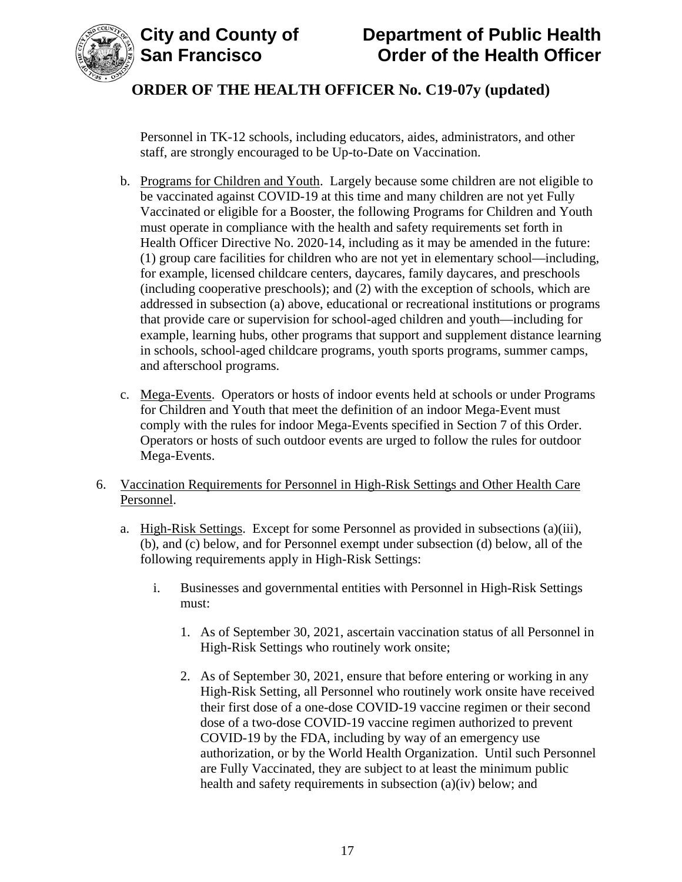Personnel in TK-12 schools, including educators, aides, administrators, and other staff, are strongly encouraged to be Up-to-Date on Vaccination.

b. Programs for Children and Youth. Largely because some children are not eligible to be vaccinated against COVID-19 at this time and many children are not yet Fully Vaccinated or eligible for a Booster, the following Programs for Children and Youth must operate in compliance with the health and safety requirements set forth in Health Officer Directive No. 2020-14, including as it may be amended in the future: (1) group care facilities for children who are not yet in elementary school—including, for example, licensed childcare centers, daycares, family daycares, and preschools (including cooperative preschools); and (2) with the exception of schools, which are addressed in subsection (a) above, educational or recreational institutions or programs that provide care or supervision for school-aged children and youth—including for example, learning hubs, other programs that support and supplement distance learning in schools, school-aged childcare programs, youth sports programs, summer camps, and afterschool programs.

c. Mega-Events. Operators or hosts of indoor events held at schools or under Programs for Children and Youth that meet the definition of an indoor Mega-Event must comply with the rules for indoor Mega-Events specified in Section 7 of this Order. Operators or hosts of such outdoor events are urged to follow the rules for outdoor Mega-Events.

6. Vaccination Requirements for Personnel in High-Risk Settings and Other Health Care Personnel.

   a. High-Risk Settings. Except for some Personnel as provided in subsections (a)(iii), (b), and (c) below, and for Personnel exempt under subsection (d) below, all of the following requirements apply in High-Risk Settings:

      i. Businesses and governmental entities with Personnel in High-Risk Settings must:

         1. As of September 30, 2021, ascertain vaccination status of all Personnel in High-Risk Settings who routinely work onsite;

         2. As of September 30, 2021, ensure that before entering or working in any High-Risk Setting, all Personnel who routinely work onsite have received their first dose of a one-dose COVID-19 vaccine regimen or their second dose of a two-dose COVID-19 vaccine regimen authorized to prevent COVID-19 by the FDA, including by way of an emergency use authorization, or by the World Health Organization. Until such Personnel are Fully Vaccinated, they are subject to at least the minimum public health and safety requirements in subsection (a)(iv) below; and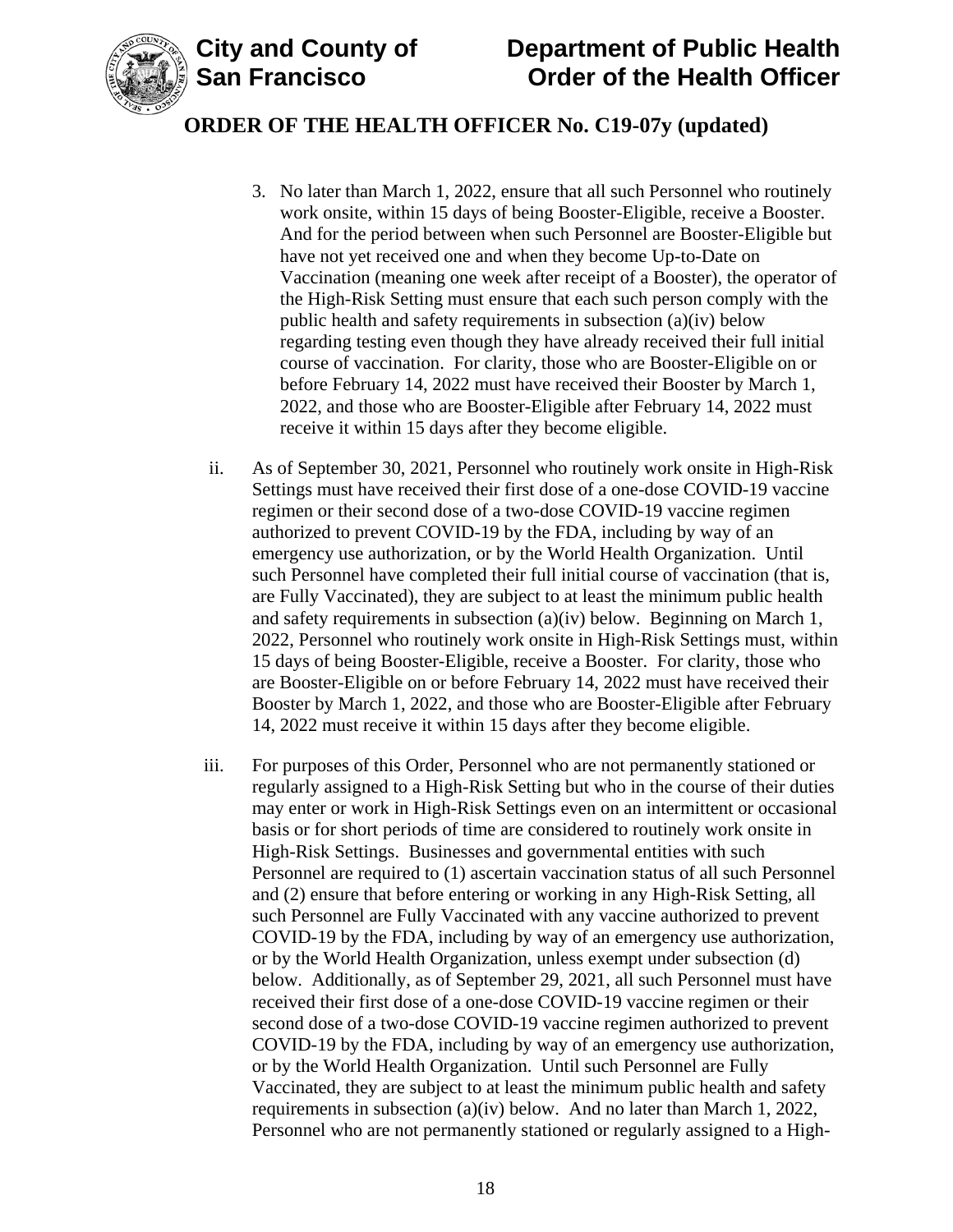3. No later than March 1, 2022, ensure that all such Personnel who routinely work onsite, within 15 days of being Booster-Eligible, receive a Booster. And for the period between when such Personnel are Booster-Eligible but have not yet received one and when they become Up-to-Date on Vaccination (meaning one week after receipt of a Booster), the operator of the High-Risk Setting must ensure that each such person comply with the public health and safety requirements in subsection (a)(iv) below regarding testing even though they have already received their full initial course of vaccination. For clarity, those who are Booster-Eligible on or before February 14, 2022 must have received their Booster by March 1, 2022, and those who are Booster-Eligible after February 14, 2022 must receive it within 15 days after they become eligible.

ii. As of September 30, 2021, Personnel who routinely work onsite in High-Risk Settings must have received their first dose of a one-dose COVID-19 vaccine regimen or their second dose of a two-dose COVID-19 vaccine regimen authorized to prevent COVID-19 by the FDA, including by way of an emergency use authorization, or by the World Health Organization. Until such Personnel have completed their full initial course of vaccination (that is, are Fully Vaccinated), they are subject to at least the minimum public health and safety requirements in subsection (a)(iv) below. Beginning on March 1, 2022, Personnel who routinely work onsite in High-Risk Settings must, within 15 days of being Booster-Eligible, receive a Booster. For clarity, those who are Booster-Eligible on or before February 14, 2022 must have received their Booster by March 1, 2022, and those who are Booster-Eligible after February 14, 2022 must receive it within 15 days after they become eligible.

iii. For purposes of this Order, Personnel who are not permanently stationed or regularly assigned to a High-Risk Setting but who in the course of their duties may enter or work in High-Risk Settings even on an intermittent or occasional basis or for short periods of time are considered to routinely work onsite in High-Risk Settings. Businesses and governmental entities with such Personnel are required to (1) ascertain vaccination status of all such Personnel and (2) ensure that before entering or working in any High-Risk Setting, all such Personnel are Fully Vaccinated with any vaccine authorized to prevent COVID-19 by the FDA, including by way of an emergency use authorization, or by the World Health Organization, unless exempt under subsection (d) below. Additionally, as of September 29, 2021, all such Personnel must have received their first dose of a one-dose COVID-19 vaccine regimen or their second dose of a two-dose COVID-19 vaccine regimen authorized to prevent COVID-19 by the FDA, including by way of an emergency use authorization, or by the World Health Organization. Until such Personnel are Fully Vaccinated, they are subject to at least the minimum public health and safety requirements in subsection (a)(iv) below. And no later than March 1, 2022, Personnel who are not permanently stationed or regularly assigned to a High-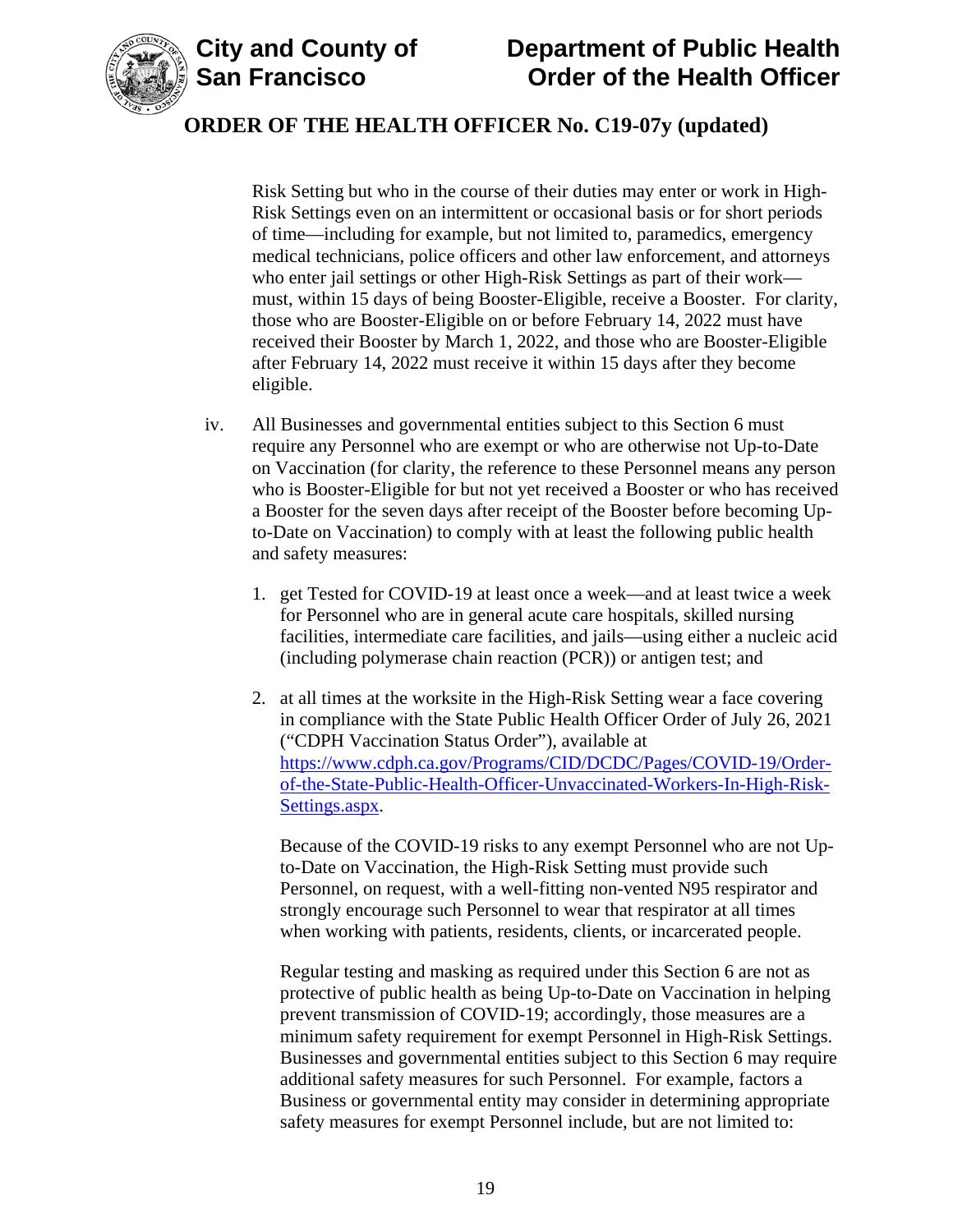Risk Setting but who in the course of their duties may enter or work in High-Risk Settings even on an intermittent or occasional basis or for short periods of time—including for example, but not limited to, paramedics, emergency medical technicians, police officers and other law enforcement, and attorneys who enter jail settings or other High-Risk Settings as part of their work—must, within 15 days of being Booster-Eligible, receive a Booster. For clarity, those who are Booster-Eligible on or before February 14, 2022 must have received their Booster by March 1, 2022, and those who are Booster-Eligible after February 14, 2022 must receive it within 15 days after they become eligible.

iv. All Businesses and governmental entities subject to this Section 6 must require any Personnel who are exempt or who are otherwise not Up-to-Date on Vaccination (for clarity, the reference to these Personnel means any person who is Booster-Eligible for but not yet received a Booster or who has received a Booster for the seven days after receipt of the Booster before becoming Up-to-Date on Vaccination) to comply with at least the following public health and safety measures:

1. get Tested for COVID-19 at least once a week—and at least twice a week for Personnel who are in general acute care hospitals, skilled nursing facilities, intermediate care facilities, and jails—using either a nucleic acid (including polymerase chain reaction (PCR)) or antigen test; and

2. at all times at the worksite in the High-Risk Setting wear a face covering in compliance with the State Public Health Officer Order of July 26, 2021 ("CDPH Vaccination Status Order"), available at [https://www.cdph.ca.gov/Programs/CID/DCDC/Pages/COVID-19/Order-of-the-State-Public-Health-Officer-Unvaccinated-Workers-In-High-Risk-Settings.aspx](https://www.cdph.ca.gov/Programs/CID/DCDC/Pages/COVID-19/Order-of-the-State-Public-Health-Officer-Unvaccinated-Workers-In-High-Risk-Settings.aspx).

   Because of the COVID-19 risks to any exempt Personnel who are not Up-to-Date on Vaccination, the High-Risk Setting must provide such Personnel, on request, with a well-fitting non-vented N95 respirator and strongly encourage such Personnel to wear that respirator at all times when working with patients, residents, clients, or incarcerated people.

   Regular testing and masking as required under this Section 6 are not as protective of public health as being Up-to-Date on Vaccination in helping prevent transmission of COVID-19; accordingly, those measures are a minimum safety requirement for exempt Personnel in High-Risk Settings. Businesses and governmental entities subject to this Section 6 may require additional safety measures for such Personnel. For example, factors a Business or governmental entity may consider in determining appropriate safety measures for exempt Personnel include, but are not limited to: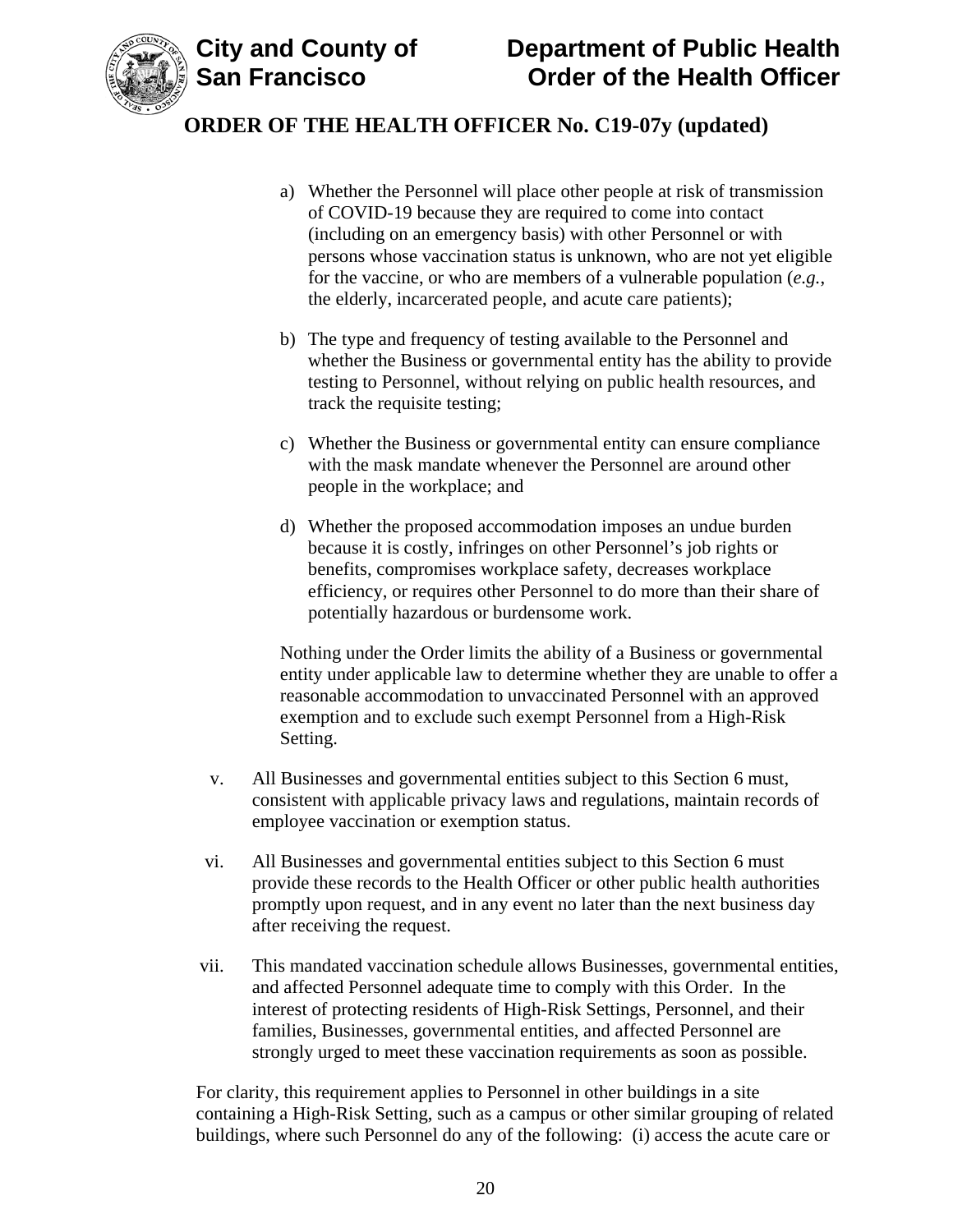a) Whether the Personnel will place other people at risk of transmission of COVID-19 because they are required to come into contact (including on an emergency basis) with other Personnel or with persons whose vaccination status is unknown, who are not yet eligible for the vaccine, or who are members of a vulnerable population (*e.g.*, the elderly, incarcerated people, and acute care patients);

b) The type and frequency of testing available to the Personnel and whether the Business or governmental entity has the ability to provide testing to Personnel, without relying on public health resources, and track the requisite testing;

c) Whether the Business or governmental entity can ensure compliance with the mask mandate whenever the Personnel are around other people in the workplace; and

d) Whether the proposed accommodation imposes an undue burden because it is costly, infringes on other Personnel's job rights or benefits, compromises workplace safety, decreases workplace efficiency, or requires other Personnel to do more than their share of potentially hazardous or burdensome work.

Nothing under the Order limits the ability of a Business or governmental entity under applicable law to determine whether they are unable to offer a reasonable accommodation to unvaccinated Personnel with an approved exemption and to exclude such exempt Personnel from a High-Risk Setting.

v. All Businesses and governmental entities subject to this Section 6 must, consistent with applicable privacy laws and regulations, maintain records of employee vaccination or exemption status.

vi. All Businesses and governmental entities subject to this Section 6 must provide these records to the Health Officer or other public health authorities promptly upon request, and in any event no later than the next business day after receiving the request.

vii. This mandated vaccination schedule allows Businesses, governmental entities, and affected Personnel adequate time to comply with this Order. In the interest of protecting residents of High-Risk Settings, Personnel, and their families, Businesses, governmental entities, and affected Personnel are strongly urged to meet these vaccination requirements as soon as possible.

For clarity, this requirement applies to Personnel in other buildings in a site containing a High-Risk Setting, such as a campus or other similar grouping of related buildings, where such Personnel do any of the following: (i) access the acute care or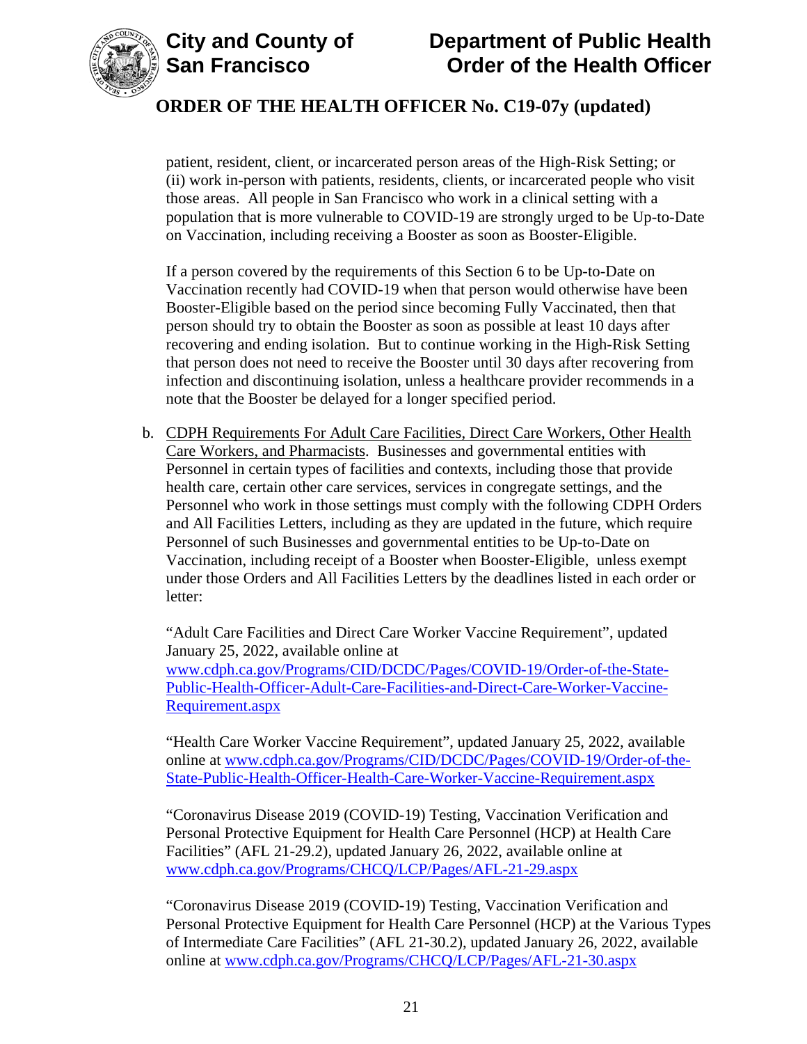patient, resident, client, or incarcerated person areas of the High-Risk Setting; or (ii) work in-person with patients, residents, clients, or incarcerated people who visit those areas. All people in San Francisco who work in a clinical setting with a population that is more vulnerable to COVID-19 are strongly urged to be Up-to-Date on Vaccination, including receiving a Booster as soon as Booster-Eligible.

If a person covered by the requirements of this Section 6 to be Up-to-Date on Vaccination recently had COVID-19 when that person would otherwise have been Booster-Eligible based on the period since becoming Fully Vaccinated, then that person should try to obtain the Booster as soon as possible at least 10 days after recovering and ending isolation. But to continue working in the High-Risk Setting that person does not need to receive the Booster until 30 days after recovering from infection and discontinuing isolation, unless a healthcare provider recommends in a note that the Booster be delayed for a longer specified period.

b. CDPH Requirements For Adult Care Facilities, Direct Care Workers, Other Health Care Workers, and Pharmacists. Businesses and governmental entities with Personnel in certain types of facilities and contexts, including those that provide health care, certain other care services, services in congregate settings, and the Personnel who work in those settings must comply with the following CDPH Orders and All Facilities Letters, including as they are updated in the future, which require Personnel of such Businesses and governmental entities to be Up-to-Date on Vaccination, including receipt of a Booster when Booster-Eligible, unless exempt under those Orders and All Facilities Letters by the deadlines listed in each order or letter:

"Adult Care Facilities and Direct Care Worker Vaccine Requirement", updated January 25, 2022, available online at www.cdph.ca.gov/Programs/CID/DCDC/Pages/COVID-19/Order-of-the-State-Public-Health-Officer-Adult-Care-Facilities-and-Direct-Care-Worker-Vaccine-Requirement.aspx

"Health Care Worker Vaccine Requirement", updated January 25, 2022, available online at www.cdph.ca.gov/Programs/CID/DCDC/Pages/COVID-19/Order-of-the-State-Public-Health-Officer-Health-Care-Worker-Vaccine-Requirement.aspx

"Coronavirus Disease 2019 (COVID-19) Testing, Vaccination Verification and Personal Protective Equipment for Health Care Personnel (HCP) at Health Care Facilities" (AFL 21-29.2), updated January 26, 2022, available online at www.cdph.ca.gov/Programs/CHCQ/LCP/Pages/AFL-21-29.aspx

"Coronavirus Disease 2019 (COVID-19) Testing, Vaccination Verification and Personal Protective Equipment for Health Care Personnel (HCP) at the Various Types of Intermediate Care Facilities" (AFL 21-30.2), updated January 26, 2022, available online at www.cdph.ca.gov/Programs/CHCQ/LCP/Pages/AFL-21-30.aspx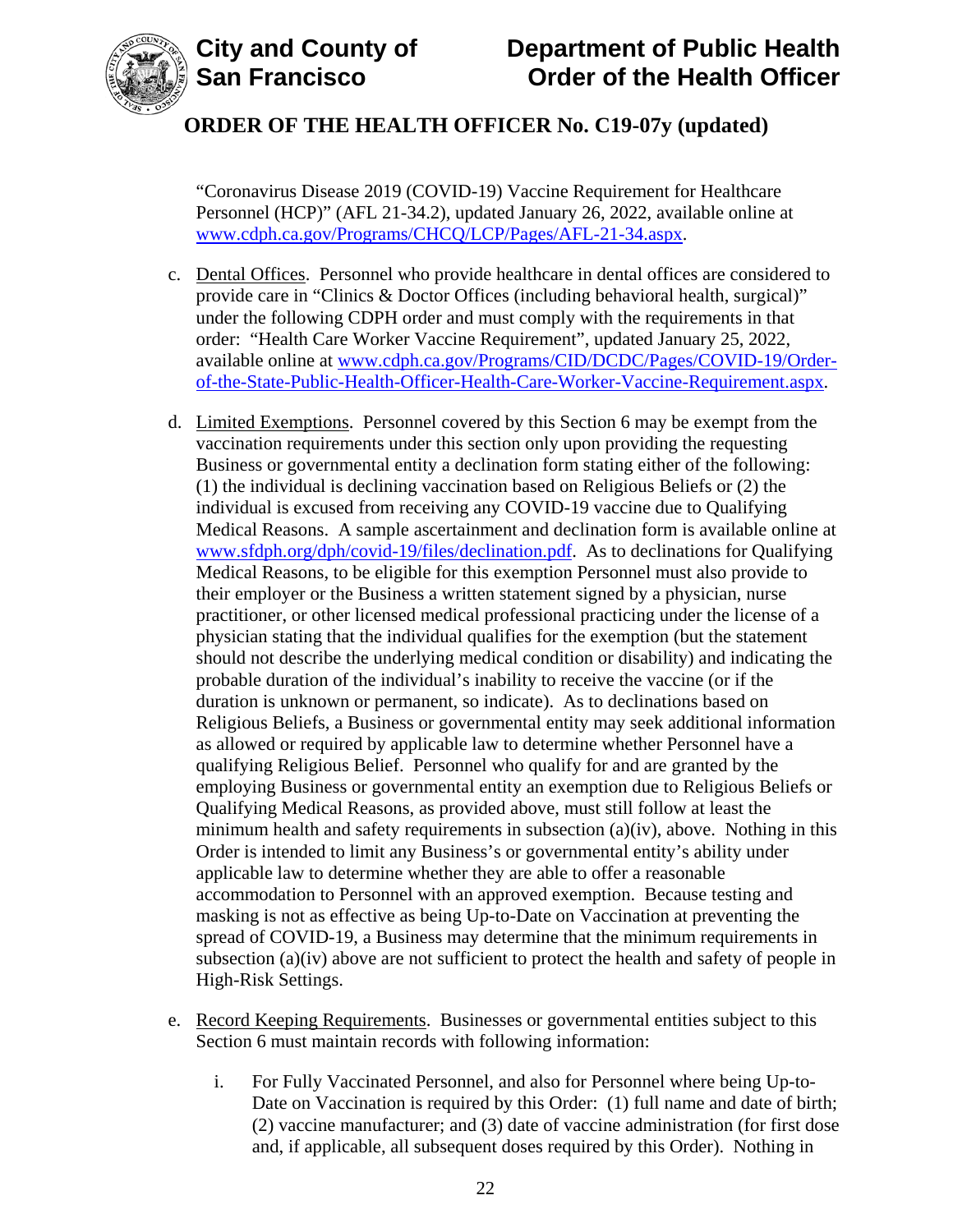"Coronavirus Disease 2019 (COVID-19) Vaccine Requirement for Healthcare Personnel (HCP)" (AFL 21-34.2), updated January 26, 2022, available online at www.cdph.ca.gov/Programs/CHCQ/LCP/Pages/AFL-21-34.aspx.

c. Dental Offices. Personnel who provide healthcare in dental offices are considered to provide care in "Clinics & Doctor Offices (including behavioral health, surgical)" under the following CDPH order and must comply with the requirements in that order: "Health Care Worker Vaccine Requirement", updated January 25, 2022, available online at www.cdph.ca.gov/Programs/CID/DCDC/Pages/COVID-19/Order-of-the-State-Public-Health-Officer-Health-Care-Worker-Vaccine-Requirement.aspx.

d. Limited Exemptions. Personnel covered by this Section 6 may be exempt from the vaccination requirements under this section only upon providing the requesting Business or governmental entity a declination form stating either of the following: (1) the individual is declining vaccination based on Religious Beliefs or (2) the individual is excused from receiving any COVID-19 vaccine due to Qualifying Medical Reasons. A sample ascertainment and declination form is available online at www.sfdph.org/dph/covid-19/files/declination.pdf. As to declinations for Qualifying Medical Reasons, to be eligible for this exemption Personnel must also provide to their employer or the Business a written statement signed by a physician, nurse practitioner, or other licensed medical professional practicing under the license of a physician stating that the individual qualifies for the exemption (but the statement should not describe the underlying medical condition or disability) and indicating the probable duration of the individual's inability to receive the vaccine (or if the duration is unknown or permanent, so indicate). As to declinations based on Religious Beliefs, a Business or governmental entity may seek additional information as allowed or required by applicable law to determine whether Personnel have a qualifying Religious Belief. Personnel who qualify for and are granted by the employing Business or governmental entity an exemption due to Religious Beliefs or Qualifying Medical Reasons, as provided above, must still follow at least the minimum health and safety requirements in subsection (a)(iv), above. Nothing in this Order is intended to limit any Business's or governmental entity's ability under applicable law to determine whether they are able to offer a reasonable accommodation to Personnel with an approved exemption. Because testing and masking is not as effective as being Up-to-Date on Vaccination at preventing the spread of COVID-19, a Business may determine that the minimum requirements in subsection (a)(iv) above are not sufficient to protect the health and safety of people in High-Risk Settings.

e. Record Keeping Requirements. Businesses or governmental entities subject to this Section 6 must maintain records with following information:

   i. For Fully Vaccinated Personnel, and also for Personnel where being Up-to-Date on Vaccination is required by this Order: (1) full name and date of birth; (2) vaccine manufacturer; and (3) date of vaccine administration (for first dose and, if applicable, all subsequent doses required by this Order). Nothing in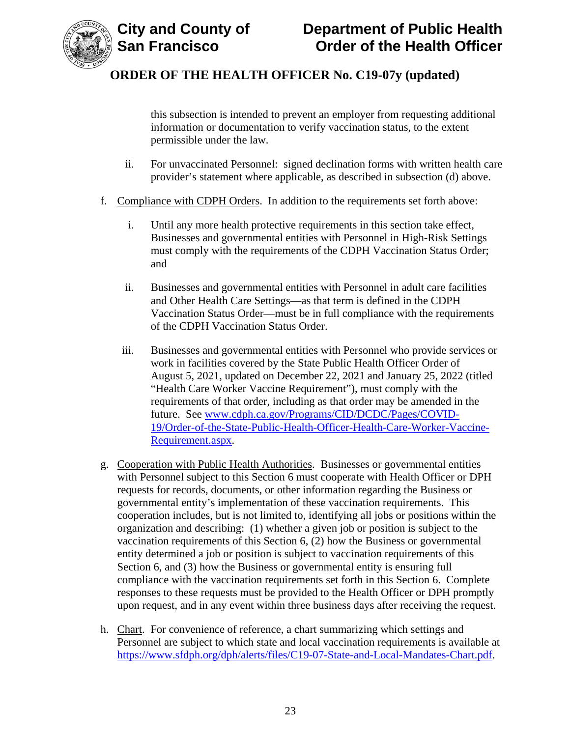this subsection is intended to prevent an employer from requesting additional information or documentation to verify vaccination status, to the extent permissible under the law.

ii. For unvaccinated Personnel: signed declination forms with written health care provider's statement where applicable, as described in subsection (d) above.

f. Compliance with CDPH Orders. In addition to the requirements set forth above:

   i. Until any more health protective requirements in this section take effect, Businesses and governmental entities with Personnel in High-Risk Settings must comply with the requirements of the CDPH Vaccination Status Order; and

   ii. Businesses and governmental entities with Personnel in adult care facilities and Other Health Care Settings—as that term is defined in the CDPH Vaccination Status Order—must be in full compliance with the requirements of the CDPH Vaccination Status Order.

   iii. Businesses and governmental entities with Personnel who provide services or work in facilities covered by the State Public Health Officer Order of August 5, 2021, updated on December 22, 2021 and January 25, 2022 (titled "Health Care Worker Vaccine Requirement"), must comply with the requirements of that order, including as that order may be amended in the future. See [www.cdph.ca.gov/Programs/CID/DCDC/Pages/COVID-19/Order-of-the-State-Public-Health-Officer-Health-Care-Worker-Vaccine-Requirement.aspx](www.cdph.ca.gov/Programs/CID/DCDC/Pages/COVID-19/Order-of-the-State-Public-Health-Officer-Health-Care-Worker-Vaccine-Requirement.aspx).

g. Cooperation with Public Health Authorities. Businesses or governmental entities with Personnel subject to this Section 6 must cooperate with Health Officer or DPH requests for records, documents, or other information regarding the Business or governmental entity's implementation of these vaccination requirements. This cooperation includes, but is not limited to, identifying all jobs or positions within the organization and describing: (1) whether a given job or position is subject to the vaccination requirements of this Section 6, (2) how the Business or governmental entity determined a job or position is subject to vaccination requirements of this Section 6, and (3) how the Business or governmental entity is ensuring full compliance with the vaccination requirements set forth in this Section 6. Complete responses to these requests must be provided to the Health Officer or DPH promptly upon request, and in any event within three business days after receiving the request.

h. Chart. For convenience of reference, a chart summarizing which settings and Personnel are subject to which state and local vaccination requirements is available at [https://www.sfdph.org/dph/alerts/files/C19-07-State-and-Local-Mandates-Chart.pdf](https://www.sfdph.org/dph/alerts/files/C19-07-State-and-Local-Mandates-Chart.pdf).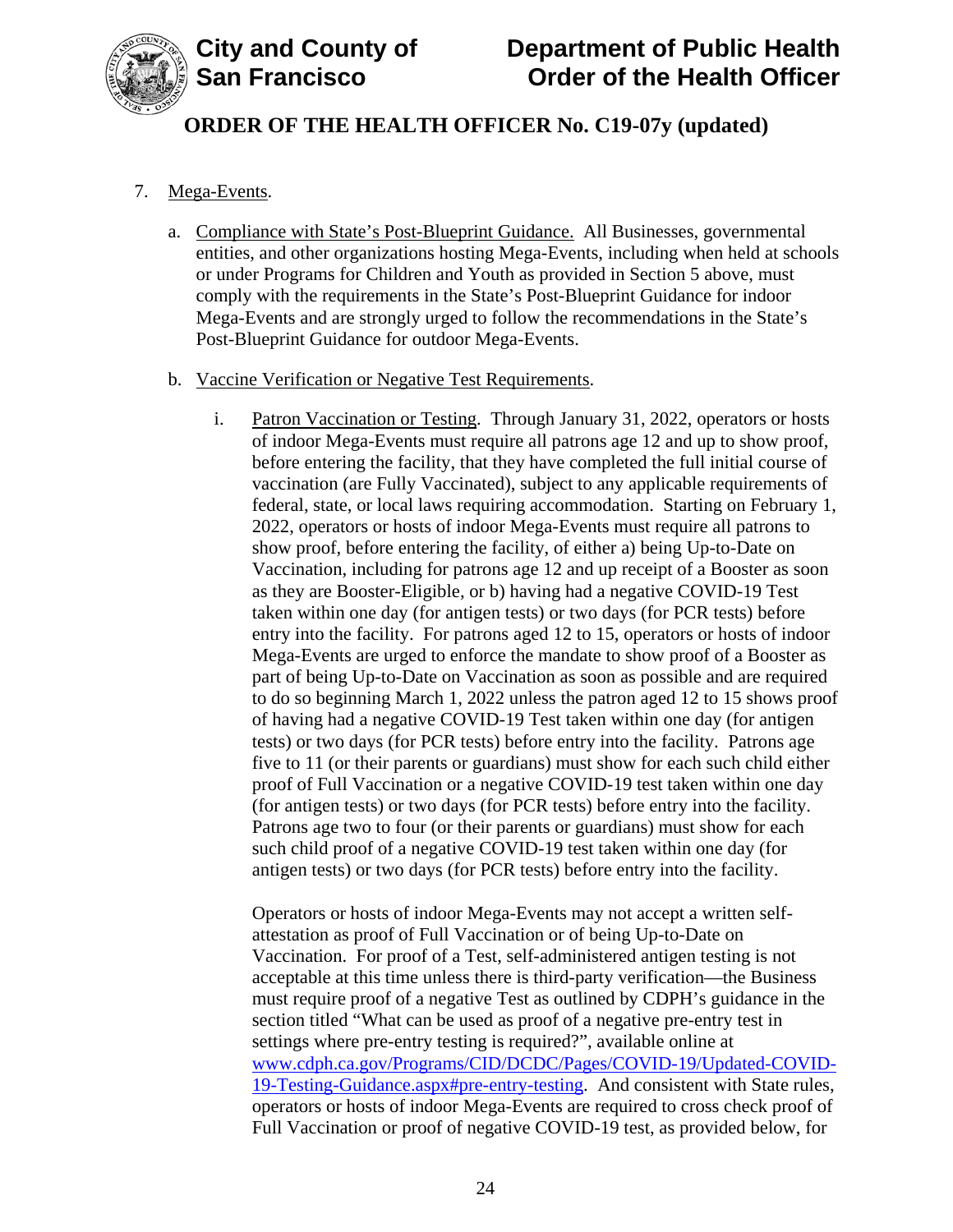7. Mega-Events.

   a. Compliance with State's Post-Blueprint Guidance. All Businesses, governmental entities, and other organizations hosting Mega-Events, including when held at schools or under Programs for Children and Youth as provided in Section 5 above, must comply with the requirements in the State's Post-Blueprint Guidance for indoor Mega-Events and are strongly urged to follow the recommendations in the State's Post-Blueprint Guidance for outdoor Mega-Events.

   b. Vaccine Verification or Negative Test Requirements.

      i. Patron Vaccination or Testing. Through January 31, 2022, operators or hosts of indoor Mega-Events must require all patrons age 12 and up to show proof, before entering the facility, that they have completed the full initial course of vaccination (are Fully Vaccinated), subject to any applicable requirements of federal, state, or local laws requiring accommodation. Starting on February 1, 2022, operators or hosts of indoor Mega-Events must require all patrons to show proof, before entering the facility, of either a) being Up-to-Date on Vaccination, including for patrons age 12 and up receipt of a Booster as soon as they are Booster-Eligible, or b) having had a negative COVID-19 Test taken within one day (for antigen tests) or two days (for PCR tests) before entry into the facility. For patrons aged 12 to 15, operators or hosts of indoor Mega-Events are urged to enforce the mandate to show proof of a Booster as part of being Up-to-Date on Vaccination as soon as possible and are required to do so beginning March 1, 2022 unless the patron aged 12 to 15 shows proof of having had a negative COVID-19 Test taken within one day (for antigen tests) or two days (for PCR tests) before entry into the facility. Patrons age five to 11 (or their parents or guardians) must show for each such child either proof of Full Vaccination or a negative COVID-19 test taken within one day (for antigen tests) or two days (for PCR tests) before entry into the facility. Patrons age two to four (or their parents or guardians) must show for each such child proof of a negative COVID-19 test taken within one day (for antigen tests) or two days (for PCR tests) before entry into the facility.

         Operators or hosts of indoor Mega-Events may not accept a written self-attestation as proof of Full Vaccination or of being Up-to-Date on Vaccination. For proof of a Test, self-administered antigen testing is not acceptable at this time unless there is third-party verification—the Business must require proof of a negative Test as outlined by CDPH's guidance in the section titled "What can be used as proof of a negative pre-entry test in settings where pre-entry testing is required?", available online at [www.cdph.ca.gov/Programs/CID/DCDC/Pages/COVID-19/Updated-COVID-19-Testing-Guidance.aspx#pre-entry-testing](www.cdph.ca.gov/Programs/CID/DCDC/Pages/COVID-19/Updated-COVID-19-Testing-Guidance.aspx#pre-entry-testing). And consistent with State rules, operators or hosts of indoor Mega-Events are required to cross check proof of Full Vaccination or proof of negative COVID-19 test, as provided below, for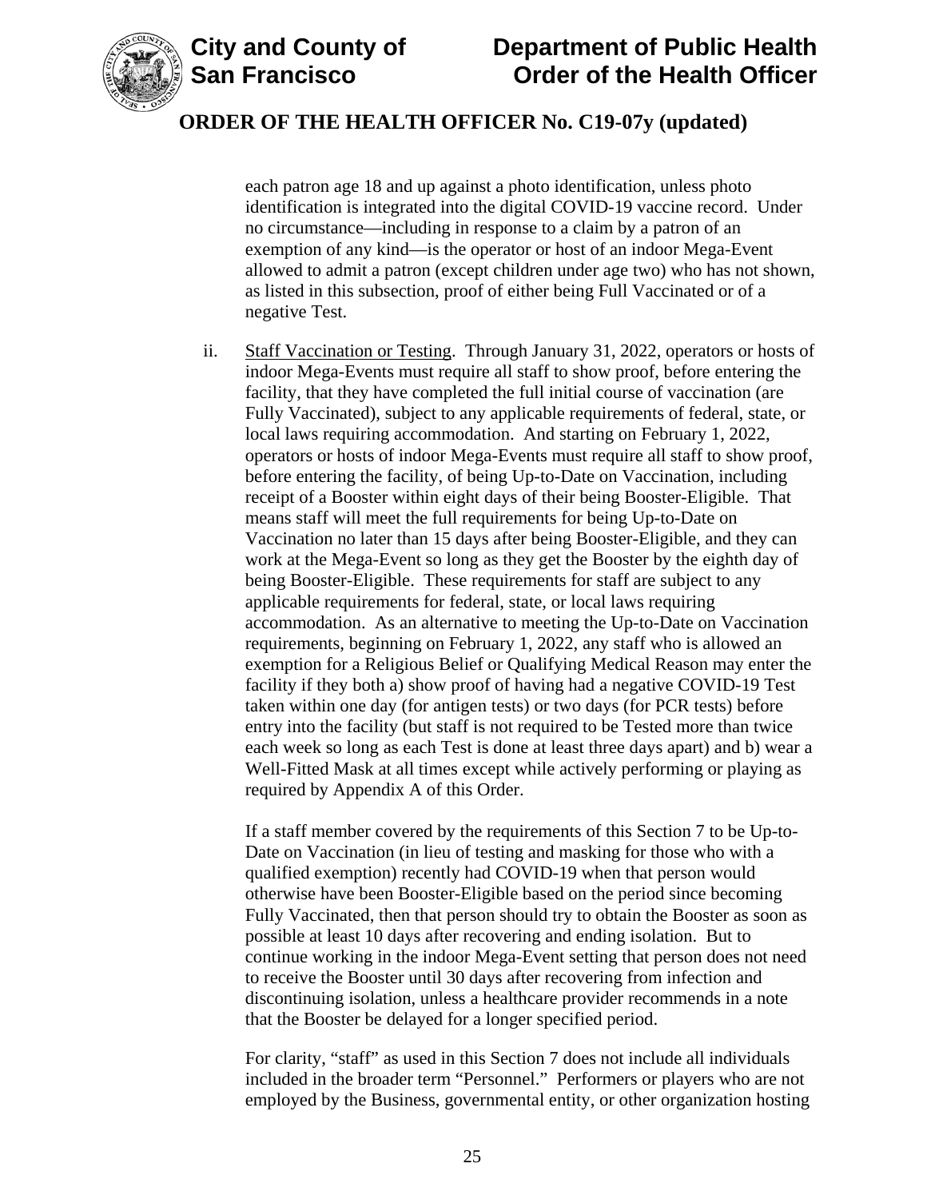each patron age 18 and up against a photo identification, unless photo identification is integrated into the digital COVID-19 vaccine record. Under no circumstance—including in response to a claim by a patron of an exemption of any kind—is the operator or host of an indoor Mega-Event allowed to admit a patron (except children under age two) who has not shown, as listed in this subsection, proof of either being Full Vaccinated or of a negative Test.

ii. Staff Vaccination or Testing. Through January 31, 2022, operators or hosts of indoor Mega-Events must require all staff to show proof, before entering the facility, that they have completed the full initial course of vaccination (are Fully Vaccinated), subject to any applicable requirements of federal, state, or local laws requiring accommodation. And starting on February 1, 2022, operators or hosts of indoor Mega-Events must require all staff to show proof, before entering the facility, of being Up-to-Date on Vaccination, including receipt of a Booster within eight days of their being Booster-Eligible. That means staff will meet the full requirements for being Up-to-Date on Vaccination no later than 15 days after being Booster-Eligible, and they can work at the Mega-Event so long as they get the Booster by the eighth day of being Booster-Eligible. These requirements for staff are subject to any applicable requirements for federal, state, or local laws requiring accommodation. As an alternative to meeting the Up-to-Date on Vaccination requirements, beginning on February 1, 2022, any staff who is allowed an exemption for a Religious Belief or Qualifying Medical Reason may enter the facility if they both a) show proof of having had a negative COVID-19 Test taken within one day (for antigen tests) or two days (for PCR tests) before entry into the facility (but staff is not required to be Tested more than twice each week so long as each Test is done at least three days apart) and b) wear a Well-Fitted Mask at all times except while actively performing or playing as required by Appendix A of this Order.

If a staff member covered by the requirements of this Section 7 to be Up-to-Date on Vaccination (in lieu of testing and masking for those who with a qualified exemption) recently had COVID-19 when that person would otherwise have been Booster-Eligible based on the period since becoming Fully Vaccinated, then that person should try to obtain the Booster as soon as possible at least 10 days after recovering and ending isolation. But to continue working in the indoor Mega-Event setting that person does not need to receive the Booster until 30 days after recovering from infection and discontinuing isolation, unless a healthcare provider recommends in a note that the Booster be delayed for a longer specified period.

For clarity, "staff" as used in this Section 7 does not include all individuals included in the broader term "Personnel." Performers or players who are not employed by the Business, governmental entity, or other organization hosting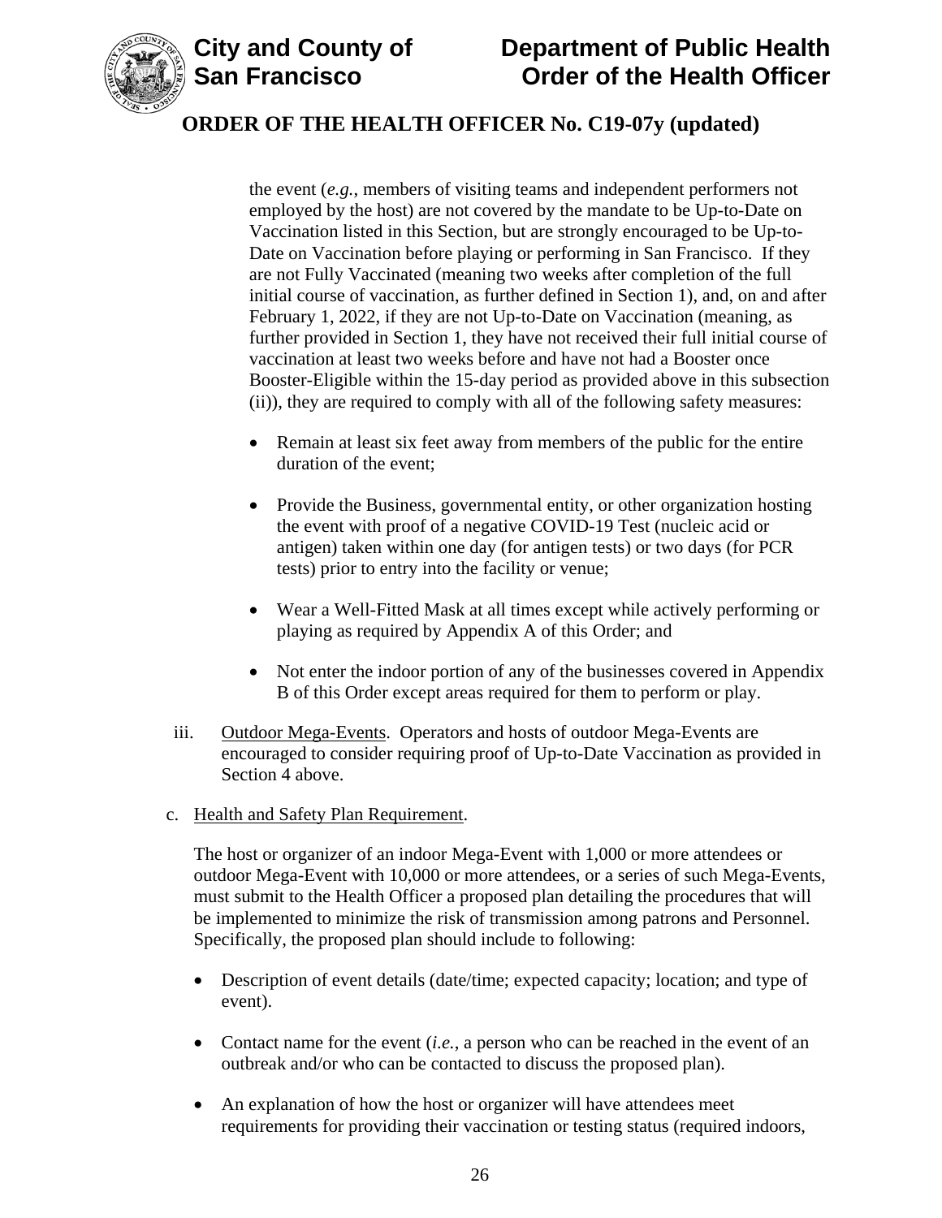the event (*e.g.*, members of visiting teams and independent performers not employed by the host) are not covered by the mandate to be Up-to-Date on Vaccination listed in this Section, but are strongly encouraged to be Up-to-Date on Vaccination before playing or performing in San Francisco. If they are not Fully Vaccinated (meaning two weeks after completion of the full initial course of vaccination, as further defined in Section 1), and, on and after February 1, 2022, if they are not Up-to-Date on Vaccination (meaning, as further provided in Section 1, they have not received their full initial course of vaccination at least two weeks before and have not had a Booster once Booster-Eligible within the 15-day period as provided above in this subsection (ii)), they are required to comply with all of the following safety measures:

- Remain at least six feet away from members of the public for the entire duration of the event;
- Provide the Business, governmental entity, or other organization hosting the event with proof of a negative COVID-19 Test (nucleic acid or antigen) taken within one day (for antigen tests) or two days (for PCR tests) prior to entry into the facility or venue;
- Wear a Well-Fitted Mask at all times except while actively performing or playing as required by Appendix A of this Order; and
- Not enter the indoor portion of any of the businesses covered in Appendix B of this Order except areas required for them to perform or play.

iii. Outdoor Mega-Events. Operators and hosts of outdoor Mega-Events are encouraged to consider requiring proof of Up-to-Date Vaccination as provided in Section 4 above.

c. Health and Safety Plan Requirement.

The host or organizer of an indoor Mega-Event with 1,000 or more attendees or outdoor Mega-Event with 10,000 or more attendees, or a series of such Mega-Events, must submit to the Health Officer a proposed plan detailing the procedures that will be implemented to minimize the risk of transmission among patrons and Personnel. Specifically, the proposed plan should include to following:

- Description of event details (date/time; expected capacity; location; and type of event).
- Contact name for the event (*i.e.*, a person who can be reached in the event of an outbreak and/or who can be contacted to discuss the proposed plan).
- An explanation of how the host or organizer will have attendees meet requirements for providing their vaccination or testing status (required indoors,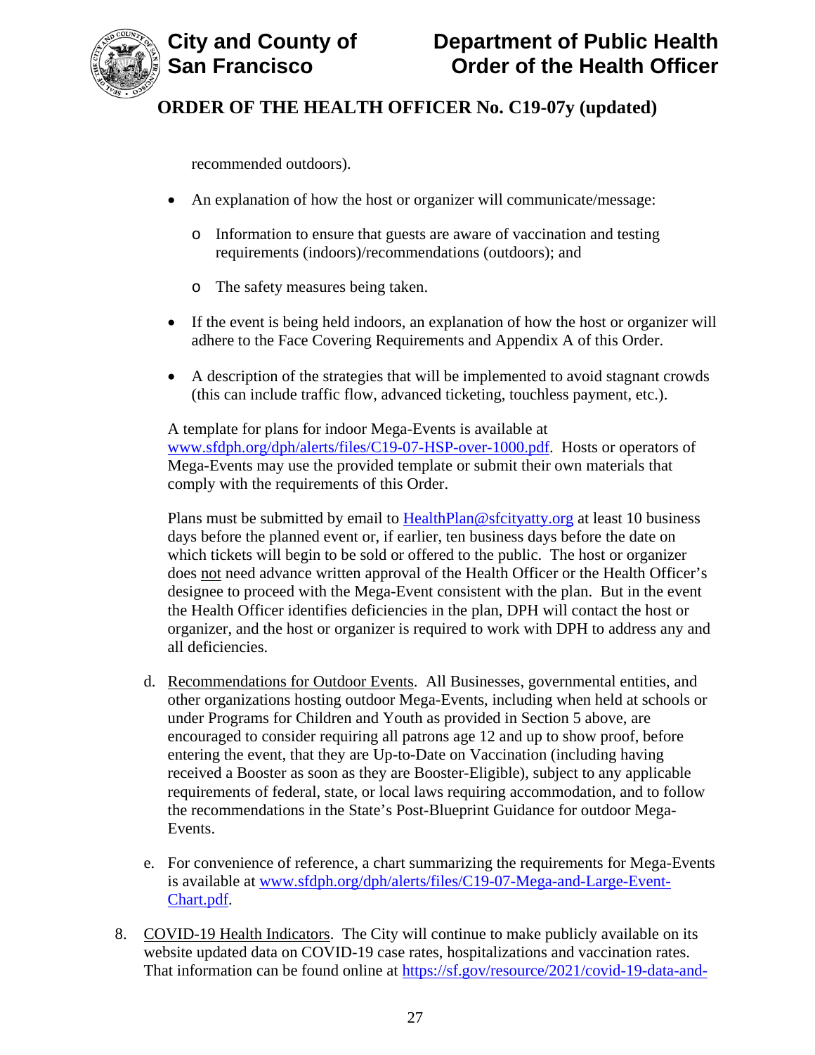recommended outdoors).

- An explanation of how the host or organizer will communicate/message:
  - Information to ensure that guests are aware of vaccination and testing requirements (indoors)/recommendations (outdoors); and
  - The safety measures being taken.
- If the event is being held indoors, an explanation of how the host or organizer will adhere to the Face Covering Requirements and Appendix A of this Order.
- A description of the strategies that will be implemented to avoid stagnant crowds (this can include traffic flow, advanced ticketing, touchless payment, etc.).

A template for plans for indoor Mega-Events is available at [www.sfdph.org/dph/alerts/files/C19-07-HSP-over-1000.pdf](www.sfdph.org/dph/alerts/files/C19-07-HSP-over-1000.pdf). Hosts or operators of Mega-Events may use the provided template or submit their own materials that comply with the requirements of this Order.

Plans must be submitted by email to [HealthPlan@sfcityatty.org](mailto:HealthPlan@sfcityatty.org) at least 10 business days before the planned event or, if earlier, ten business days before the date on which tickets will begin to be sold or offered to the public. The host or organizer does not need advance written approval of the Health Officer or the Health Officer's designee to proceed with the Mega-Event consistent with the plan. But in the event the Health Officer identifies deficiencies in the plan, DPH will contact the host or organizer, and the host or organizer is required to work with DPH to address any and all deficiencies.

d. Recommendations for Outdoor Events. All Businesses, governmental entities, and other organizations hosting outdoor Mega-Events, including when held at schools or under Programs for Children and Youth as provided in Section 5 above, are encouraged to consider requiring all patrons age 12 and up to show proof, before entering the event, that they are Up-to-Date on Vaccination (including having received a Booster as soon as they are Booster-Eligible), subject to any applicable requirements of federal, state, or local laws requiring accommodation, and to follow the recommendations in the State's Post-Blueprint Guidance for outdoor Mega-Events.

e. For convenience of reference, a chart summarizing the requirements for Mega-Events is available at [www.sfdph.org/dph/alerts/files/C19-07-Mega-and-Large-Event-Chart.pdf](www.sfdph.org/dph/alerts/files/C19-07-Mega-and-Large-Event-Chart.pdf).

8. COVID-19 Health Indicators. The City will continue to make publicly available on its website updated data on COVID-19 case rates, hospitalizations and vaccination rates. That information can be found online at https://sf.gov/resource/2021/covid-19-data-and-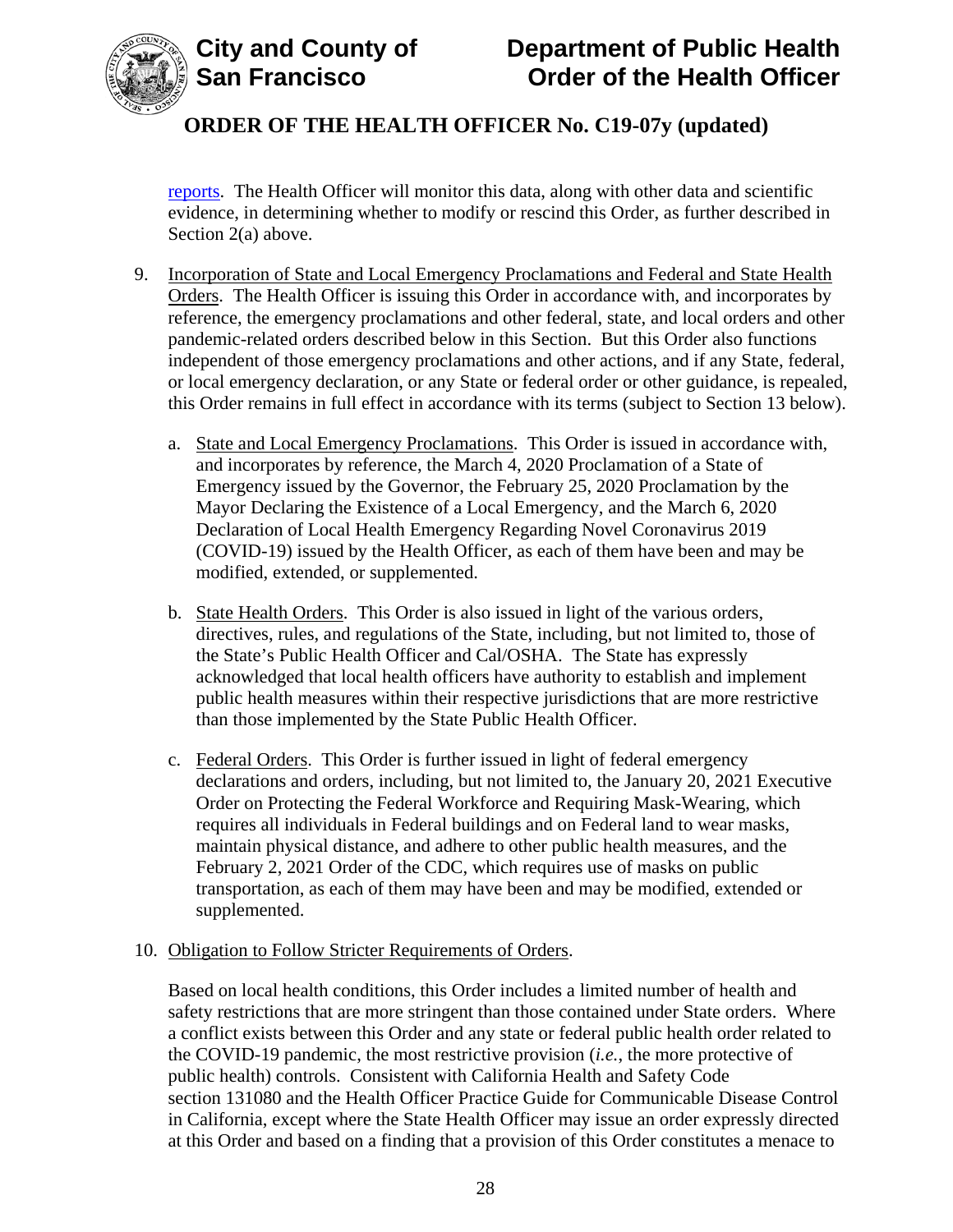reports. The Health Officer will monitor this data, along with other data and scientific evidence, in determining whether to modify or rescind this Order, as further described in Section 2(a) above.

9. Incorporation of State and Local Emergency Proclamations and Federal and State Health Orders. The Health Officer is issuing this Order in accordance with, and incorporates by reference, the emergency proclamations and other federal, state, and local orders and other pandemic-related orders described below in this Section. But this Order also functions independent of those emergency proclamations and other actions, and if any State, federal, or local emergency declaration, or any State or federal order or other guidance, is repealed, this Order remains in full effect in accordance with its terms (subject to Section 13 below).

   a. State and Local Emergency Proclamations. This Order is issued in accordance with, and incorporates by reference, the March 4, 2020 Proclamation of a State of Emergency issued by the Governor, the February 25, 2020 Proclamation by the Mayor Declaring the Existence of a Local Emergency, and the March 6, 2020 Declaration of Local Health Emergency Regarding Novel Coronavirus 2019 (COVID-19) issued by the Health Officer, as each of them have been and may be modified, extended, or supplemented.

   b. State Health Orders. This Order is also issued in light of the various orders, directives, rules, and regulations of the State, including, but not limited to, those of the State's Public Health Officer and Cal/OSHA. The State has expressly acknowledged that local health officers have authority to establish and implement public health measures within their respective jurisdictions that are more restrictive than those implemented by the State Public Health Officer.

   c. Federal Orders. This Order is further issued in light of federal emergency declarations and orders, including, but not limited to, the January 20, 2021 Executive Order on Protecting the Federal Workforce and Requiring Mask-Wearing, which requires all individuals in Federal buildings and on Federal land to wear masks, maintain physical distance, and adhere to other public health measures, and the February 2, 2021 Order of the CDC, which requires use of masks on public transportation, as each of them may have been and may be modified, extended or supplemented.

10. Obligation to Follow Stricter Requirements of Orders.

    Based on local health conditions, this Order includes a limited number of health and safety restrictions that are more stringent than those contained under State orders. Where a conflict exists between this Order and any state or federal public health order related to the COVID-19 pandemic, the most restrictive provision (*i.e.*, the more protective of public health) controls. Consistent with California Health and Safety Code section 131080 and the Health Officer Practice Guide for Communicable Disease Control in California, except where the State Health Officer may issue an order expressly directed at this Order and based on a finding that a provision of this Order constitutes a menace to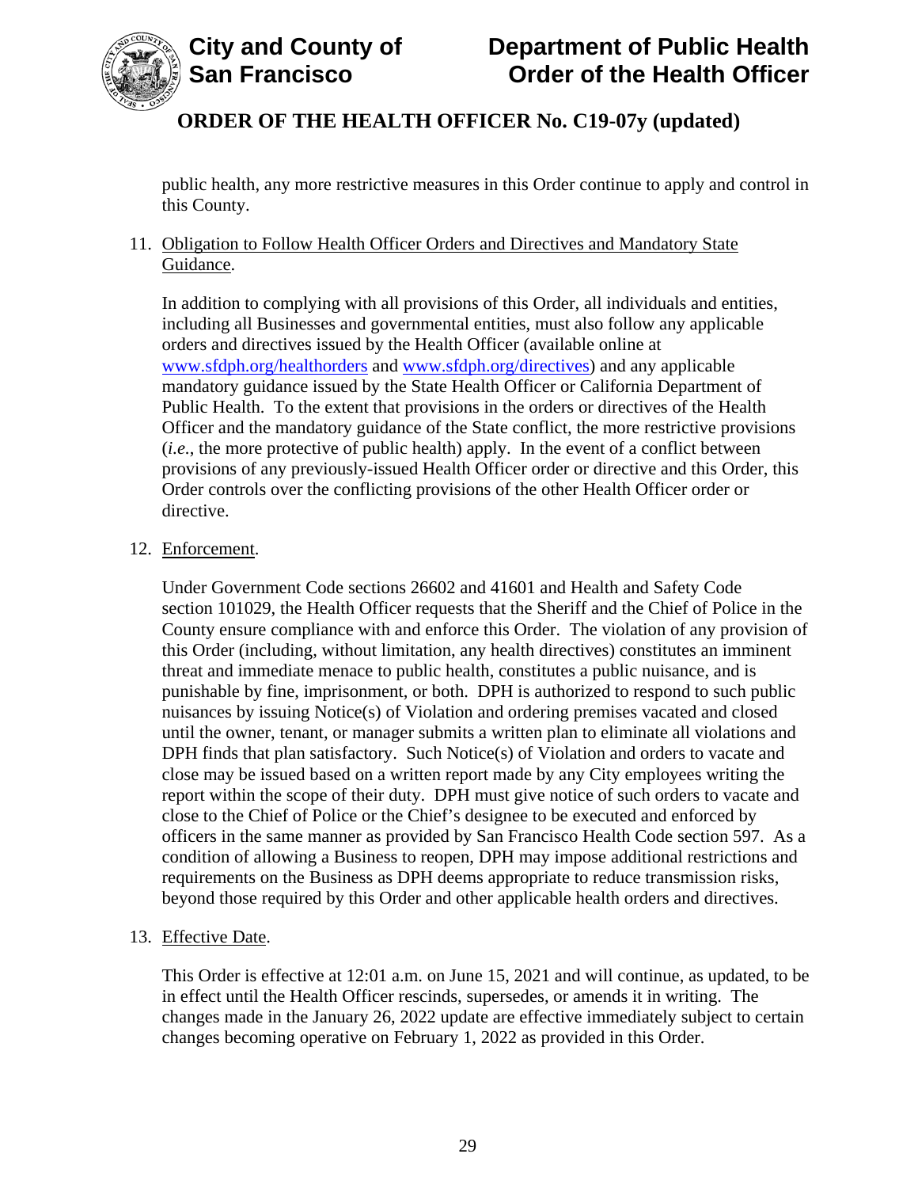public health, any more restrictive measures in this Order continue to apply and control in this County.

11. Obligation to Follow Health Officer Orders and Directives and Mandatory State Guidance.

    In addition to complying with all provisions of this Order, all individuals and entities, including all Businesses and governmental entities, must also follow any applicable orders and directives issued by the Health Officer (available online at www.sfdph.org/healthorders and www.sfdph.org/directives) and any applicable mandatory guidance issued by the State Health Officer or California Department of Public Health. To the extent that provisions in the orders or directives of the Health Officer and the mandatory guidance of the State conflict, the more restrictive provisions (*i.e.*, the more protective of public health) apply. In the event of a conflict between provisions of any previously-issued Health Officer order or directive and this Order, this Order controls over the conflicting provisions of the other Health Officer order or directive.

12. Enforcement.

    Under Government Code sections 26602 and 41601 and Health and Safety Code section 101029, the Health Officer requests that the Sheriff and the Chief of Police in the County ensure compliance with and enforce this Order. The violation of any provision of this Order (including, without limitation, any health directives) constitutes an imminent threat and immediate menace to public health, constitutes a public nuisance, and is punishable by fine, imprisonment, or both. DPH is authorized to respond to such public nuisances by issuing Notice(s) of Violation and ordering premises vacated and closed until the owner, tenant, or manager submits a written plan to eliminate all violations and DPH finds that plan satisfactory. Such Notice(s) of Violation and orders to vacate and close may be issued based on a written report made by any City employees writing the report within the scope of their duty. DPH must give notice of such orders to vacate and close to the Chief of Police or the Chief's designee to be executed and enforced by officers in the same manner as provided by San Francisco Health Code section 597. As a condition of allowing a Business to reopen, DPH may impose additional restrictions and requirements on the Business as DPH deems appropriate to reduce transmission risks, beyond those required by this Order and other applicable health orders and directives.

13. Effective Date.

    This Order is effective at 12:01 a.m. on June 15, 2021 and will continue, as updated, to be in effect until the Health Officer rescinds, supersedes, or amends it in writing. The changes made in the January 26, 2022 update are effective immediately subject to certain changes becoming operative on February 1, 2022 as provided in this Order.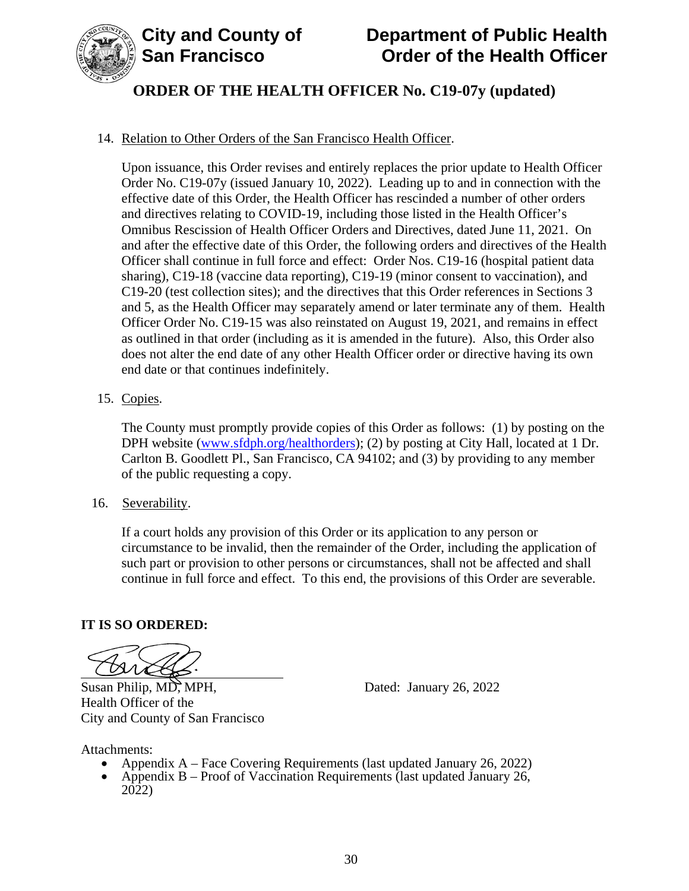14. Relation to Other Orders of the San Francisco Health Officer.

    Upon issuance, this Order revises and entirely replaces the prior update to Health Officer Order No. C19-07y (issued January 10, 2022). Leading up to and in connection with the effective date of this Order, the Health Officer has rescinded a number of other orders and directives relating to COVID-19, including those listed in the Health Officer's Omnibus Rescission of Health Officer Orders and Directives, dated June 11, 2021. On and after the effective date of this Order, the following orders and directives of the Health Officer shall continue in full force and effect: Order Nos. C19-16 (hospital patient data sharing), C19-18 (vaccine data reporting), C19-19 (minor consent to vaccination), and C19-20 (test collection sites); and the directives that this Order references in Sections 3 and 5, as the Health Officer may separately amend or later terminate any of them. Health Officer Order No. C19-15 was also reinstated on August 19, 2021, and remains in effect as outlined in that order (including as it is amended in the future). Also, this Order also does not alter the end date of any other Health Officer order or directive having its own end date or that continues indefinitely.

15. Copies.

    The County must promptly provide copies of this Order as follows: (1) by posting on the DPH website (www.sfdph.org/healthorders); (2) by posting at City Hall, located at 1 Dr. Carlton B. Goodlett Pl., San Francisco, CA 94102; and (3) by providing to any member of the public requesting a copy.

16. Severability.

    If a court holds any provision of this Order or its application to any person or circumstance to be invalid, then the remainder of the Order, including the application of such part or provision to other persons or circumstances, shall not be affected and shall continue in full force and effect. To this end, the provisions of this Order are severable.

**IT IS SO ORDERED:**

Susan Philip, MD, MPH,
Health Officer of the
City and County of San Francisco

Dated: January 26, 2022

Attachments:

- Appendix A – Face Covering Requirements (last updated January 26, 2022)
- Appendix B – Proof of Vaccination Requirements (last updated January 26, 2022)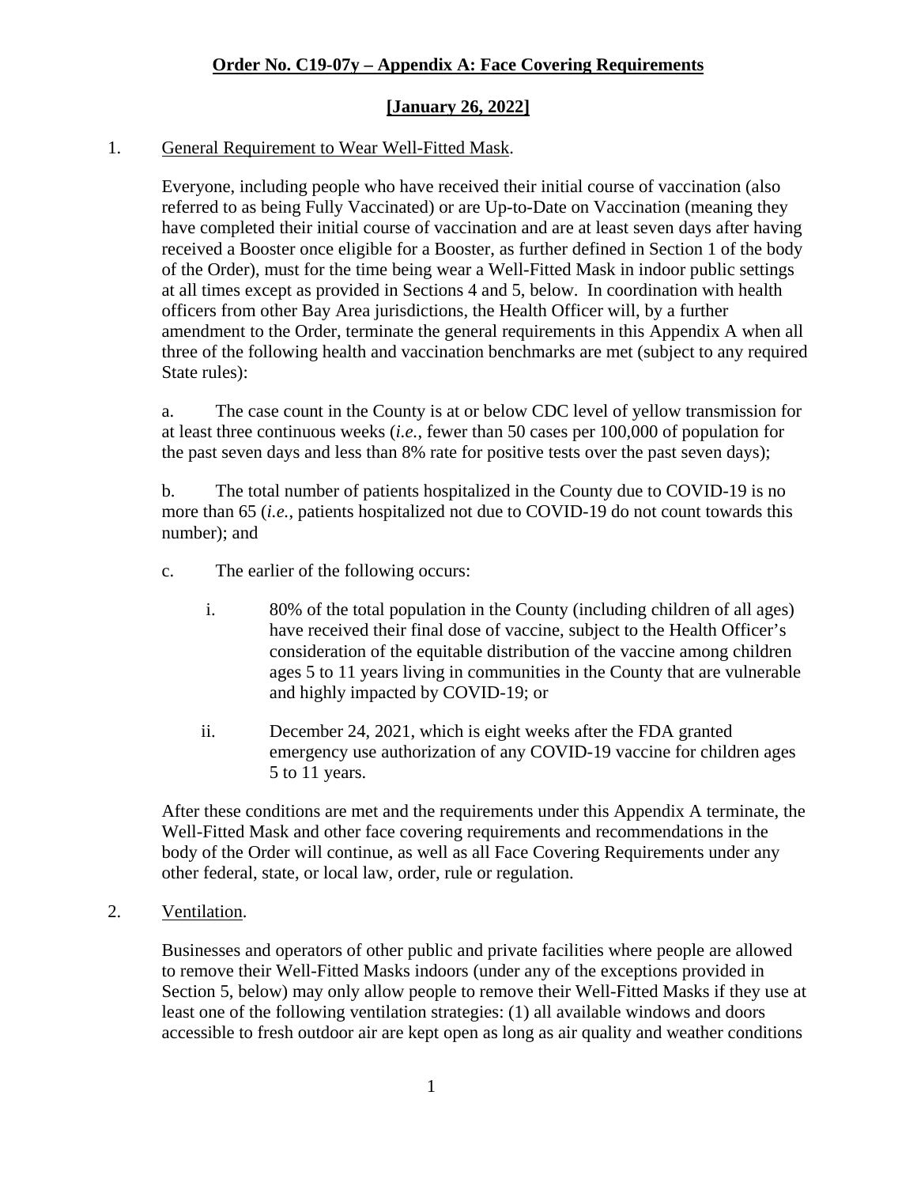**Order No. C19-07y – Appendix A: Face Covering Requirements**

**[January 26, 2022]**

1. General Requirement to Wear Well-Fitted Mask.

   Everyone, including people who have received their initial course of vaccination (also referred to as being Fully Vaccinated) or are Up-to-Date on Vaccination (meaning they have completed their initial course of vaccination and are at least seven days after having received a Booster once eligible for a Booster, as further defined in Section 1 of the body of the Order), must for the time being wear a Well-Fitted Mask in indoor public settings at all times except as provided in Sections 4 and 5, below. In coordination with health officers from other Bay Area jurisdictions, the Health Officer will, by a further amendment to the Order, terminate the general requirements in this Appendix A when all three of the following health and vaccination benchmarks are met (subject to any required State rules):

   a. The case count in the County is at or below CDC level of yellow transmission for at least three continuous weeks (*i.e.*, fewer than 50 cases per 100,000 of population for the past seven days and less than 8% rate for positive tests over the past seven days);

   b. The total number of patients hospitalized in the County due to COVID-19 is no more than 65 (*i.e.*, patients hospitalized not due to COVID-19 do not count towards this number); and

   c. The earlier of the following occurs:

      i. 80% of the total population in the County (including children of all ages) have received their final dose of vaccine, subject to the Health Officer's consideration of the equitable distribution of the vaccine among children ages 5 to 11 years living in communities in the County that are vulnerable and highly impacted by COVID-19; or

      ii. December 24, 2021, which is eight weeks after the FDA granted emergency use authorization of any COVID-19 vaccine for children ages 5 to 11 years.

   After these conditions are met and the requirements under this Appendix A terminate, the Well-Fitted Mask and other face covering requirements and recommendations in the body of the Order will continue, as well as all Face Covering Requirements under any other federal, state, or local law, order, rule or regulation.

2. Ventilation.

   Businesses and operators of other public and private facilities where people are allowed to remove their Well-Fitted Masks indoors (under any of the exceptions provided in Section 5, below) may only allow people to remove their Well-Fitted Masks if they use at least one of the following ventilation strategies: (1) all available windows and doors accessible to fresh outdoor air are kept open as long as air quality and weather conditions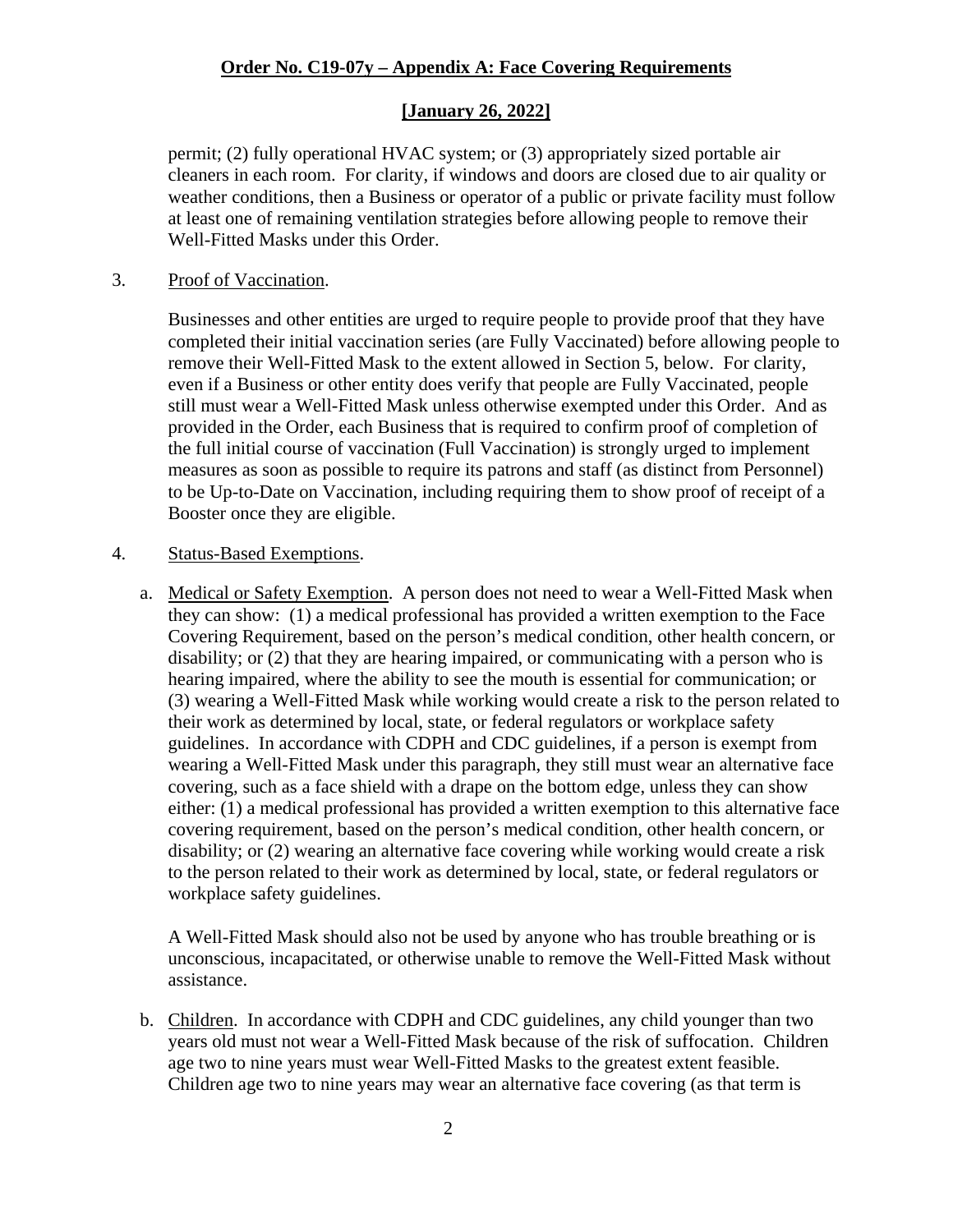permit; (2) fully operational HVAC system; or (3) appropriately sized portable air cleaners in each room. For clarity, if windows and doors are closed due to air quality or weather conditions, then a Business or operator of a public or private facility must follow at least one of remaining ventilation strategies before allowing people to remove their Well-Fitted Masks under this Order.

3. Proof of Vaccination.

Businesses and other entities are urged to require people to provide proof that they have completed their initial vaccination series (are Fully Vaccinated) before allowing people to remove their Well-Fitted Mask to the extent allowed in Section 5, below. For clarity, even if a Business or other entity does verify that people are Fully Vaccinated, people still must wear a Well-Fitted Mask unless otherwise exempted under this Order. And as provided in the Order, each Business that is required to confirm proof of completion of the full initial course of vaccination (Full Vaccination) is strongly urged to implement measures as soon as possible to require its patrons and staff (as distinct from Personnel) to be Up-to-Date on Vaccination, including requiring them to show proof of receipt of a Booster once they are eligible.

4. Status-Based Exemptions.

a. Medical or Safety Exemption. A person does not need to wear a Well-Fitted Mask when they can show: (1) a medical professional has provided a written exemption to the Face Covering Requirement, based on the person's medical condition, other health concern, or disability; or (2) that they are hearing impaired, or communicating with a person who is hearing impaired, where the ability to see the mouth is essential for communication; or (3) wearing a Well-Fitted Mask while working would create a risk to the person related to their work as determined by local, state, or federal regulators or workplace safety guidelines. In accordance with CDPH and CDC guidelines, if a person is exempt from wearing a Well-Fitted Mask under this paragraph, they still must wear an alternative face covering, such as a face shield with a drape on the bottom edge, unless they can show either: (1) a medical professional has provided a written exemption to this alternative face covering requirement, based on the person's medical condition, other health concern, or disability; or (2) wearing an alternative face covering while working would create a risk to the person related to their work as determined by local, state, or federal regulators or workplace safety guidelines.

A Well-Fitted Mask should also not be used by anyone who has trouble breathing or is unconscious, incapacitated, or otherwise unable to remove the Well-Fitted Mask without assistance.

b. Children. In accordance with CDPH and CDC guidelines, any child younger than two years old must not wear a Well-Fitted Mask because of the risk of suffocation. Children age two to nine years must wear Well-Fitted Masks to the greatest extent feasible. Children age two to nine years may wear an alternative face covering (as that term is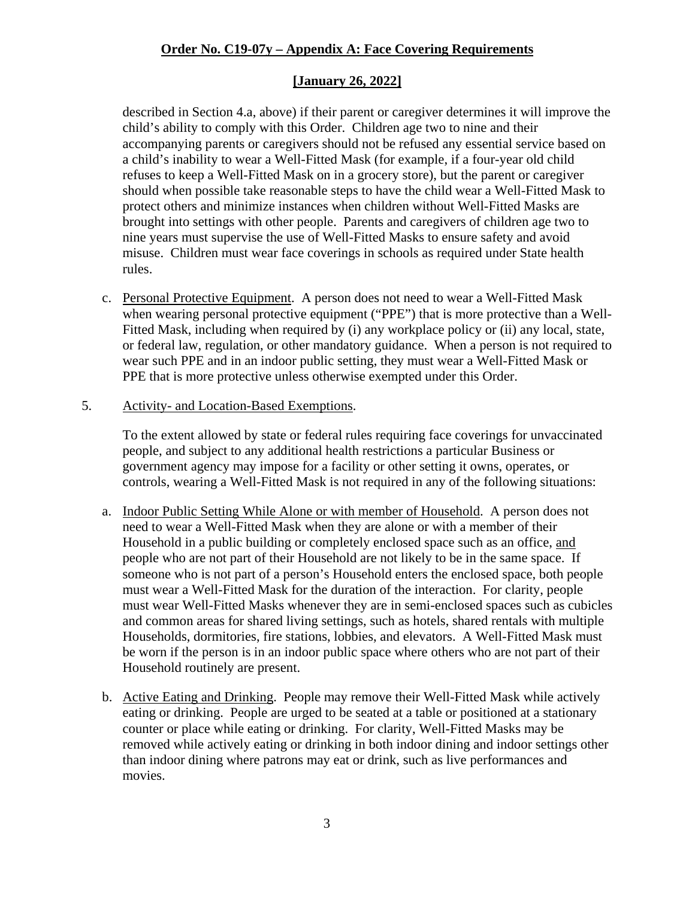described in Section 4.a, above) if their parent or caregiver determines it will improve the child's ability to comply with this Order. Children age two to nine and their accompanying parents or caregivers should not be refused any essential service based on a child's inability to wear a Well-Fitted Mask (for example, if a four-year old child refuses to keep a Well-Fitted Mask on in a grocery store), but the parent or caregiver should when possible take reasonable steps to have the child wear a Well-Fitted Mask to protect others and minimize instances when children without Well-Fitted Masks are brought into settings with other people. Parents and caregivers of children age two to nine years must supervise the use of Well-Fitted Masks to ensure safety and avoid misuse. Children must wear face coverings in schools as required under State health rules.

c. Personal Protective Equipment. A person does not need to wear a Well-Fitted Mask when wearing personal protective equipment ("PPE") that is more protective than a Well-Fitted Mask, including when required by (i) any workplace policy or (ii) any local, state, or federal law, regulation, or other mandatory guidance. When a person is not required to wear such PPE and in an indoor public setting, they must wear a Well-Fitted Mask or PPE that is more protective unless otherwise exempted under this Order.

5. Activity- and Location-Based Exemptions.

To the extent allowed by state or federal rules requiring face coverings for unvaccinated people, and subject to any additional health restrictions a particular Business or government agency may impose for a facility or other setting it owns, operates, or controls, wearing a Well-Fitted Mask is not required in any of the following situations:

a. Indoor Public Setting While Alone or with member of Household. A person does not need to wear a Well-Fitted Mask when they are alone or with a member of their Household in a public building or completely enclosed space such as an office, and people who are not part of their Household are not likely to be in the same space. If someone who is not part of a person's Household enters the enclosed space, both people must wear a Well-Fitted Mask for the duration of the interaction. For clarity, people must wear Well-Fitted Masks whenever they are in semi-enclosed spaces such as cubicles and common areas for shared living settings, such as hotels, shared rentals with multiple Households, dormitories, fire stations, lobbies, and elevators. A Well-Fitted Mask must be worn if the person is in an indoor public space where others who are not part of their Household routinely are present.

b. Active Eating and Drinking. People may remove their Well-Fitted Mask while actively eating or drinking. People are urged to be seated at a table or positioned at a stationary counter or place while eating or drinking. For clarity, Well-Fitted Masks may be removed while actively eating or drinking in both indoor dining and indoor settings other than indoor dining where patrons may eat or drink, such as live performances and movies.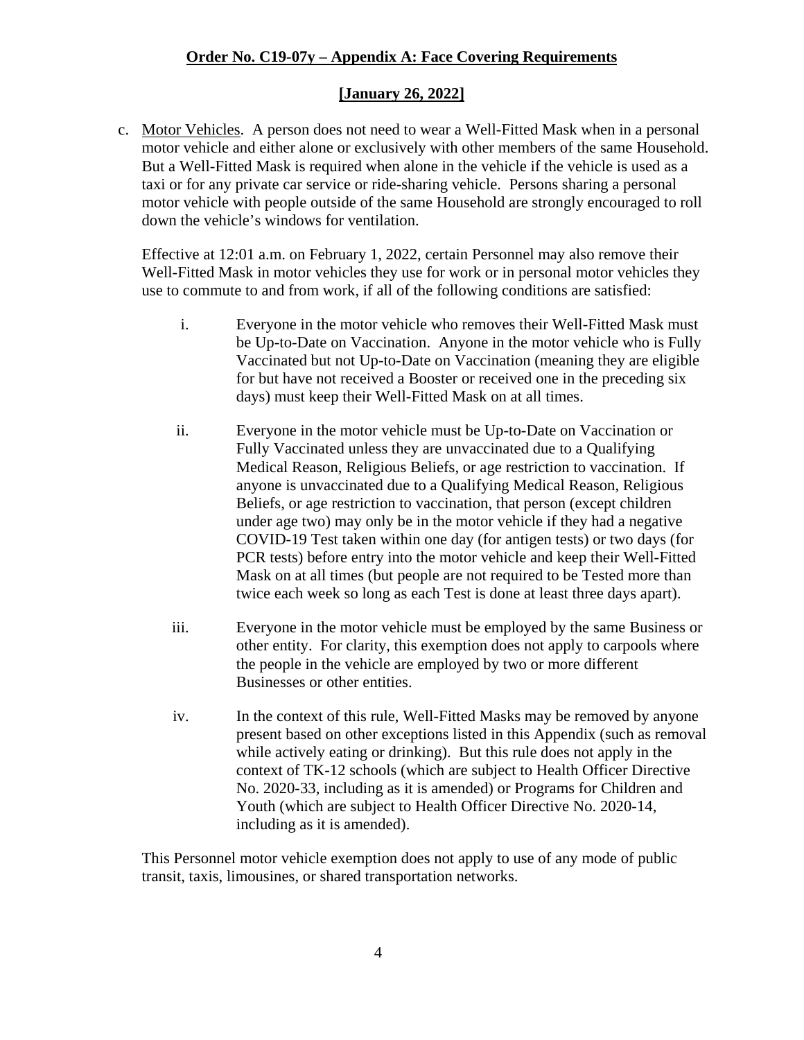**Order No. C19-07y – Appendix A: Face Covering Requirements**

**[January 26, 2022]**

c. Motor Vehicles. A person does not need to wear a Well-Fitted Mask when in a personal motor vehicle and either alone or exclusively with other members of the same Household. But a Well-Fitted Mask is required when alone in the vehicle if the vehicle is used as a taxi or for any private car service or ride-sharing vehicle. Persons sharing a personal motor vehicle with people outside of the same Household are strongly encouraged to roll down the vehicle's windows for ventilation.

Effective at 12:01 a.m. on February 1, 2022, certain Personnel may also remove their Well-Fitted Mask in motor vehicles they use for work or in personal motor vehicles they use to commute to and from work, if all of the following conditions are satisfied:

i. Everyone in the motor vehicle who removes their Well-Fitted Mask must be Up-to-Date on Vaccination. Anyone in the motor vehicle who is Fully Vaccinated but not Up-to-Date on Vaccination (meaning they are eligible for but have not received a Booster or received one in the preceding six days) must keep their Well-Fitted Mask on at all times.

ii. Everyone in the motor vehicle must be Up-to-Date on Vaccination or Fully Vaccinated unless they are unvaccinated due to a Qualifying Medical Reason, Religious Beliefs, or age restriction to vaccination. If anyone is unvaccinated due to a Qualifying Medical Reason, Religious Beliefs, or age restriction to vaccination, that person (except children under age two) may only be in the motor vehicle if they had a negative COVID-19 Test taken within one day (for antigen tests) or two days (for PCR tests) before entry into the motor vehicle and keep their Well-Fitted Mask on at all times (but people are not required to be Tested more than twice each week so long as each Test is done at least three days apart).

iii. Everyone in the motor vehicle must be employed by the same Business or other entity. For clarity, this exemption does not apply to carpools where the people in the vehicle are employed by two or more different Businesses or other entities.

iv. In the context of this rule, Well-Fitted Masks may be removed by anyone present based on other exceptions listed in this Appendix (such as removal while actively eating or drinking). But this rule does not apply in the context of TK-12 schools (which are subject to Health Officer Directive No. 2020-33, including as it is amended) or Programs for Children and Youth (which are subject to Health Officer Directive No. 2020-14, including as it is amended).

This Personnel motor vehicle exemption does not apply to use of any mode of public transit, taxis, limousines, or shared transportation networks.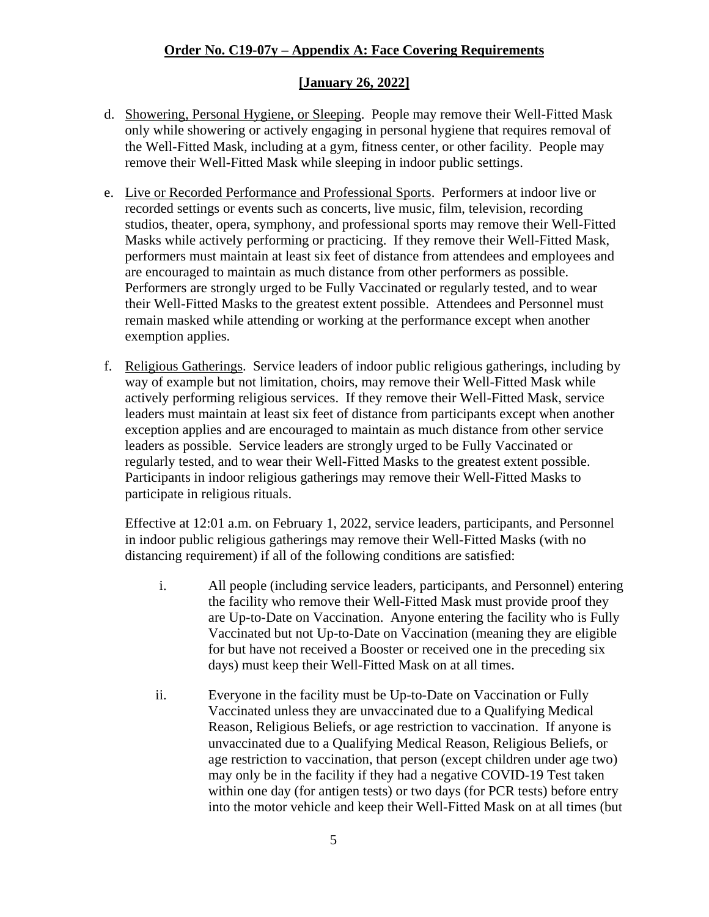d. Showering, Personal Hygiene, or Sleeping. People may remove their Well-Fitted Mask only while showering or actively engaging in personal hygiene that requires removal of the Well-Fitted Mask, including at a gym, fitness center, or other facility. People may remove their Well-Fitted Mask while sleeping in indoor public settings.

e. Live or Recorded Performance and Professional Sports. Performers at indoor live or recorded settings or events such as concerts, live music, film, television, recording studios, theater, opera, symphony, and professional sports may remove their Well-Fitted Masks while actively performing or practicing. If they remove their Well-Fitted Mask, performers must maintain at least six feet of distance from attendees and employees and are encouraged to maintain as much distance from other performers as possible. Performers are strongly urged to be Fully Vaccinated or regularly tested, and to wear their Well-Fitted Masks to the greatest extent possible. Attendees and Personnel must remain masked while attending or working at the performance except when another exemption applies.

f. Religious Gatherings. Service leaders of indoor public religious gatherings, including by way of example but not limitation, choirs, may remove their Well-Fitted Mask while actively performing religious services. If they remove their Well-Fitted Mask, service leaders must maintain at least six feet of distance from participants except when another exception applies and are encouraged to maintain as much distance from other service leaders as possible. Service leaders are strongly urged to be Fully Vaccinated or regularly tested, and to wear their Well-Fitted Masks to the greatest extent possible. Participants in indoor religious gatherings may remove their Well-Fitted Masks to participate in religious rituals.

   Effective at 12:01 a.m. on February 1, 2022, service leaders, participants, and Personnel in indoor public religious gatherings may remove their Well-Fitted Masks (with no distancing requirement) if all of the following conditions are satisfied:

   i. All people (including service leaders, participants, and Personnel) entering the facility who remove their Well-Fitted Mask must provide proof they are Up-to-Date on Vaccination. Anyone entering the facility who is Fully Vaccinated but not Up-to-Date on Vaccination (meaning they are eligible for but have not received a Booster or received one in the preceding six days) must keep their Well-Fitted Mask on at all times.

   ii. Everyone in the facility must be Up-to-Date on Vaccination or Fully Vaccinated unless they are unvaccinated due to a Qualifying Medical Reason, Religious Beliefs, or age restriction to vaccination. If anyone is unvaccinated due to a Qualifying Medical Reason, Religious Beliefs, or age restriction to vaccination, that person (except children under age two) may only be in the facility if they had a negative COVID-19 Test taken within one day (for antigen tests) or two days (for PCR tests) before entry into the motor vehicle and keep their Well-Fitted Mask on at all times (but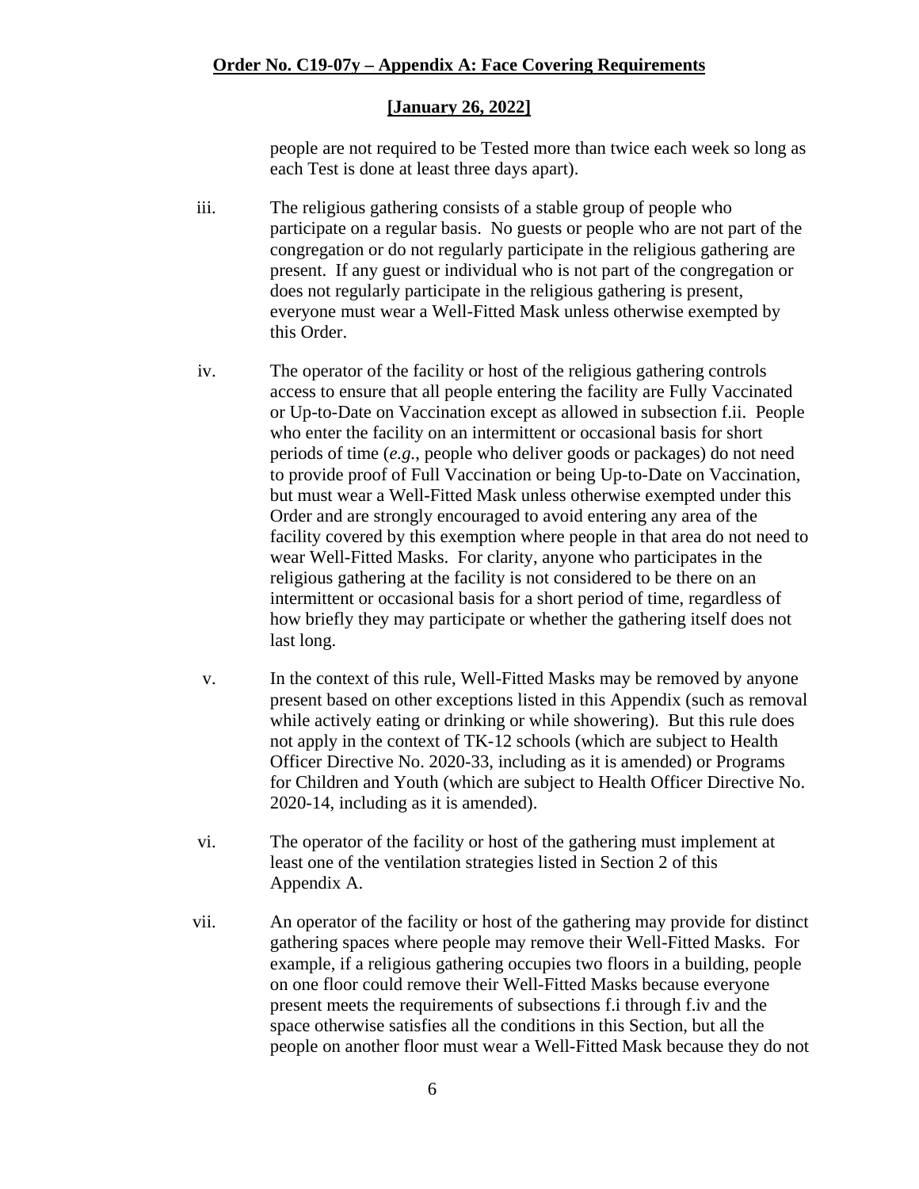people are not required to be Tested more than twice each week so long as each Test is done at least three days apart).

iii. The religious gathering consists of a stable group of people who participate on a regular basis. No guests or people who are not part of the congregation or do not regularly participate in the religious gathering are present. If any guest or individual who is not part of the congregation or does not regularly participate in the religious gathering is present, everyone must wear a Well-Fitted Mask unless otherwise exempted by this Order.

iv. The operator of the facility or host of the religious gathering controls access to ensure that all people entering the facility are Fully Vaccinated or Up-to-Date on Vaccination except as allowed in subsection f.ii. People who enter the facility on an intermittent or occasional basis for short periods of time (*e.g.*, people who deliver goods or packages) do not need to provide proof of Full Vaccination or being Up-to-Date on Vaccination, but must wear a Well-Fitted Mask unless otherwise exempted under this Order and are strongly encouraged to avoid entering any area of the facility covered by this exemption where people in that area do not need to wear Well-Fitted Masks. For clarity, anyone who participates in the religious gathering at the facility is not considered to be there on an intermittent or occasional basis for a short period of time, regardless of how briefly they may participate or whether the gathering itself does not last long.

v. In the context of this rule, Well-Fitted Masks may be removed by anyone present based on other exceptions listed in this Appendix (such as removal while actively eating or drinking or while showering). But this rule does not apply in the context of TK-12 schools (which are subject to Health Officer Directive No. 2020-33, including as it is amended) or Programs for Children and Youth (which are subject to Health Officer Directive No. 2020-14, including as it is amended).

vi. The operator of the facility or host of the gathering must implement at least one of the ventilation strategies listed in Section 2 of this Appendix A.

vii. An operator of the facility or host of the gathering may provide for distinct gathering spaces where people may remove their Well-Fitted Masks. For example, if a religious gathering occupies two floors in a building, people on one floor could remove their Well-Fitted Masks because everyone present meets the requirements of subsections f.i through f.iv and the space otherwise satisfies all the conditions in this Section, but all the people on another floor must wear a Well-Fitted Mask because they do not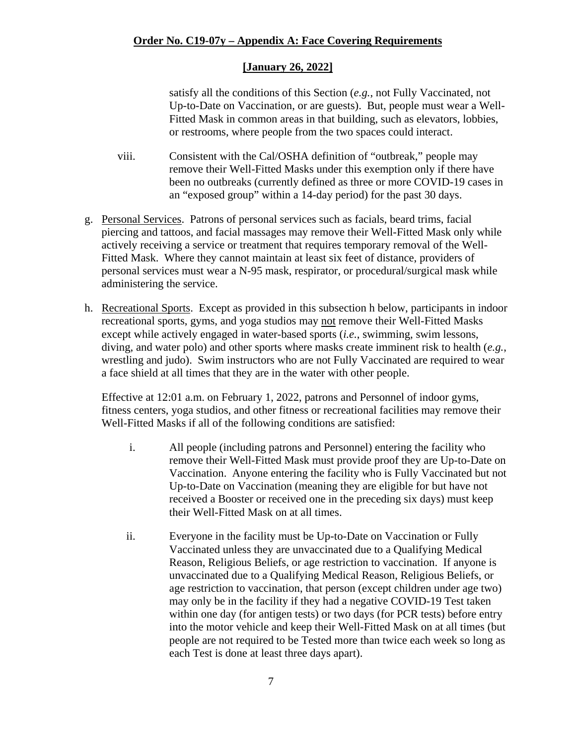satisfy all the conditions of this Section (*e.g.*, not Fully Vaccinated, not Up-to-Date on Vaccination, or are guests). But, people must wear a Well-Fitted Mask in common areas in that building, such as elevators, lobbies, or restrooms, where people from the two spaces could interact.

viii. Consistent with the Cal/OSHA definition of "outbreak," people may remove their Well-Fitted Masks under this exemption only if there have been no outbreaks (currently defined as three or more COVID-19 cases in an "exposed group" within a 14-day period) for the past 30 days.

g. Personal Services. Patrons of personal services such as facials, beard trims, facial piercing and tattoos, and facial massages may remove their Well-Fitted Mask only while actively receiving a service or treatment that requires temporary removal of the Well-Fitted Mask. Where they cannot maintain at least six feet of distance, providers of personal services must wear a N-95 mask, respirator, or procedural/surgical mask while administering the service.

h. Recreational Sports. Except as provided in this subsection h below, participants in indoor recreational sports, gyms, and yoga studios may not remove their Well-Fitted Masks except while actively engaged in water-based sports (*i.e.*, swimming, swim lessons, diving, and water polo) and other sports where masks create imminent risk to health (*e.g.*, wrestling and judo). Swim instructors who are not Fully Vaccinated are required to wear a face shield at all times that they are in the water with other people.

Effective at 12:01 a.m. on February 1, 2022, patrons and Personnel of indoor gyms, fitness centers, yoga studios, and other fitness or recreational facilities may remove their Well-Fitted Masks if all of the following conditions are satisfied:

i. All people (including patrons and Personnel) entering the facility who remove their Well-Fitted Mask must provide proof they are Up-to-Date on Vaccination. Anyone entering the facility who is Fully Vaccinated but not Up-to-Date on Vaccination (meaning they are eligible for but have not received a Booster or received one in the preceding six days) must keep their Well-Fitted Mask on at all times.

ii. Everyone in the facility must be Up-to-Date on Vaccination or Fully Vaccinated unless they are unvaccinated due to a Qualifying Medical Reason, Religious Beliefs, or age restriction to vaccination. If anyone is unvaccinated due to a Qualifying Medical Reason, Religious Beliefs, or age restriction to vaccination, that person (except children under age two) may only be in the facility if they had a negative COVID-19 Test taken within one day (for antigen tests) or two days (for PCR tests) before entry into the motor vehicle and keep their Well-Fitted Mask on at all times (but people are not required to be Tested more than twice each week so long as each Test is done at least three days apart).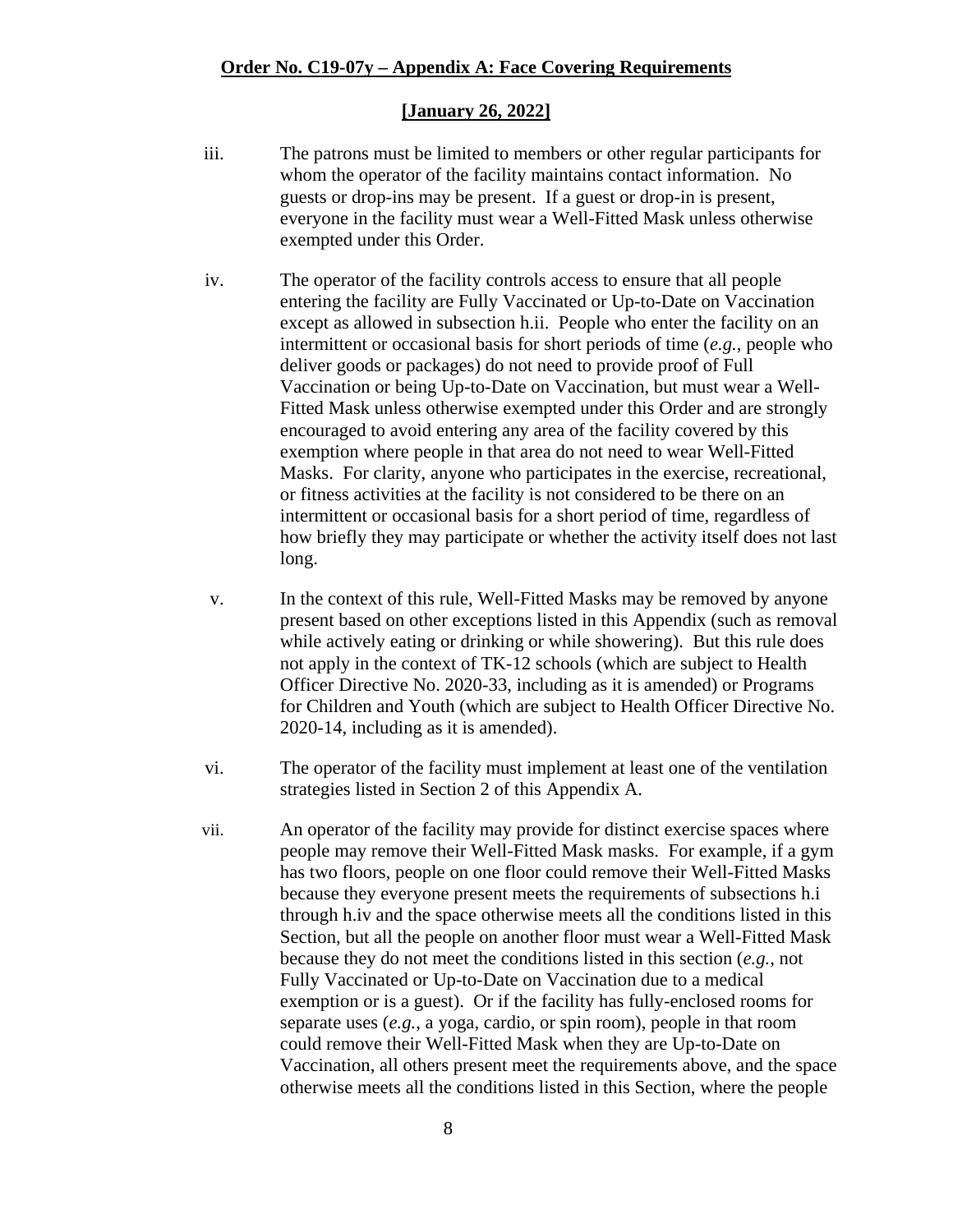iii. The patrons must be limited to members or other regular participants for whom the operator of the facility maintains contact information. No guests or drop-ins may be present. If a guest or drop-in is present, everyone in the facility must wear a Well-Fitted Mask unless otherwise exempted under this Order.

iv. The operator of the facility controls access to ensure that all people entering the facility are Fully Vaccinated or Up-to-Date on Vaccination except as allowed in subsection h.ii. People who enter the facility on an intermittent or occasional basis for short periods of time (*e.g.*, people who deliver goods or packages) do not need to provide proof of Full Vaccination or being Up-to-Date on Vaccination, but must wear a Well-Fitted Mask unless otherwise exempted under this Order and are strongly encouraged to avoid entering any area of the facility covered by this exemption where people in that area do not need to wear Well-Fitted Masks. For clarity, anyone who participates in the exercise, recreational, or fitness activities at the facility is not considered to be there on an intermittent or occasional basis for a short period of time, regardless of how briefly they may participate or whether the activity itself does not last long.

v. In the context of this rule, Well-Fitted Masks may be removed by anyone present based on other exceptions listed in this Appendix (such as removal while actively eating or drinking or while showering). But this rule does not apply in the context of TK-12 schools (which are subject to Health Officer Directive No. 2020-33, including as it is amended) or Programs for Children and Youth (which are subject to Health Officer Directive No. 2020-14, including as it is amended).

vi. The operator of the facility must implement at least one of the ventilation strategies listed in Section 2 of this Appendix A.

vii. An operator of the facility may provide for distinct exercise spaces where people may remove their Well-Fitted Mask masks. For example, if a gym has two floors, people on one floor could remove their Well-Fitted Masks because they everyone present meets the requirements of subsections h.i through h.iv and the space otherwise meets all the conditions listed in this Section, but all the people on another floor must wear a Well-Fitted Mask because they do not meet the conditions listed in this section (*e.g.*, not Fully Vaccinated or Up-to-Date on Vaccination due to a medical exemption or is a guest). Or if the facility has fully-enclosed rooms for separate uses (*e.g.*, a yoga, cardio, or spin room), people in that room could remove their Well-Fitted Mask when they are Up-to-Date on Vaccination, all others present meet the requirements above, and the space otherwise meets all the conditions listed in this Section, where the people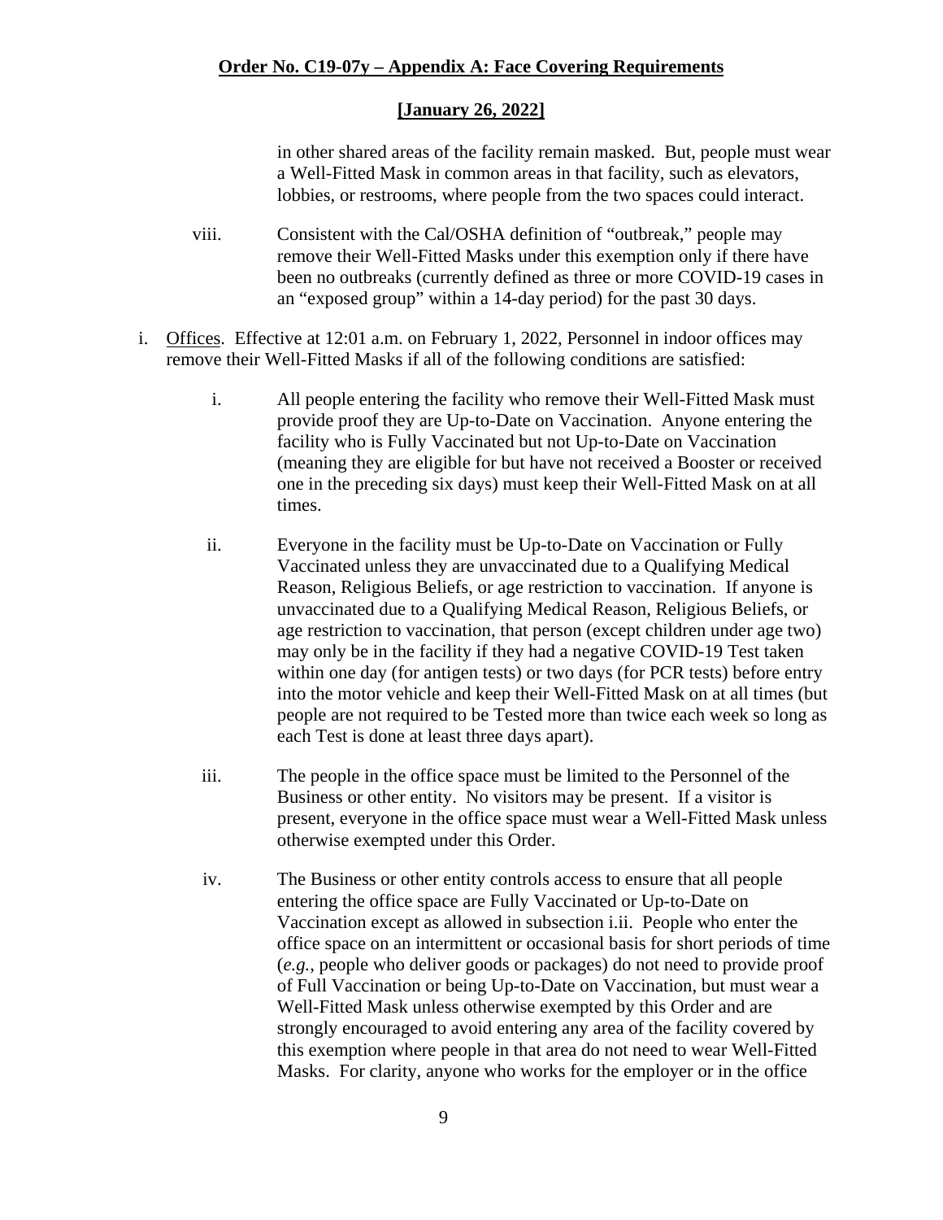in other shared areas of the facility remain masked. But, people must wear a Well-Fitted Mask in common areas in that facility, such as elevators, lobbies, or restrooms, where people from the two spaces could interact.

viii. Consistent with the Cal/OSHA definition of "outbreak," people may remove their Well-Fitted Masks under this exemption only if there have been no outbreaks (currently defined as three or more COVID-19 cases in an "exposed group" within a 14-day period) for the past 30 days.

i. Offices. Effective at 12:01 a.m. on February 1, 2022, Personnel in indoor offices may remove their Well-Fitted Masks if all of the following conditions are satisfied:

i. All people entering the facility who remove their Well-Fitted Mask must provide proof they are Up-to-Date on Vaccination. Anyone entering the facility who is Fully Vaccinated but not Up-to-Date on Vaccination (meaning they are eligible for but have not received a Booster or received one in the preceding six days) must keep their Well-Fitted Mask on at all times.

ii. Everyone in the facility must be Up-to-Date on Vaccination or Fully Vaccinated unless they are unvaccinated due to a Qualifying Medical Reason, Religious Beliefs, or age restriction to vaccination. If anyone is unvaccinated due to a Qualifying Medical Reason, Religious Beliefs, or age restriction to vaccination, that person (except children under age two) may only be in the facility if they had a negative COVID-19 Test taken within one day (for antigen tests) or two days (for PCR tests) before entry into the motor vehicle and keep their Well-Fitted Mask on at all times (but people are not required to be Tested more than twice each week so long as each Test is done at least three days apart).

iii. The people in the office space must be limited to the Personnel of the Business or other entity. No visitors may be present. If a visitor is present, everyone in the office space must wear a Well-Fitted Mask unless otherwise exempted under this Order.

iv. The Business or other entity controls access to ensure that all people entering the office space are Fully Vaccinated or Up-to-Date on Vaccination except as allowed in subsection i.ii. People who enter the office space on an intermittent or occasional basis for short periods of time (*e.g.*, people who deliver goods or packages) do not need to provide proof of Full Vaccination or being Up-to-Date on Vaccination, but must wear a Well-Fitted Mask unless otherwise exempted by this Order and are strongly encouraged to avoid entering any area of the facility covered by this exemption where people in that area do not need to wear Well-Fitted Masks. For clarity, anyone who works for the employer or in the office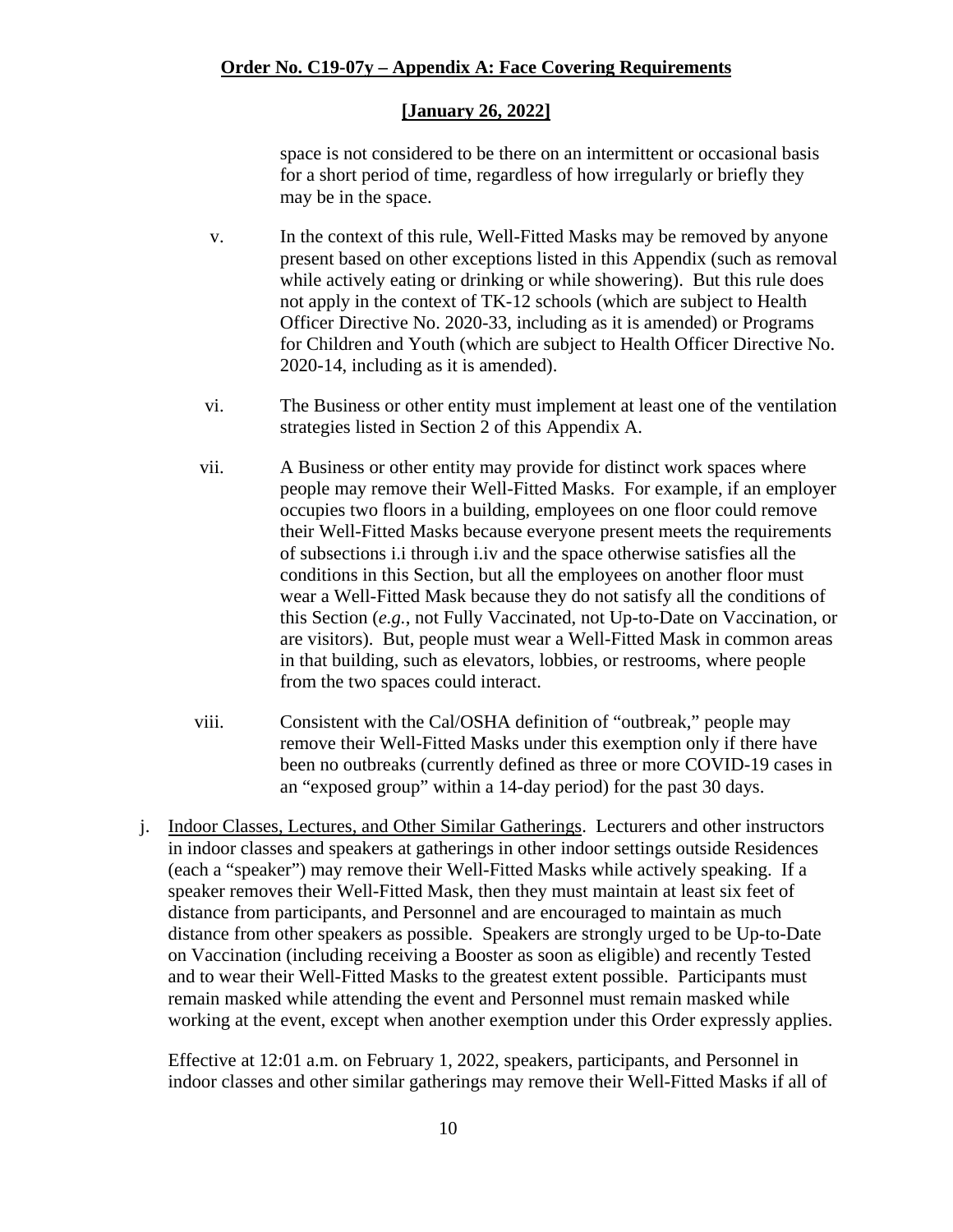space is not considered to be there on an intermittent or occasional basis for a short period of time, regardless of how irregularly or briefly they may be in the space.

v. In the context of this rule, Well-Fitted Masks may be removed by anyone present based on other exceptions listed in this Appendix (such as removal while actively eating or drinking or while showering). But this rule does not apply in the context of TK-12 schools (which are subject to Health Officer Directive No. 2020-33, including as it is amended) or Programs for Children and Youth (which are subject to Health Officer Directive No. 2020-14, including as it is amended).

vi. The Business or other entity must implement at least one of the ventilation strategies listed in Section 2 of this Appendix A.

vii. A Business or other entity may provide for distinct work spaces where people may remove their Well-Fitted Masks. For example, if an employer occupies two floors in a building, employees on one floor could remove their Well-Fitted Masks because everyone present meets the requirements of subsections i.i through i.iv and the space otherwise satisfies all the conditions in this Section, but all the employees on another floor must wear a Well-Fitted Mask because they do not satisfy all the conditions of this Section (*e.g.*, not Fully Vaccinated, not Up-to-Date on Vaccination, or are visitors). But, people must wear a Well-Fitted Mask in common areas in that building, such as elevators, lobbies, or restrooms, where people from the two spaces could interact.

viii. Consistent with the Cal/OSHA definition of "outbreak," people may remove their Well-Fitted Masks under this exemption only if there have been no outbreaks (currently defined as three or more COVID-19 cases in an "exposed group" within a 14-day period) for the past 30 days.

j. Indoor Classes, Lectures, and Other Similar Gatherings. Lecturers and other instructors in indoor classes and speakers at gatherings in other indoor settings outside Residences (each a "speaker") may remove their Well-Fitted Masks while actively speaking. If a speaker removes their Well-Fitted Mask, then they must maintain at least six feet of distance from participants, and Personnel and are encouraged to maintain as much distance from other speakers as possible. Speakers are strongly urged to be Up-to-Date on Vaccination (including receiving a Booster as soon as eligible) and recently Tested and to wear their Well-Fitted Masks to the greatest extent possible. Participants must remain masked while attending the event and Personnel must remain masked while working at the event, except when another exemption under this Order expressly applies.

Effective at 12:01 a.m. on February 1, 2022, speakers, participants, and Personnel in indoor classes and other similar gatherings may remove their Well-Fitted Masks if all of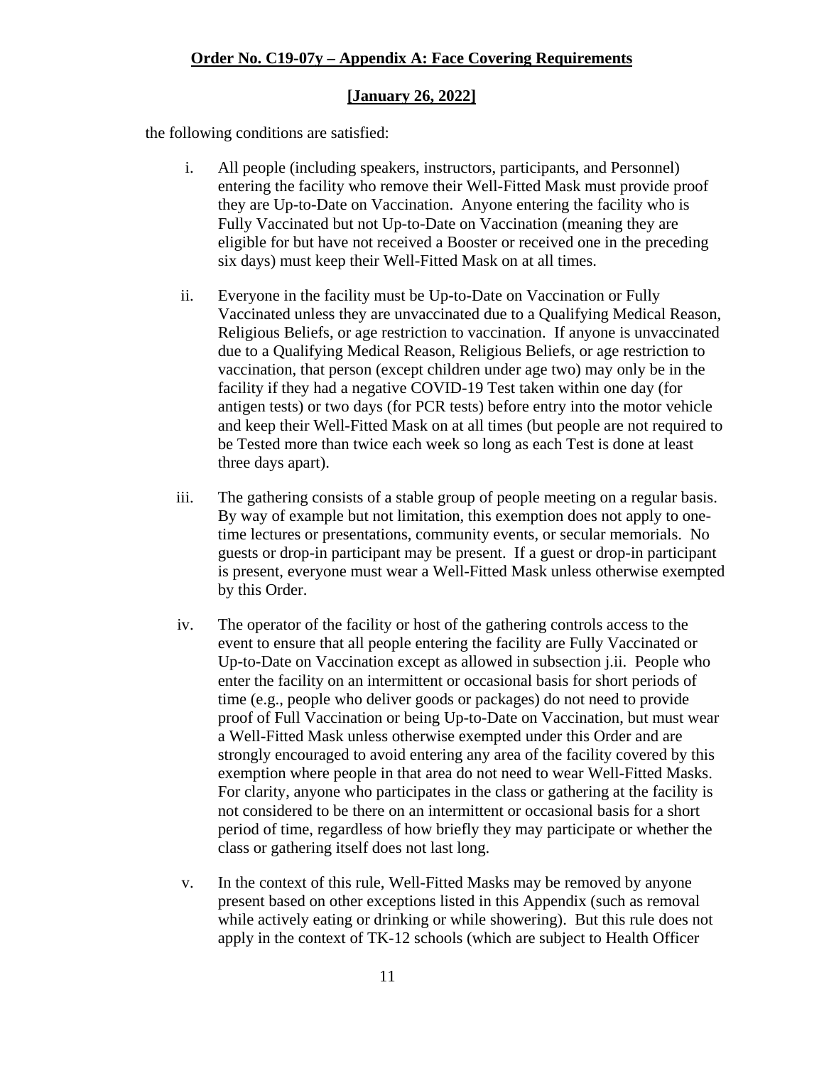the following conditions are satisfied:

i. All people (including speakers, instructors, participants, and Personnel) entering the facility who remove their Well-Fitted Mask must provide proof they are Up-to-Date on Vaccination. Anyone entering the facility who is Fully Vaccinated but not Up-to-Date on Vaccination (meaning they are eligible for but have not received a Booster or received one in the preceding six days) must keep their Well-Fitted Mask on at all times.

ii. Everyone in the facility must be Up-to-Date on Vaccination or Fully Vaccinated unless they are unvaccinated due to a Qualifying Medical Reason, Religious Beliefs, or age restriction to vaccination. If anyone is unvaccinated due to a Qualifying Medical Reason, Religious Beliefs, or age restriction to vaccination, that person (except children under age two) may only be in the facility if they had a negative COVID-19 Test taken within one day (for antigen tests) or two days (for PCR tests) before entry into the motor vehicle and keep their Well-Fitted Mask on at all times (but people are not required to be Tested more than twice each week so long as each Test is done at least three days apart).

iii. The gathering consists of a stable group of people meeting on a regular basis. By way of example but not limitation, this exemption does not apply to one-time lectures or presentations, community events, or secular memorials. No guests or drop-in participant may be present. If a guest or drop-in participant is present, everyone must wear a Well-Fitted Mask unless otherwise exempted by this Order.

iv. The operator of the facility or host of the gathering controls access to the event to ensure that all people entering the facility are Fully Vaccinated or Up-to-Date on Vaccination except as allowed in subsection j.ii. People who enter the facility on an intermittent or occasional basis for short periods of time (e.g., people who deliver goods or packages) do not need to provide proof of Full Vaccination or being Up-to-Date on Vaccination, but must wear a Well-Fitted Mask unless otherwise exempted under this Order and are strongly encouraged to avoid entering any area of the facility covered by this exemption where people in that area do not need to wear Well-Fitted Masks. For clarity, anyone who participates in the class or gathering at the facility is not considered to be there on an intermittent or occasional basis for a short period of time, regardless of how briefly they may participate or whether the class or gathering itself does not last long.

v. In the context of this rule, Well-Fitted Masks may be removed by anyone present based on other exceptions listed in this Appendix (such as removal while actively eating or drinking or while showering). But this rule does not apply in the context of TK-12 schools (which are subject to Health Officer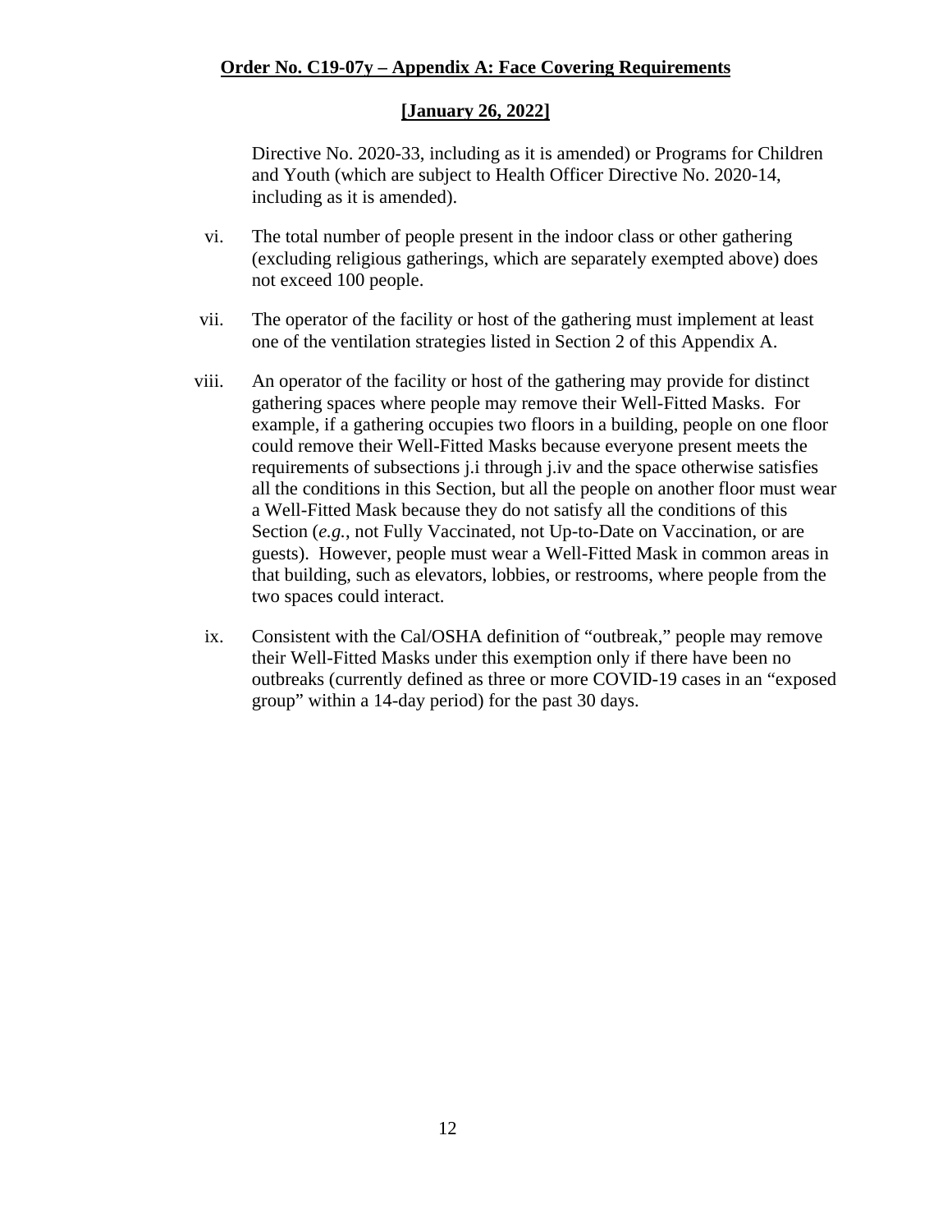Directive No. 2020-33, including as it is amended) or Programs for Children and Youth (which are subject to Health Officer Directive No. 2020-14, including as it is amended).

vi. The total number of people present in the indoor class or other gathering (excluding religious gatherings, which are separately exempted above) does not exceed 100 people.

vii. The operator of the facility or host of the gathering must implement at least one of the ventilation strategies listed in Section 2 of this Appendix A.

viii. An operator of the facility or host of the gathering may provide for distinct gathering spaces where people may remove their Well-Fitted Masks. For example, if a gathering occupies two floors in a building, people on one floor could remove their Well-Fitted Masks because everyone present meets the requirements of subsections j.i through j.iv and the space otherwise satisfies all the conditions in this Section, but all the people on another floor must wear a Well-Fitted Mask because they do not satisfy all the conditions of this Section (*e.g.*, not Fully Vaccinated, not Up-to-Date on Vaccination, or are guests). However, people must wear a Well-Fitted Mask in common areas in that building, such as elevators, lobbies, or restrooms, where people from the two spaces could interact.

ix. Consistent with the Cal/OSHA definition of "outbreak," people may remove their Well-Fitted Masks under this exemption only if there have been no outbreaks (currently defined as three or more COVID-19 cases in an "exposed group" within a 14-day period) for the past 30 days.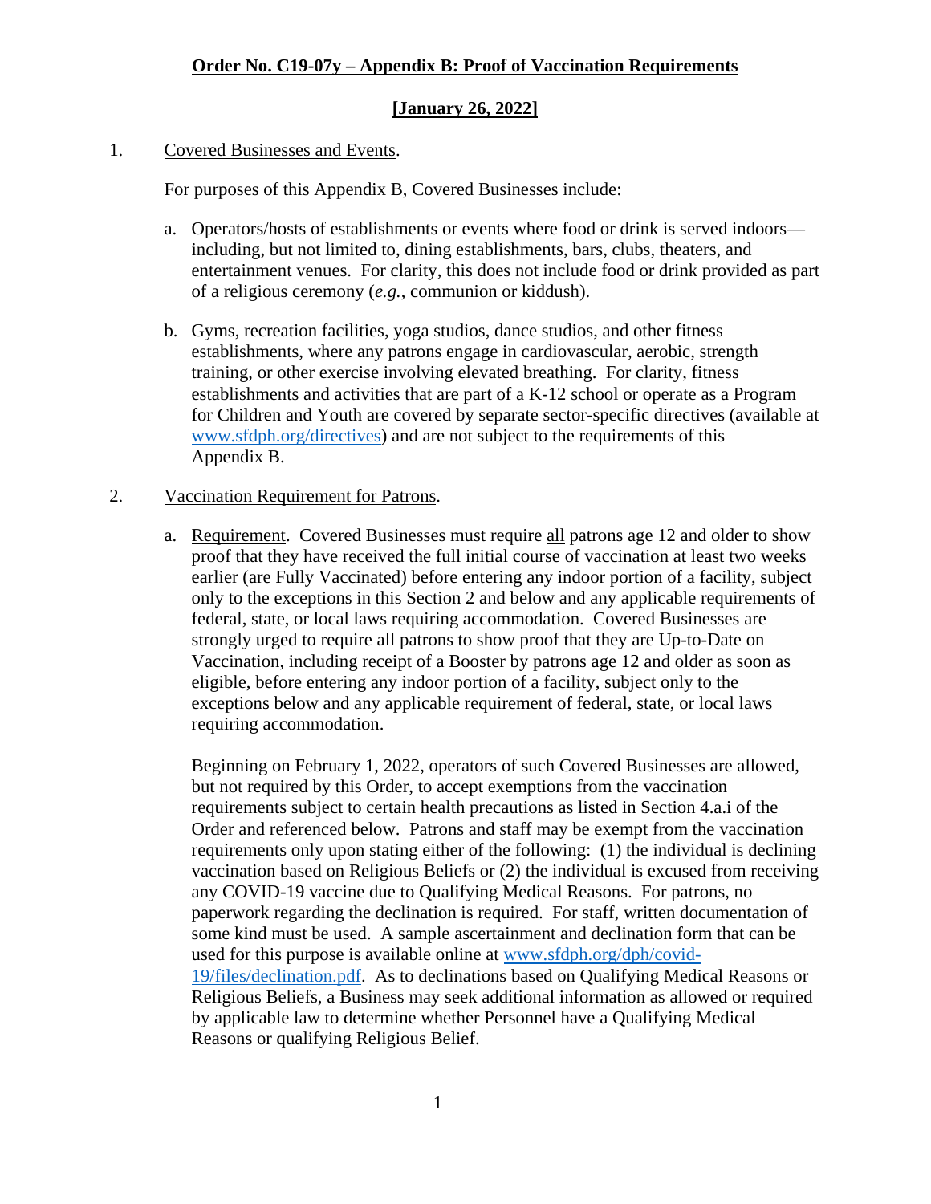## Order No. C19-07y – Appendix B: Proof of Vaccination Requirements

**[January 26, 2022]**

1. Covered Businesses and Events.

   For purposes of this Appendix B, Covered Businesses include:

   a. Operators/hosts of establishments or events where food or drink is served indoors—including, but not limited to, dining establishments, bars, clubs, theaters, and entertainment venues. For clarity, this does not include food or drink provided as part of a religious ceremony (*e.g.*, communion or kiddush).

   b. Gyms, recreation facilities, yoga studios, dance studios, and other fitness establishments, where any patrons engage in cardiovascular, aerobic, strength training, or other exercise involving elevated breathing. For clarity, fitness establishments and activities that are part of a K-12 school or operate as a Program for Children and Youth are covered by separate sector-specific directives (available at www.sfdph.org/directives) and are not subject to the requirements of this Appendix B.

2. Vaccination Requirement for Patrons.

   a. Requirement. Covered Businesses must require all patrons age 12 and older to show proof that they have received the full initial course of vaccination at least two weeks earlier (are Fully Vaccinated) before entering any indoor portion of a facility, subject only to the exceptions in this Section 2 and below and any applicable requirements of federal, state, or local laws requiring accommodation. Covered Businesses are strongly urged to require all patrons to show proof that they are Up-to-Date on Vaccination, including receipt of a Booster by patrons age 12 and older as soon as eligible, before entering any indoor portion of a facility, subject only to the exceptions below and any applicable requirement of federal, state, or local laws requiring accommodation.

      Beginning on February 1, 2022, operators of such Covered Businesses are allowed, but not required by this Order, to accept exemptions from the vaccination requirements subject to certain health precautions as listed in Section 4.a.i of the Order and referenced below. Patrons and staff may be exempt from the vaccination requirements only upon stating either of the following: (1) the individual is declining vaccination based on Religious Beliefs or (2) the individual is excused from receiving any COVID-19 vaccine due to Qualifying Medical Reasons. For patrons, no paperwork regarding the declination is required. For staff, written documentation of some kind must be used. A sample ascertainment and declination form that can be used for this purpose is available online at www.sfdph.org/dph/covid-19/files/declination.pdf. As to declinations based on Qualifying Medical Reasons or Religious Beliefs, a Business may seek additional information as allowed or required by applicable law to determine whether Personnel have a Qualifying Medical Reasons or qualifying Religious Belief.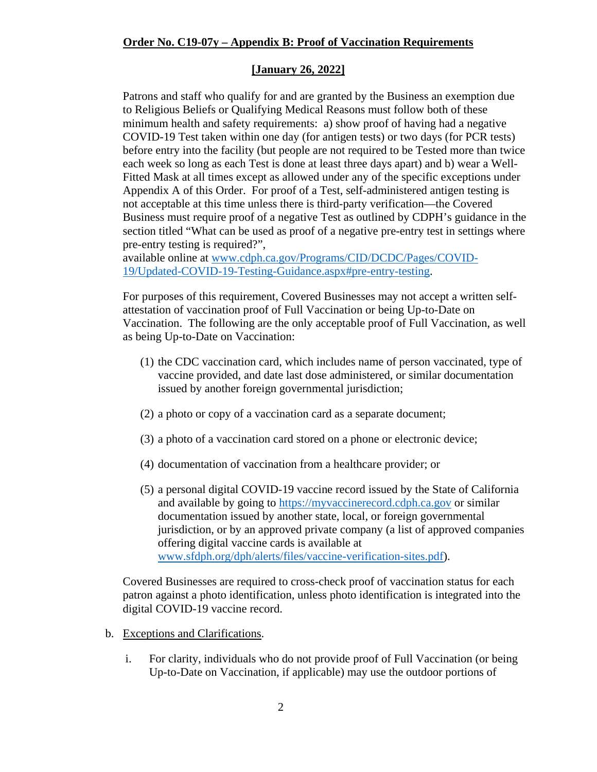**Order No. C19-07y – Appendix B: Proof of Vaccination Requirements**

**[January 26, 2022]**

Patrons and staff who qualify for and are granted by the Business an exemption due to Religious Beliefs or Qualifying Medical Reasons must follow both of these minimum health and safety requirements: a) show proof of having had a negative COVID-19 Test taken within one day (for antigen tests) or two days (for PCR tests) before entry into the facility (but people are not required to be Tested more than twice each week so long as each Test is done at least three days apart) and b) wear a Well-Fitted Mask at all times except as allowed under any of the specific exceptions under Appendix A of this Order. For proof of a Test, self-administered antigen testing is not acceptable at this time unless there is third-party verification—the Covered Business must require proof of a negative Test as outlined by CDPH's guidance in the section titled "What can be used as proof of a negative pre-entry test in settings where pre-entry testing is required?", available online at [www.cdph.ca.gov/Programs/CID/DCDC/Pages/COVID-19/Updated-COVID-19-Testing-Guidance.aspx#pre-entry-testing](www.cdph.ca.gov/Programs/CID/DCDC/Pages/COVID-19/Updated-COVID-19-Testing-Guidance.aspx#pre-entry-testing).

For purposes of this requirement, Covered Businesses may not accept a written self-attestation of vaccination proof of Full Vaccination or being Up-to-Date on Vaccination. The following are the only acceptable proof of Full Vaccination, as well as being Up-to-Date on Vaccination:

(1) the CDC vaccination card, which includes name of person vaccinated, type of vaccine provided, and date last dose administered, or similar documentation issued by another foreign governmental jurisdiction;

(2) a photo or copy of a vaccination card as a separate document;

(3) a photo of a vaccination card stored on a phone or electronic device;

(4) documentation of vaccination from a healthcare provider; or

(5) a personal digital COVID-19 vaccine record issued by the State of California and available by going to [https://myvaccinerecord.cdph.ca.gov](https://myvaccinerecord.cdph.ca.gov) or similar documentation issued by another state, local, or foreign governmental jurisdiction, or by an approved private company (a list of approved companies offering digital vaccine cards is available at [www.sfdph.org/dph/alerts/files/vaccine-verification-sites.pdf](www.sfdph.org/dph/alerts/files/vaccine-verification-sites.pdf)).

Covered Businesses are required to cross-check proof of vaccination status for each patron against a photo identification, unless photo identification is integrated into the digital COVID-19 vaccine record.

b. Exceptions and Clarifications.

i. For clarity, individuals who do not provide proof of Full Vaccination (or being Up-to-Date on Vaccination, if applicable) may use the outdoor portions of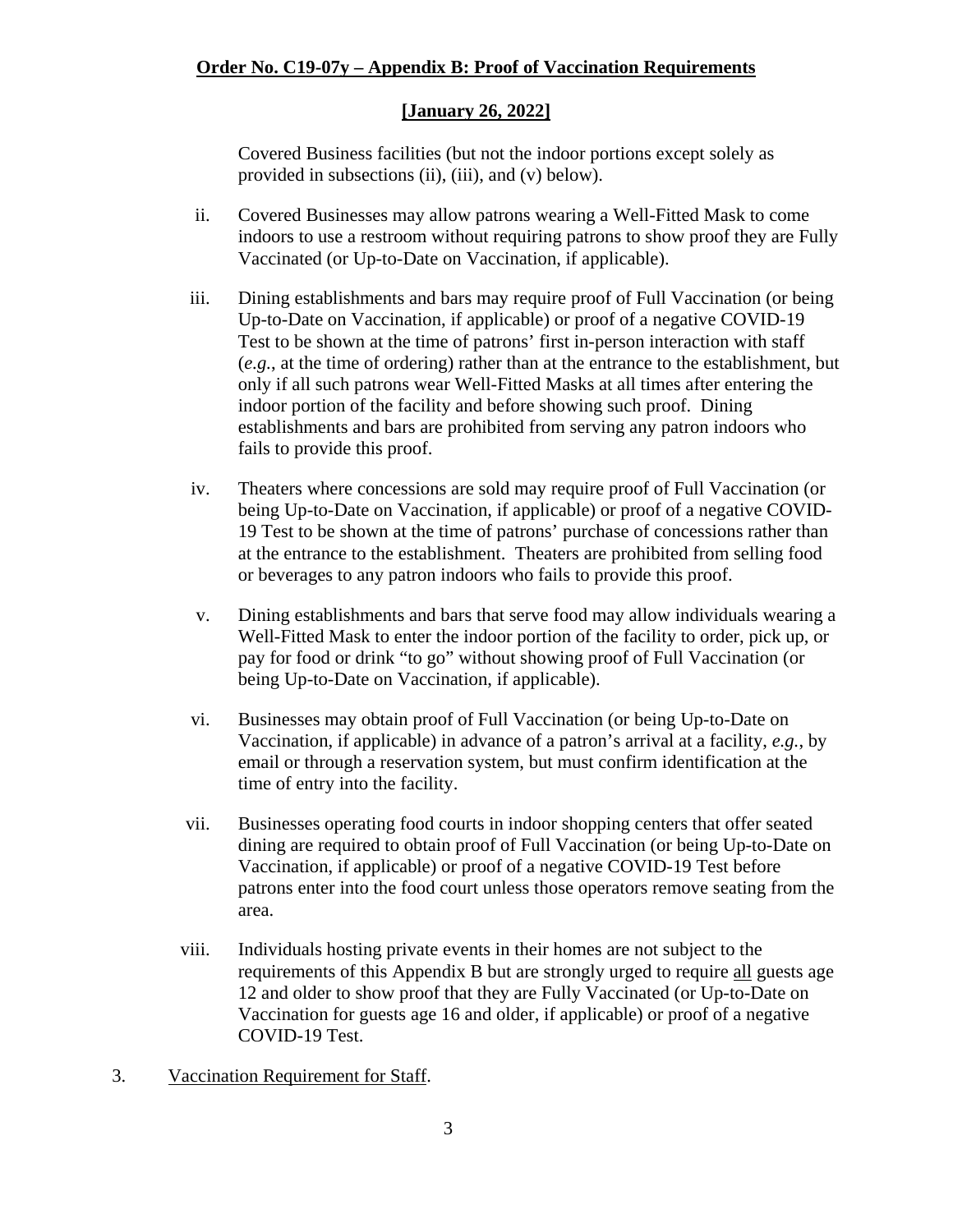Covered Business facilities (but not the indoor portions except solely as provided in subsections (ii), (iii), and (v) below).

ii. Covered Businesses may allow patrons wearing a Well-Fitted Mask to come indoors to use a restroom without requiring patrons to show proof they are Fully Vaccinated (or Up-to-Date on Vaccination, if applicable).

iii. Dining establishments and bars may require proof of Full Vaccination (or being Up-to-Date on Vaccination, if applicable) or proof of a negative COVID-19 Test to be shown at the time of patrons' first in-person interaction with staff (*e.g.*, at the time of ordering) rather than at the entrance to the establishment, but only if all such patrons wear Well-Fitted Masks at all times after entering the indoor portion of the facility and before showing such proof. Dining establishments and bars are prohibited from serving any patron indoors who fails to provide this proof.

iv. Theaters where concessions are sold may require proof of Full Vaccination (or being Up-to-Date on Vaccination, if applicable) or proof of a negative COVID-19 Test to be shown at the time of patrons' purchase of concessions rather than at the entrance to the establishment. Theaters are prohibited from selling food or beverages to any patron indoors who fails to provide this proof.

v. Dining establishments and bars that serve food may allow individuals wearing a Well-Fitted Mask to enter the indoor portion of the facility to order, pick up, or pay for food or drink "to go" without showing proof of Full Vaccination (or being Up-to-Date on Vaccination, if applicable).

vi. Businesses may obtain proof of Full Vaccination (or being Up-to-Date on Vaccination, if applicable) in advance of a patron's arrival at a facility, *e.g.*, by email or through a reservation system, but must confirm identification at the time of entry into the facility.

vii. Businesses operating food courts in indoor shopping centers that offer seated dining are required to obtain proof of Full Vaccination (or being Up-to-Date on Vaccination, if applicable) or proof of a negative COVID-19 Test before patrons enter into the food court unless those operators remove seating from the area.

viii. Individuals hosting private events in their homes are not subject to the requirements of this Appendix B but are strongly urged to require all guests age 12 and older to show proof that they are Fully Vaccinated (or Up-to-Date on Vaccination for guests age 16 and older, if applicable) or proof of a negative COVID-19 Test.

3. Vaccination Requirement for Staff.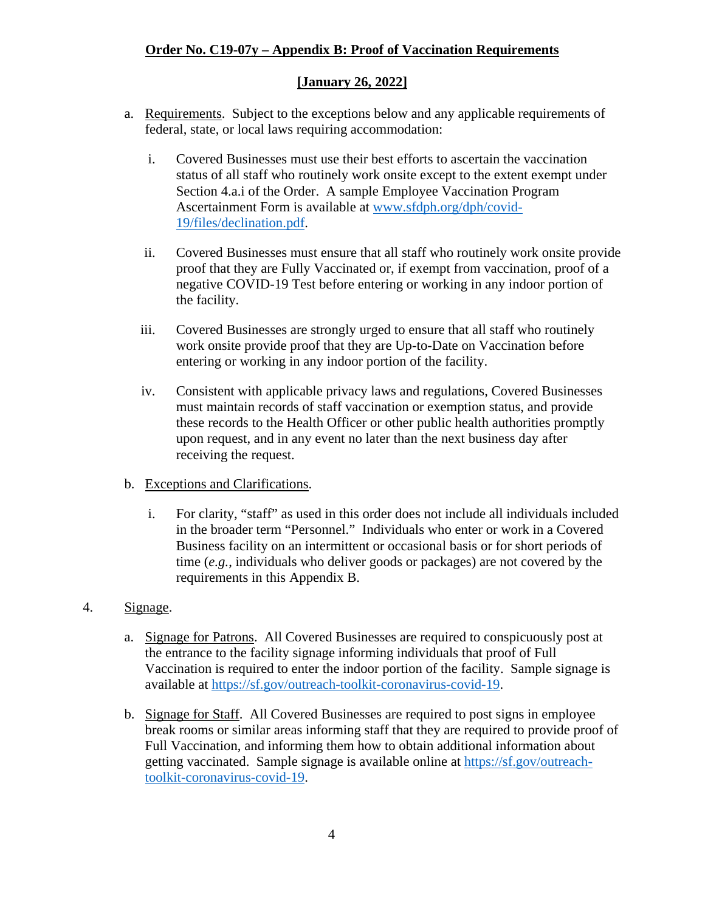**Order No. C19-07y – Appendix B: Proof of Vaccination Requirements**

**[January 26, 2022]**

a. Requirements. Subject to the exceptions below and any applicable requirements of federal, state, or local laws requiring accommodation:

   i. Covered Businesses must use their best efforts to ascertain the vaccination status of all staff who routinely work onsite except to the extent exempt under Section 4.a.i of the Order. A sample Employee Vaccination Program Ascertainment Form is available at www.sfdph.org/dph/covid-19/files/declination.pdf.

   ii. Covered Businesses must ensure that all staff who routinely work onsite provide proof that they are Fully Vaccinated or, if exempt from vaccination, proof of a negative COVID-19 Test before entering or working in any indoor portion of the facility.

   iii. Covered Businesses are strongly urged to ensure that all staff who routinely work onsite provide proof that they are Up-to-Date on Vaccination before entering or working in any indoor portion of the facility.

   iv. Consistent with applicable privacy laws and regulations, Covered Businesses must maintain records of staff vaccination or exemption status, and provide these records to the Health Officer or other public health authorities promptly upon request, and in any event no later than the next business day after receiving the request.

b. Exceptions and Clarifications.

   i. For clarity, "staff" as used in this order does not include all individuals included in the broader term "Personnel." Individuals who enter or work in a Covered Business facility on an intermittent or occasional basis or for short periods of time (*e.g.*, individuals who deliver goods or packages) are not covered by the requirements in this Appendix B.

4. Signage.

   a. Signage for Patrons. All Covered Businesses are required to conspicuously post at the entrance to the facility signage informing individuals that proof of Full Vaccination is required to enter the indoor portion of the facility. Sample signage is available at https://sf.gov/outreach-toolkit-coronavirus-covid-19.

   b. Signage for Staff. All Covered Businesses are required to post signs in employee break rooms or similar areas informing staff that they are required to provide proof of Full Vaccination, and informing them how to obtain additional information about getting vaccinated. Sample signage is available online at https://sf.gov/outreach-toolkit-coronavirus-covid-19.